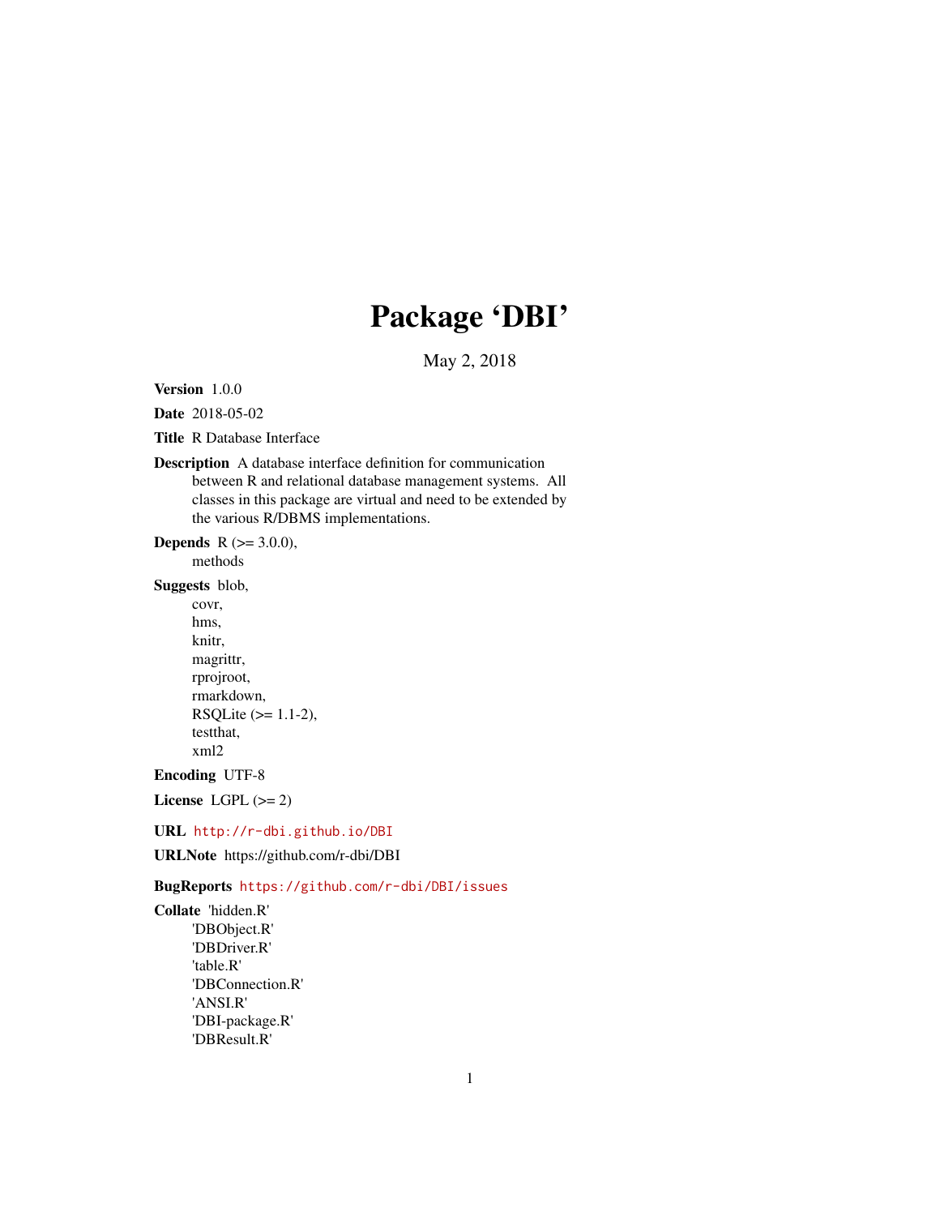# Package 'DBI'

May 2, 2018

**Version** 1.0.0

**Date** 2018-05-02

**Title** R Database Interface

**Description** A database interface definition for communication between R and relational database management systems. All classes in this package are virtual and need to be extended by the various R/DBMS implementations.

**Depends** R (>= 3.0.0),
methods

**Suggests** blob,
covr,
hms,
knitr,
magrittr,
rprojroot,
rmarkdown,
RSQLite (>= 1.1-2),
testthat,
xml2

**Encoding** UTF-8

**License** LGPL (>= 2)

**URL** http://r-dbi.github.io/DBI

**URLNote** https://github.com/r-dbi/DBI

**BugReports** https://github.com/r-dbi/DBI/issues

**Collate** 'hidden.R'
'DBObject.R'
'DBDriver.R'
'table.R'
'DBConnection.R'
'ANSI.R'
'DBI-package.R'
'DBResult.R'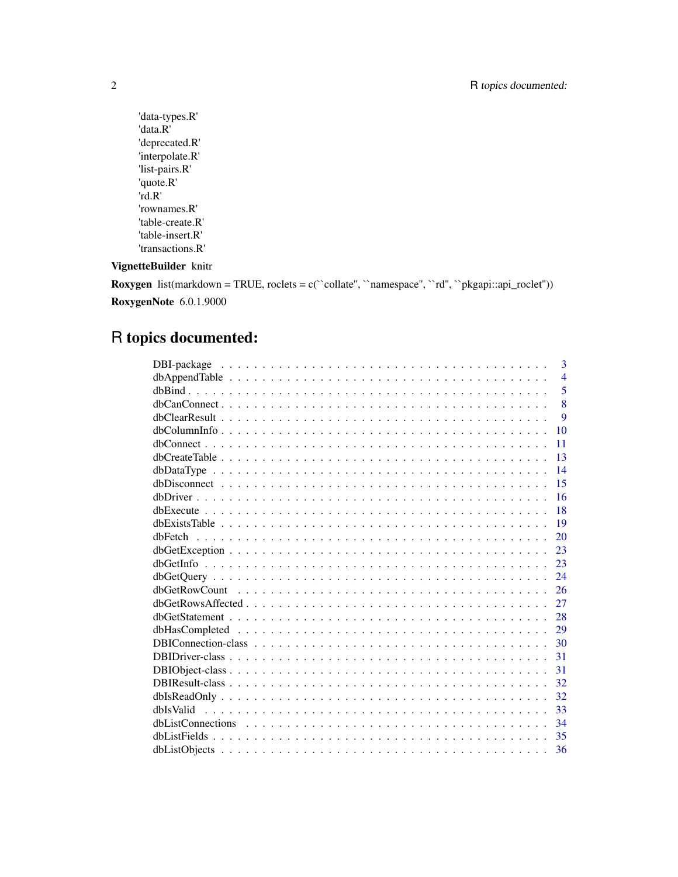'data-types.R'
'data.R'
'deprecated.R'
'interpolate.R'
'list-pairs.R'
'quote.R'
'rd.R'
'rownames.R'
'table-create.R'
'table-insert.R'
'transactions.R'

**VignetteBuilder** knitr

**Roxygen** list(markdown = TRUE, roclets = c(``collate", ``namespace", ``rd", ``pkgapi::api_roclet"))

**RoxygenNote** 6.0.1.9000

# R topics documented:

| Topic | Page |
|---|---|
| DBI-package | 3 |
| dbAppendTable | 4 |
| dbBind | 5 |
| dbCanConnect | 8 |
| dbClearResult | 9 |
| dbColumnInfo | 10 |
| dbConnect | 11 |
| dbCreateTable | 13 |
| dbDataType | 14 |
| dbDisconnect | 15 |
| dbDriver | 16 |
| dbExecute | 18 |
| dbExistsTable | 19 |
| dbFetch | 20 |
| dbGetException | 23 |
| dbGetInfo | 23 |
| dbGetQuery | 24 |
| dbGetRowCount | 26 |
| dbGetRowsAffected | 27 |
| dbGetStatement | 28 |
| dbHasCompleted | 29 |
| DBIConnection-class | 30 |
| DBIDriver-class | 31 |
| DBIObject-class | 31 |
| DBIResult-class | 32 |
| dbIsReadOnly | 32 |
| dbIsValid | 33 |
| dbListConnections | 34 |
| dbListFields | 35 |
| dbListObjects | 36 |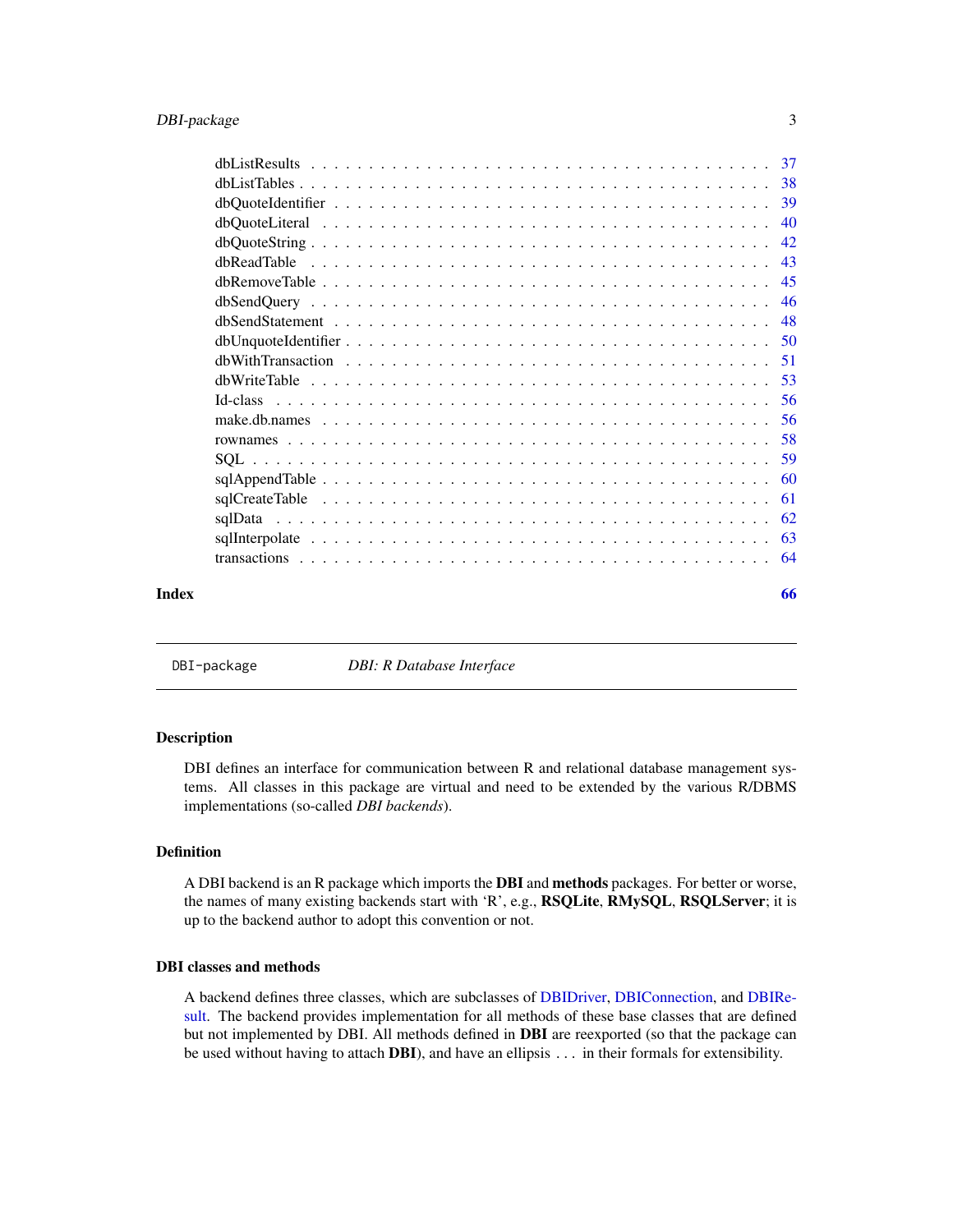| | |
|---|---|
| dbListResults | 37 |
| dbListTables | 38 |
| dbQuoteIdentifier | 39 |
| dbQuoteLiteral | 40 |
| dbQuoteString | 42 |
| dbReadTable | 43 |
| dbRemoveTable | 45 |
| dbSendQuery | 46 |
| dbSendStatement | 48 |
| dbUnquoteIdentifier | 50 |
| dbWithTransaction | 51 |
| dbWriteTable | 53 |
| Id-class | 56 |
| make.db.names | 56 |
| rownames | 58 |
| SQL | 59 |
| sqlAppendTable | 60 |
| sqlCreateTable | 61 |
| sqlData | 62 |
| sqlInterpolate | 63 |
| transactions | 64 |

**Index** **66**

---

`DBI-package` *DBI: R Database Interface*

---

### Description

DBI defines an interface for communication between R and relational database management systems. All classes in this package are virtual and need to be extended by the various R/DBMS implementations (so-called *DBI backends*).

### Definition

A DBI backend is an R package which imports the **DBI** and **methods** packages. For better or worse, the names of many existing backends start with 'R', e.g., **RSQLite**, **RMySQL**, **RSQLServer**; it is up to the backend author to adopt this convention or not.

### DBI classes and methods

A backend defines three classes, which are subclasses of DBIDriver, DBIConnection, and DBIResult. The backend provides implementation for all methods of these base classes that are defined but not implemented by DBI. All methods defined in **DBI** are reexported (so that the package can be used without having to attach **DBI**), and have an ellipsis ... in their formals for extensibility.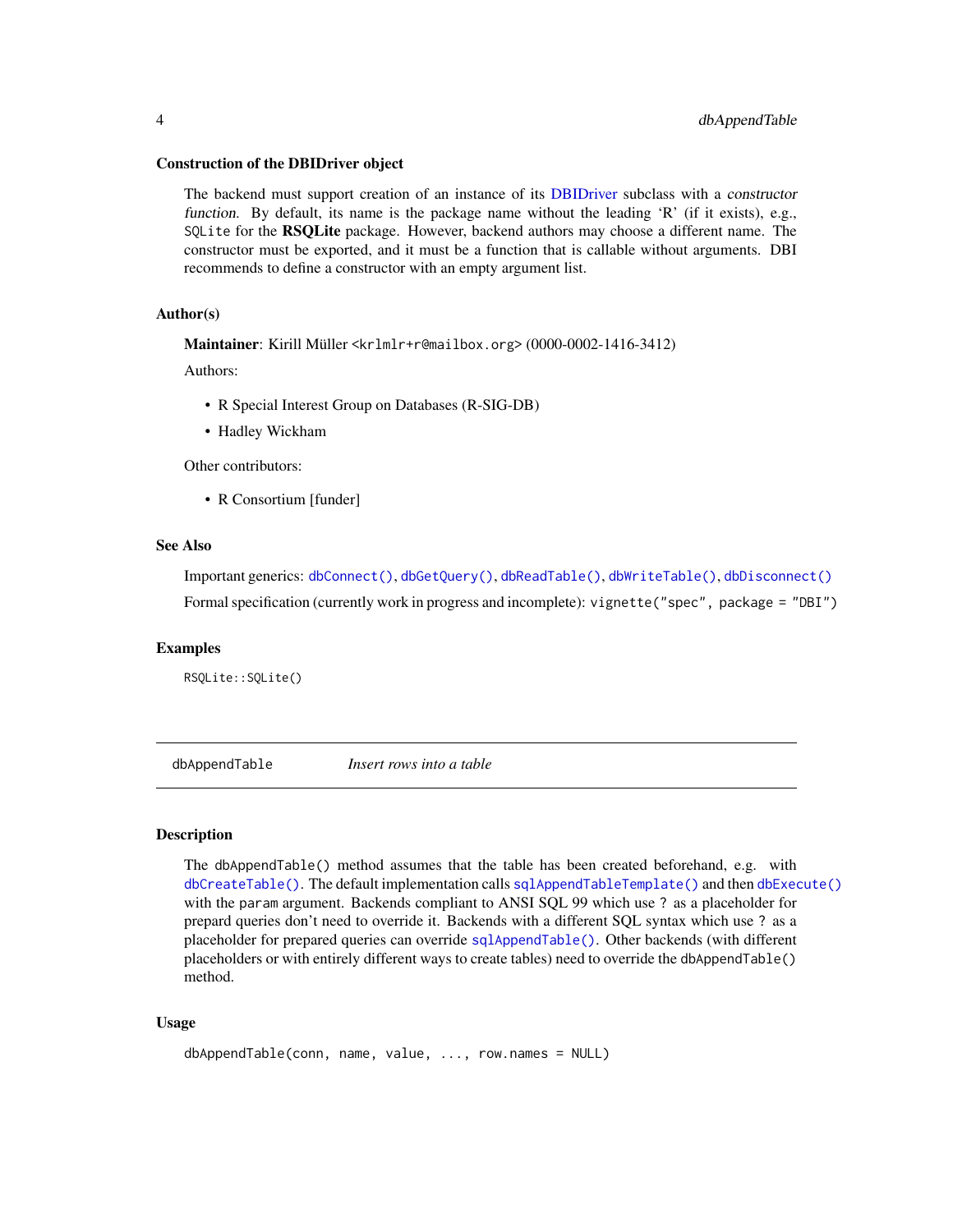### Construction of the DBIDriver object

The backend must support creation of an instance of its DBIDriver subclass with a *constructor function*. By default, its name is the package name without the leading 'R' (if it exists), e.g., `SQLite` for the **RSQLite** package. However, backend authors may choose a different name. The constructor must be exported, and it must be a function that is callable without arguments. DBI recommends to define a constructor with an empty argument list.

### Author(s)

**Maintainer**: Kirill Müller <krlmlr+r@mailbox.org> (0000-0002-1416-3412)

Authors:

- R Special Interest Group on Databases (R-SIG-DB)
- Hadley Wickham

Other contributors:

- R Consortium [funder]

### See Also

Important generics: `dbConnect()`, `dbGetQuery()`, `dbReadTable()`, `dbWriteTable()`, `dbDisconnect()`

Formal specification (currently work in progress and incomplete): `vignette("spec", package = "DBI")`

### Examples

```
RSQLite::SQLite()
```

---

## dbAppendTable — *Insert rows into a table*

### Description

The `dbAppendTable()` method assumes that the table has been created beforehand, e.g. with `dbCreateTable()`. The default implementation calls `sqlAppendTableTemplate()` and then `dbExecute()` with the `param` argument. Backends compliant to ANSI SQL 99 which use `?` as a placeholder for prepard queries don't need to override it. Backends with a different SQL syntax which use `?` as a placeholder for prepared queries can override `sqlAppendTable()`. Other backends (with different placeholders or with entirely different ways to create tables) need to override the `dbAppendTable()` method.

### Usage

```
dbAppendTable(conn, name, value, ..., row.names = NULL)
```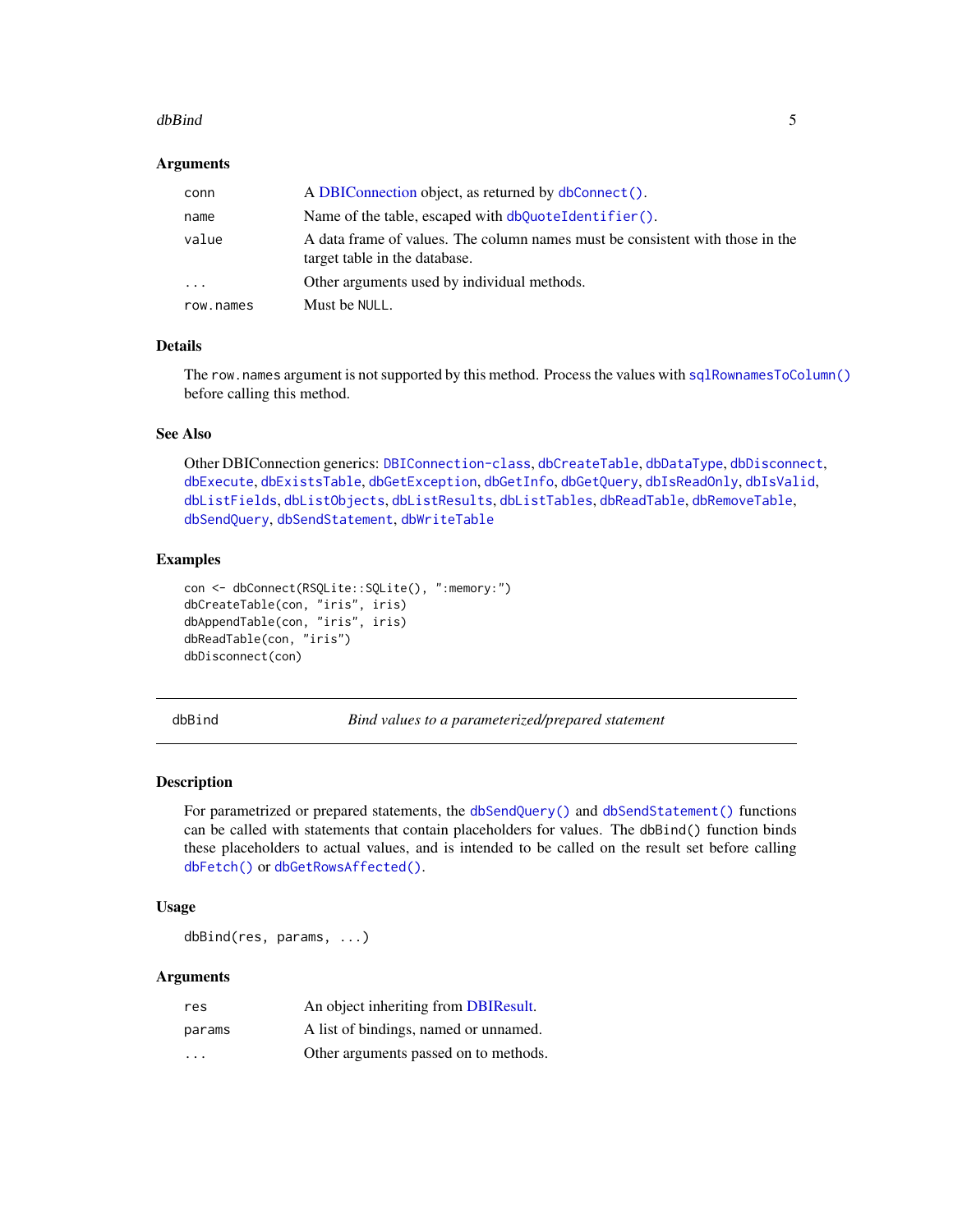### Arguments

| | |
|---|---|
| conn | A DBIConnection object, as returned by `dbConnect()`. |
| name | Name of the table, escaped with `dbQuoteIdentifier()`. |
| value | A data frame of values. The column names must be consistent with those in the target table in the database. |
| ... | Other arguments used by individual methods. |
| row.names | Must be NULL. |

### Details

The `row.names` argument is not supported by this method. Process the values with `sqlRownamesToColumn()` before calling this method.

### See Also

Other DBIConnection generics: `DBIConnection-class`, `dbCreateTable`, `dbDataType`, `dbDisconnect`, `dbExecute`, `dbExistsTable`, `dbGetException`, `dbGetInfo`, `dbGetQuery`, `dbIsReadOnly`, `dbIsValid`, `dbListFields`, `dbListObjects`, `dbListResults`, `dbListTables`, `dbReadTable`, `dbRemoveTable`, `dbSendQuery`, `dbSendStatement`, `dbWriteTable`

### Examples

```
con <- dbConnect(RSQLite::SQLite(), ":memory:")
dbCreateTable(con, "iris", iris)
dbAppendTable(con, "iris", iris)
dbReadTable(con, "iris")
dbDisconnect(con)
```

---

## dbBind — *Bind values to a parameterized/prepared statement*

---

### Description

For parametrized or prepared statements, the `dbSendQuery()` and `dbSendStatement()` functions can be called with statements that contain placeholders for values. The `dbBind()` function binds these placeholders to actual values, and is intended to be called on the result set before calling `dbFetch()` or `dbGetRowsAffected()`.

### Usage

```
dbBind(res, params, ...)
```

### Arguments

| | |
|---|---|
| res | An object inheriting from DBIResult. |
| params | A list of bindings, named or unnamed. |
| ... | Other arguments passed on to methods. |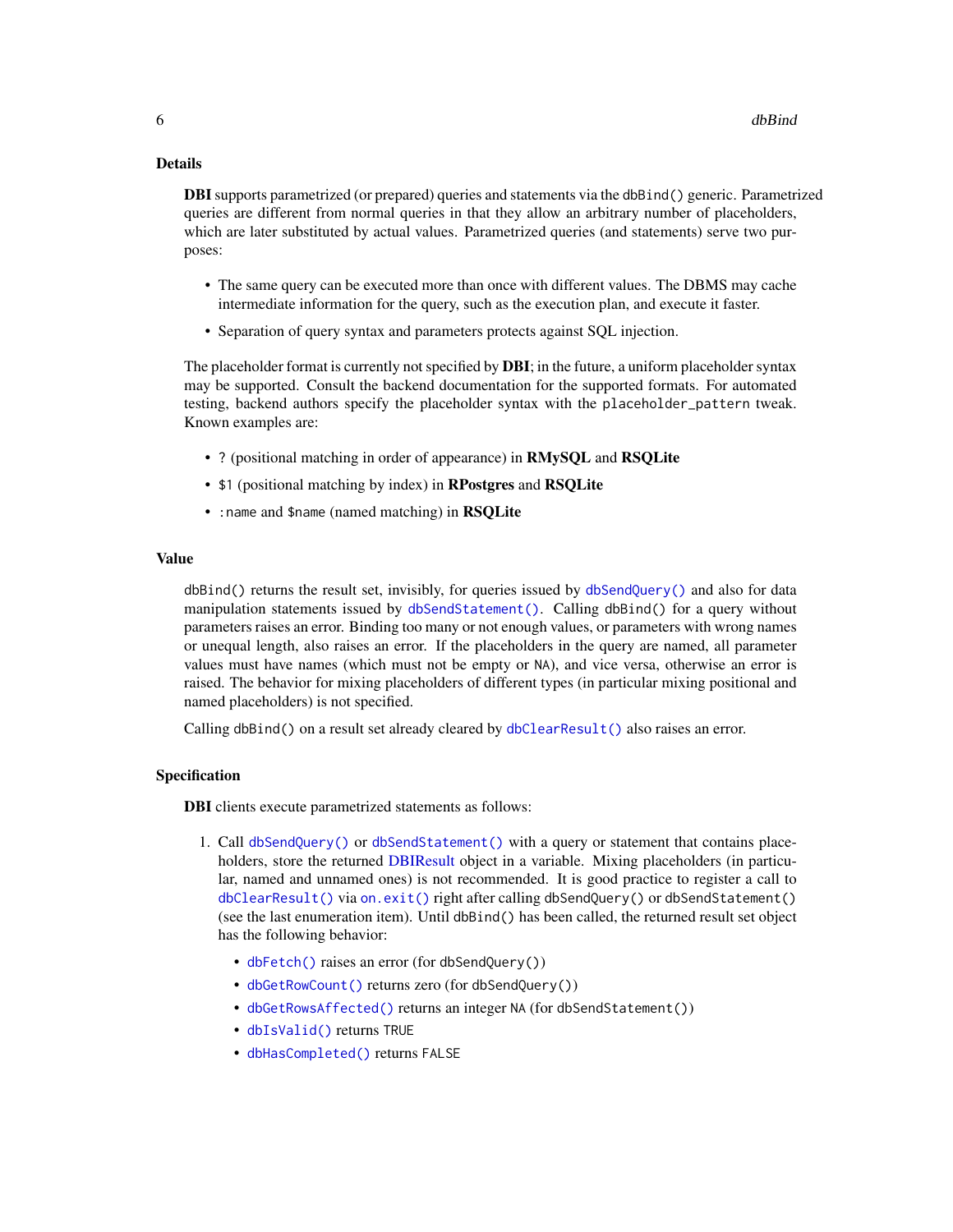### Details

**DBI** supports parametrized (or prepared) queries and statements via the `dbBind()` generic. Parametrized queries are different from normal queries in that they allow an arbitrary number of placeholders, which are later substituted by actual values. Parametrized queries (and statements) serve two purposes:

- The same query can be executed more than once with different values. The DBMS may cache intermediate information for the query, such as the execution plan, and execute it faster.
- Separation of query syntax and parameters protects against SQL injection.

The placeholder format is currently not specified by **DBI**; in the future, a uniform placeholder syntax may be supported. Consult the backend documentation for the supported formats. For automated testing, backend authors specify the placeholder syntax with the `placeholder_pattern` tweak. Known examples are:

- ? (positional matching in order of appearance) in **RMySQL** and **RSQLite**
- `$1` (positional matching by index) in **RPostgres** and **RSQLite**
- `:name` and `$name` (named matching) in **RSQLite**

### Value

`dbBind()` returns the result set, invisibly, for queries issued by `dbSendQuery()` and also for data manipulation statements issued by `dbSendStatement()`. Calling `dbBind()` for a query without parameters raises an error. Binding too many or not enough values, or parameters with wrong names or unequal length, also raises an error. If the placeholders in the query are named, all parameter values must have names (which must not be empty or `NA`), and vice versa, otherwise an error is raised. The behavior for mixing placeholders of different types (in particular mixing positional and named placeholders) is not specified.

Calling `dbBind()` on a result set already cleared by `dbClearResult()` also raises an error.

### Specification

**DBI** clients execute parametrized statements as follows:

1. Call `dbSendQuery()` or `dbSendStatement()` with a query or statement that contains placeholders, store the returned DBIResult object in a variable. Mixing placeholders (in particular, named and unnamed ones) is not recommended. It is good practice to register a call to `dbClearResult()` via `on.exit()` right after calling `dbSendQuery()` or `dbSendStatement()` (see the last enumeration item). Until `dbBind()` has been called, the returned result set object has the following behavior:
   - `dbFetch()` raises an error (for `dbSendQuery()`)
   - `dbGetRowCount()` returns zero (for `dbSendQuery()`)
   - `dbGetRowsAffected()` returns an integer `NA` (for `dbSendStatement()`)
   - `dbIsValid()` returns `TRUE`
   - `dbHasCompleted()` returns `FALSE`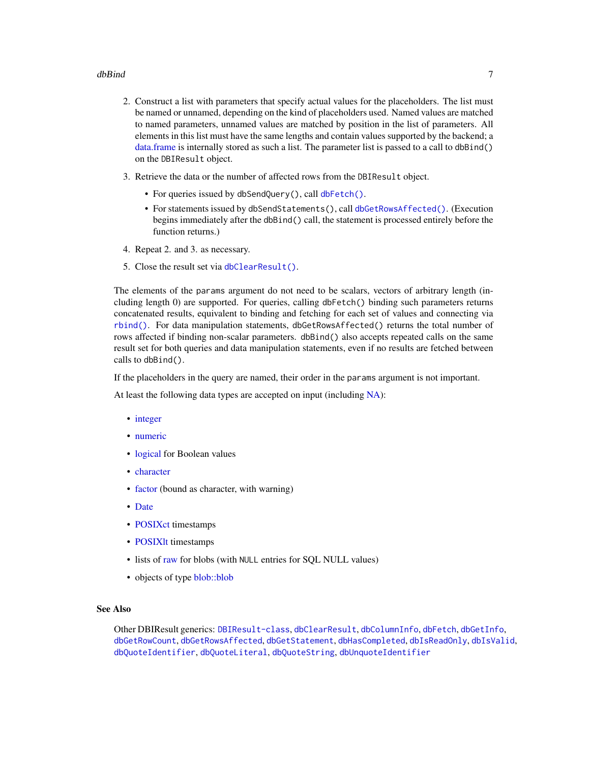2. Construct a list with parameters that specify actual values for the placeholders. The list must be named or unnamed, depending on the kind of placeholders used. Named values are matched to named parameters, unnamed values are matched by position in the list of parameters. All elements in this list must have the same lengths and contain values supported by the backend; a data.frame is internally stored as such a list. The parameter list is passed to a call to `dbBind()` on the `DBIResult` object.
3. Retrieve the data or the number of affected rows from the `DBIResult` object.
   - For queries issued by `dbSendQuery()`, call `dbFetch()`.
   - For statements issued by `dbSendStatements()`, call `dbGetRowsAffected()`. (Execution begins immediately after the `dbBind()` call, the statement is processed entirely before the function returns.)
4. Repeat 2. and 3. as necessary.
5. Close the result set via `dbClearResult()`.

The elements of the `params` argument do not need to be scalars, vectors of arbitrary length (including length 0) are supported. For queries, calling `dbFetch()` binding such parameters returns concatenated results, equivalent to binding and fetching for each set of values and connecting via `rbind()`. For data manipulation statements, `dbGetRowsAffected()` returns the total number of rows affected if binding non-scalar parameters. `dbBind()` also accepts repeated calls on the same result set for both queries and data manipulation statements, even if no results are fetched between calls to `dbBind()`.

If the placeholders in the query are named, their order in the `params` argument is not important.

At least the following data types are accepted on input (including NA):

- integer
- numeric
- logical for Boolean values
- character
- factor (bound as character, with warning)
- Date
- POSIXct timestamps
- POSIXlt timestamps
- lists of raw for blobs (with `NULL` entries for SQL NULL values)
- objects of type blob::blob

## See Also

Other DBIResult generics: `DBIResult-class`, `dbClearResult`, `dbColumnInfo`, `dbFetch`, `dbGetInfo`, `dbGetRowCount`, `dbGetRowsAffected`, `dbGetStatement`, `dbHasCompleted`, `dbIsReadOnly`, `dbIsValid`, `dbQuoteIdentifier`, `dbQuoteLiteral`, `dbQuoteString`, `dbUnquoteIdentifier`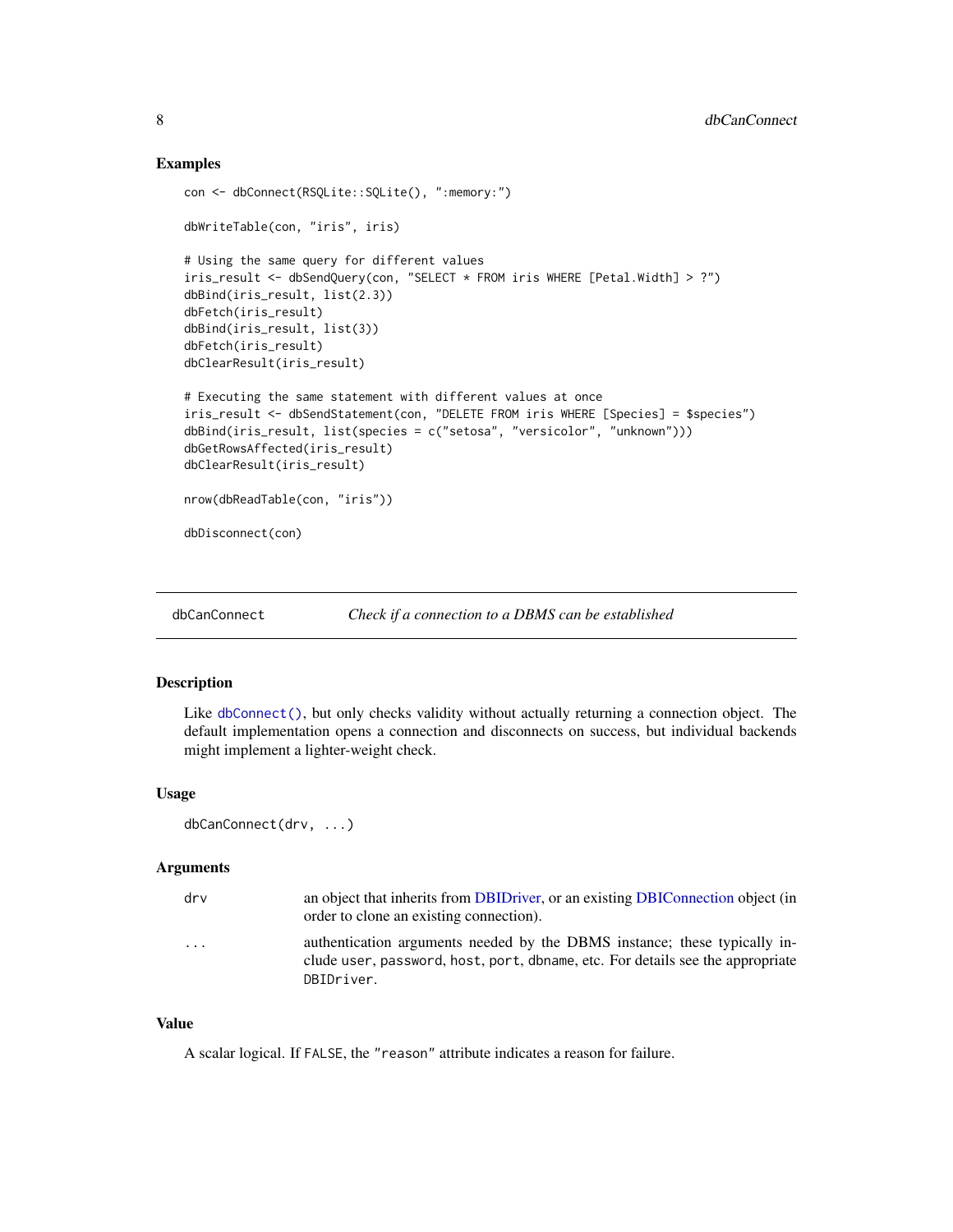### Examples

```
con <- dbConnect(RSQLite::SQLite(), ":memory:")

dbWriteTable(con, "iris", iris)

# Using the same query for different values
iris_result <- dbSendQuery(con, "SELECT * FROM iris WHERE [Petal.Width] > ?")
dbBind(iris_result, list(2.3))
dbFetch(iris_result)
dbBind(iris_result, list(3))
dbFetch(iris_result)
dbClearResult(iris_result)

# Executing the same statement with different values at once
iris_result <- dbSendStatement(con, "DELETE FROM iris WHERE [Species] = $species")
dbBind(iris_result, list(species = c("setosa", "versicolor", "unknown")))
dbGetRowsAffected(iris_result)
dbClearResult(iris_result)

nrow(dbReadTable(con, "iris"))

dbDisconnect(con)
```

---

## dbCanConnect — *Check if a connection to a DBMS can be established*

### Description

Like `dbConnect()`, but only checks validity without actually returning a connection object. The default implementation opens a connection and disconnects on success, but individual backends might implement a lighter-weight check.

### Usage

```
dbCanConnect(drv, ...)
```

### Arguments

| | |
|---|---|
| `drv` | an object that inherits from DBIDriver, or an existing DBIConnection object (in order to clone an existing connection). |
| `...` | authentication arguments needed by the DBMS instance; these typically include `user`, `password`, `host`, `port`, `dbname`, etc. For details see the appropriate `DBIDriver`. |

### Value

A scalar logical. If `FALSE`, the `"reason"` attribute indicates a reason for failure.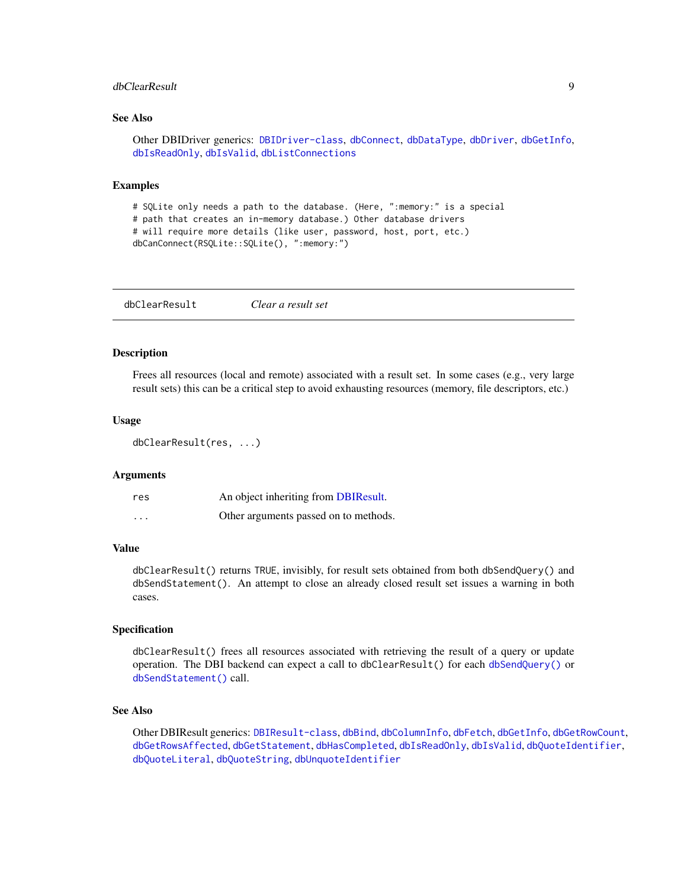### See Also

Other DBIDriver generics: `DBIDriver-class`, `dbConnect`, `dbDataType`, `dbDriver`, `dbGetInfo`, `dbIsReadOnly`, `dbIsValid`, `dbListConnections`

### Examples

```
# SQLite only needs a path to the database. (Here, ":memory:" is a special
# path that creates an in-memory database.) Other database drivers
# will require more details (like user, password, host, port, etc.)
dbCanConnect(RSQLite::SQLite(), ":memory:")
```

---

## dbClearResult — *Clear a result set*

---

### Description

Frees all resources (local and remote) associated with a result set. In some cases (e.g., very large result sets) this can be a critical step to avoid exhausting resources (memory, file descriptors, etc.)

### Usage

```
dbClearResult(res, ...)
```

### Arguments

| | |
|---|---|
| `res` | An object inheriting from DBIResult. |
| `...` | Other arguments passed on to methods. |

### Value

`dbClearResult()` returns `TRUE`, invisibly, for result sets obtained from both `dbSendQuery()` and `dbSendStatement()`. An attempt to close an already closed result set issues a warning in both cases.

### Specification

`dbClearResult()` frees all resources associated with retrieving the result of a query or update operation. The DBI backend can expect a call to `dbClearResult()` for each `dbSendQuery()` or `dbSendStatement()` call.

### See Also

Other DBIResult generics: `DBIResult-class`, `dbBind`, `dbColumnInfo`, `dbFetch`, `dbGetInfo`, `dbGetRowCount`, `dbGetRowsAffected`, `dbGetStatement`, `dbHasCompleted`, `dbIsReadOnly`, `dbIsValid`, `dbQuoteIdentifier`, `dbQuoteLiteral`, `dbQuoteString`, `dbUnquoteIdentifier`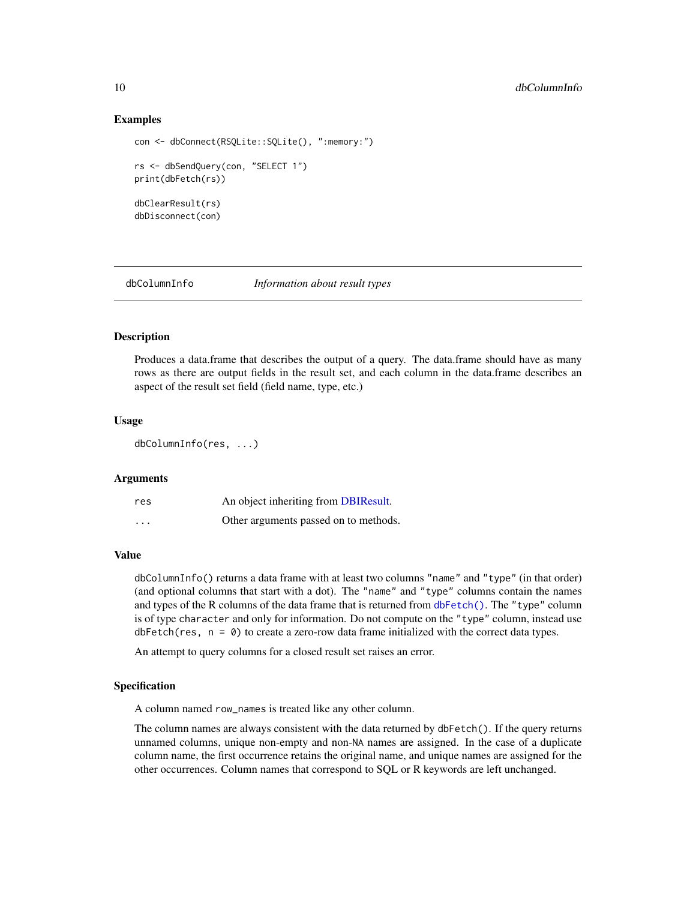## Examples

```
con <- dbConnect(RSQLite::SQLite(), ":memory:")

rs <- dbSendQuery(con, "SELECT 1")
print(dbFetch(rs))

dbClearResult(rs)
dbDisconnect(con)
```

---

# dbColumnInfo *Information about result types*

---

### Description

Produces a data.frame that describes the output of a query. The data.frame should have as many rows as there are output fields in the result set, and each column in the data.frame describes an aspect of the result set field (field name, type, etc.)

### Usage

```
dbColumnInfo(res, ...)
```

### Arguments

| | |
|---|---|
| `res` | An object inheriting from DBIResult. |
| `...` | Other arguments passed on to methods. |

### Value

`dbColumnInfo()` returns a data frame with at least two columns `"name"` and `"type"` (in that order) (and optional columns that start with a dot). The `"name"` and `"type"` columns contain the names and types of the R columns of the data frame that is returned from `dbFetch()`. The `"type"` column is of type `character` and only for information. Do not compute on the `"type"` column, instead use `dbFetch(res, n = 0)` to create a zero-row data frame initialized with the correct data types.

An attempt to query columns for a closed result set raises an error.

### Specification

A column named `row_names` is treated like any other column.

The column names are always consistent with the data returned by `dbFetch()`. If the query returns unnamed columns, unique non-empty and non-`NA` names are assigned. In the case of a duplicate column name, the first occurrence retains the original name, and unique names are assigned for the other occurrences. Column names that correspond to SQL or R keywords are left unchanged.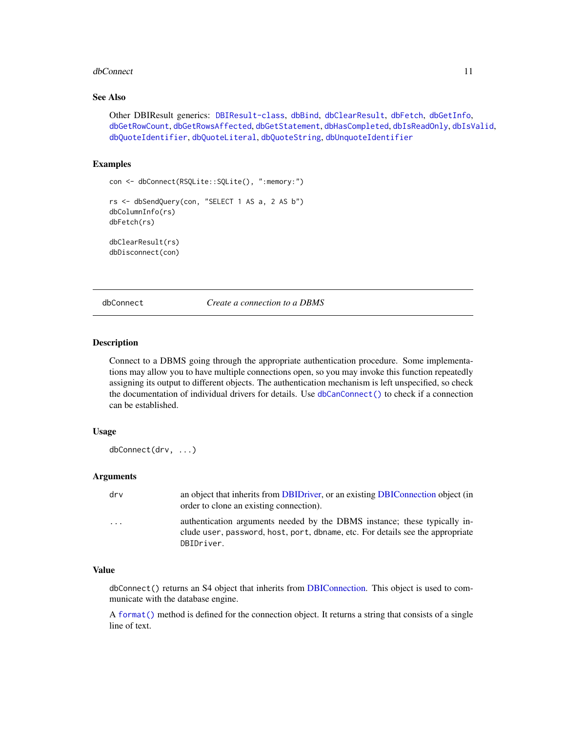### See Also

Other DBIResult generics: DBIResult-class, dbBind, dbClearResult, dbFetch, dbGetInfo, dbGetRowCount, dbGetRowsAffected, dbGetStatement, dbHasCompleted, dbIsReadOnly, dbIsValid, dbQuoteIdentifier, dbQuoteLiteral, dbQuoteString, dbUnquoteIdentifier

### Examples

```
con <- dbConnect(RSQLite::SQLite(), ":memory:")

rs <- dbSendQuery(con, "SELECT 1 AS a, 2 AS b")
dbColumnInfo(rs)
dbFetch(rs)

dbClearResult(rs)
dbDisconnect(con)
```

---

## dbConnect — *Create a connection to a DBMS*

---

### Description

Connect to a DBMS going through the appropriate authentication procedure. Some implementations may allow you to have multiple connections open, so you may invoke this function repeatedly assigning its output to different objects. The authentication mechanism is left unspecified, so check the documentation of individual drivers for details. Use `dbCanConnect()` to check if a connection can be established.

### Usage

```
dbConnect(drv, ...)
```

### Arguments

| | |
|---|---|
| `drv` | an object that inherits from DBIDriver, or an existing DBIConnection object (in order to clone an existing connection). |
| `...` | authentication arguments needed by the DBMS instance; these typically include `user`, `password`, `host`, `port`, `dbname`, etc. For details see the appropriate `DBIDriver`. |

### Value

`dbConnect()` returns an S4 object that inherits from DBIConnection. This object is used to communicate with the database engine.

A `format()` method is defined for the connection object. It returns a string that consists of a single line of text.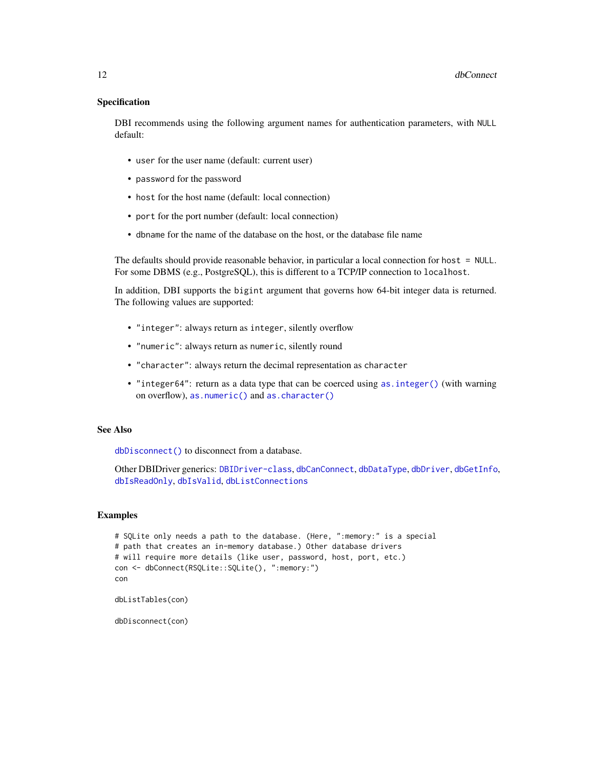### Specification

DBI recommends using the following argument names for authentication parameters, with `NULL` default:

- `user` for the user name (default: current user)
- `password` for the password
- `host` for the host name (default: local connection)
- `port` for the port number (default: local connection)
- `dbname` for the name of the database on the host, or the database file name

The defaults should provide reasonable behavior, in particular a local connection for `host = NULL`. For some DBMS (e.g., PostgreSQL), this is different to a TCP/IP connection to `localhost`.

In addition, DBI supports the `bigint` argument that governs how 64-bit integer data is returned. The following values are supported:

- `"integer"`: always return as `integer`, silently overflow
- `"numeric"`: always return as `numeric`, silently round
- `"character"`: always return the decimal representation as `character`
- `"integer64"`: return as a data type that can be coerced using `as.integer()` (with warning on overflow), `as.numeric()` and `as.character()`

### See Also

`dbDisconnect()` to disconnect from a database.

Other DBIDriver generics: `DBIDriver-class`, `dbCanConnect`, `dbDataType`, `dbDriver`, `dbGetInfo`, `dbIsReadOnly`, `dbIsValid`, `dbListConnections`

### Examples

```
# SQLite only needs a path to the database. (Here, ":memory:" is a special
# path that creates an in-memory database.) Other database drivers
# will require more details (like user, password, host, port, etc.)
con <- dbConnect(RSQLite::SQLite(), ":memory:")
con

dbListTables(con)

dbDisconnect(con)
```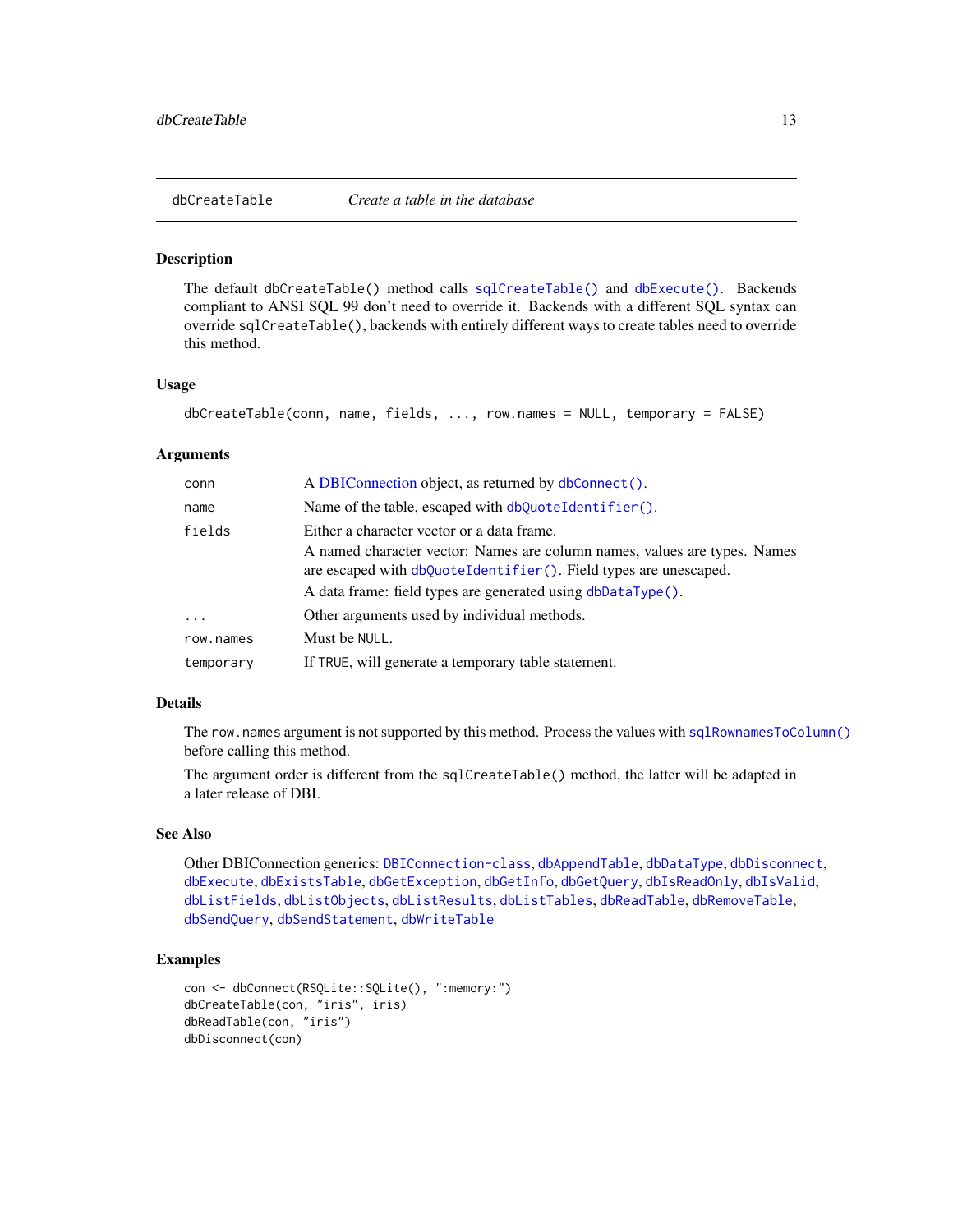## dbCreateTable — *Create a table in the database*

### Description

The default `dbCreateTable()` method calls `sqlCreateTable()` and `dbExecute()`. Backends compliant to ANSI SQL 99 don't need to override it. Backends with a different SQL syntax can override `sqlCreateTable()`, backends with entirely different ways to create tables need to override this method.

### Usage

```
dbCreateTable(conn, name, fields, ..., row.names = NULL, temporary = FALSE)
```

### Arguments

| | |
|---|---|
| `conn` | A DBIConnection object, as returned by `dbConnect()`. |
| `name` | Name of the table, escaped with `dbQuoteIdentifier()`. |
| `fields` | Either a character vector or a data frame.<br>A named character vector: Names are column names, values are types. Names are escaped with `dbQuoteIdentifier()`. Field types are unescaped.<br>A data frame: field types are generated using `dbDataType()`. |
| `...` | Other arguments used by individual methods. |
| `row.names` | Must be `NULL`. |
| `temporary` | If `TRUE`, will generate a temporary table statement. |

### Details

The `row.names` argument is not supported by this method. Process the values with `sqlRownamesToColumn()` before calling this method.

The argument order is different from the `sqlCreateTable()` method, the latter will be adapted in a later release of DBI.

### See Also

Other DBIConnection generics: `DBIConnection-class`, `dbAppendTable`, `dbDataType`, `dbDisconnect`, `dbExecute`, `dbExistsTable`, `dbGetException`, `dbGetInfo`, `dbGetQuery`, `dbIsReadOnly`, `dbIsValid`, `dbListFields`, `dbListObjects`, `dbListResults`, `dbListTables`, `dbReadTable`, `dbRemoveTable`, `dbSendQuery`, `dbSendStatement`, `dbWriteTable`

### Examples

```
con <- dbConnect(RSQLite::SQLite(), ":memory:")
dbCreateTable(con, "iris", iris)
dbReadTable(con, "iris")
dbDisconnect(con)
```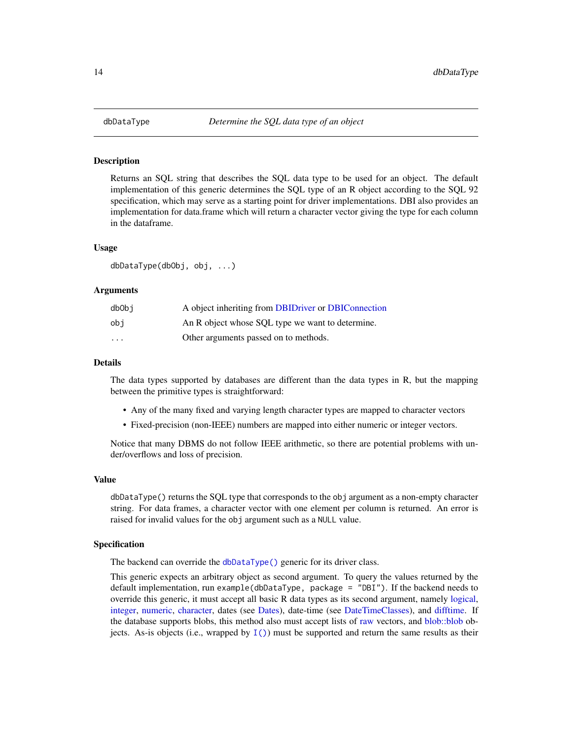## dbDataType — *Determine the SQL data type of an object*

### Description

Returns an SQL string that describes the SQL data type to be used for an object. The default implementation of this generic determines the SQL type of an R object according to the SQL 92 specification, which may serve as a starting point for driver implementations. DBI also provides an implementation for data.frame which will return a character vector giving the type for each column in the dataframe.

### Usage

```
dbDataType(dbObj, obj, ...)
```

### Arguments

| | |
|---|---|
| `dbObj` | A object inheriting from DBIDriver or DBIConnection |
| `obj` | An R object whose SQL type we want to determine. |
| `...` | Other arguments passed on to methods. |

### Details

The data types supported by databases are different than the data types in R, but the mapping between the primitive types is straightforward:

- Any of the many fixed and varying length character types are mapped to character vectors
- Fixed-precision (non-IEEE) numbers are mapped into either numeric or integer vectors.

Notice that many DBMS do not follow IEEE arithmetic, so there are potential problems with under/overflows and loss of precision.

### Value

`dbDataType()` returns the SQL type that corresponds to the `obj` argument as a non-empty character string. For data frames, a character vector with one element per column is returned. An error is raised for invalid values for the `obj` argument such as a `NULL` value.

### Specification

The backend can override the `dbDataType()` generic for its driver class.

This generic expects an arbitrary object as second argument. To query the values returned by the default implementation, run `example(dbDataType, package = "DBI")`. If the backend needs to override this generic, it must accept all basic R data types as its second argument, namely logical, integer, numeric, character, dates (see Dates), date-time (see DateTimeClasses), and difftime. If the database supports blobs, this method also must accept lists of raw vectors, and blob::blob objects. As-is objects (i.e., wrapped by `I()`) must be supported and return the same results as their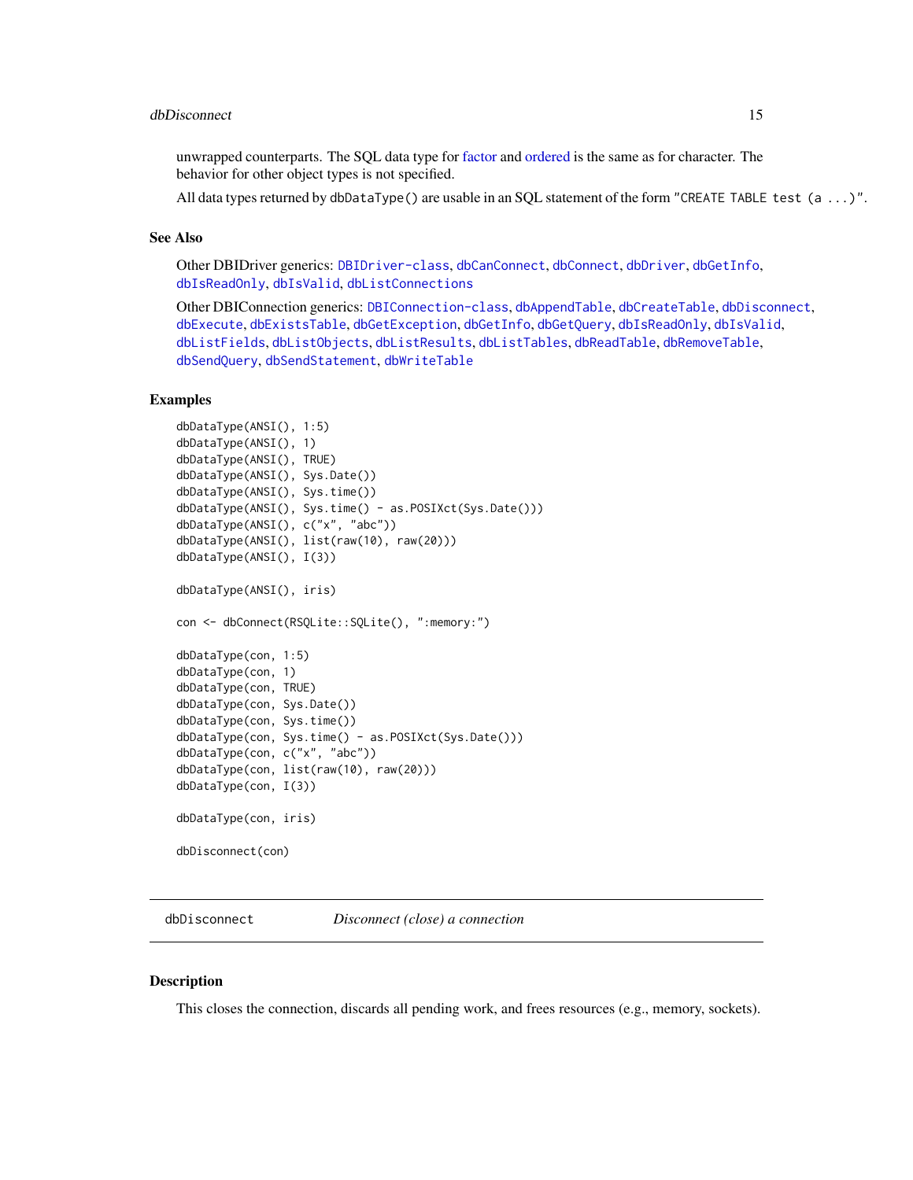unwrapped counterparts. The SQL data type for factor and ordered is the same as for character. The behavior for other object types is not specified.

All data types returned by `dbDataType()` are usable in an SQL statement of the form `"CREATE TABLE test (a ...)"`.

## See Also

Other DBIDriver generics: `DBIDriver-class`, `dbCanConnect`, `dbConnect`, `dbDriver`, `dbGetInfo`, `dbIsReadOnly`, `dbIsValid`, `dbListConnections`

Other DBIConnection generics: `DBIConnection-class`, `dbAppendTable`, `dbCreateTable`, `dbDisconnect`, `dbExecute`, `dbExistsTable`, `dbGetException`, `dbGetInfo`, `dbGetQuery`, `dbIsReadOnly`, `dbIsValid`, `dbListFields`, `dbListObjects`, `dbListResults`, `dbListTables`, `dbReadTable`, `dbRemoveTable`, `dbSendQuery`, `dbSendStatement`, `dbWriteTable`

## Examples

```
dbDataType(ANSI(), 1:5)
dbDataType(ANSI(), 1)
dbDataType(ANSI(), TRUE)
dbDataType(ANSI(), Sys.Date())
dbDataType(ANSI(), Sys.time())
dbDataType(ANSI(), Sys.time() - as.POSIXct(Sys.Date()))
dbDataType(ANSI(), c("x", "abc"))
dbDataType(ANSI(), list(raw(10), raw(20)))
dbDataType(ANSI(), I(3))

dbDataType(ANSI(), iris)

con <- dbConnect(RSQLite::SQLite(), ":memory:")

dbDataType(con, 1:5)
dbDataType(con, 1)
dbDataType(con, TRUE)
dbDataType(con, Sys.Date())
dbDataType(con, Sys.time())
dbDataType(con, Sys.time() - as.POSIXct(Sys.Date()))
dbDataType(con, c("x", "abc"))
dbDataType(con, list(raw(10), raw(20)))
dbDataType(con, I(3))

dbDataType(con, iris)

dbDisconnect(con)
```

---

# dbDisconnect — *Disconnect (close) a connection*

## Description

This closes the connection, discards all pending work, and frees resources (e.g., memory, sockets).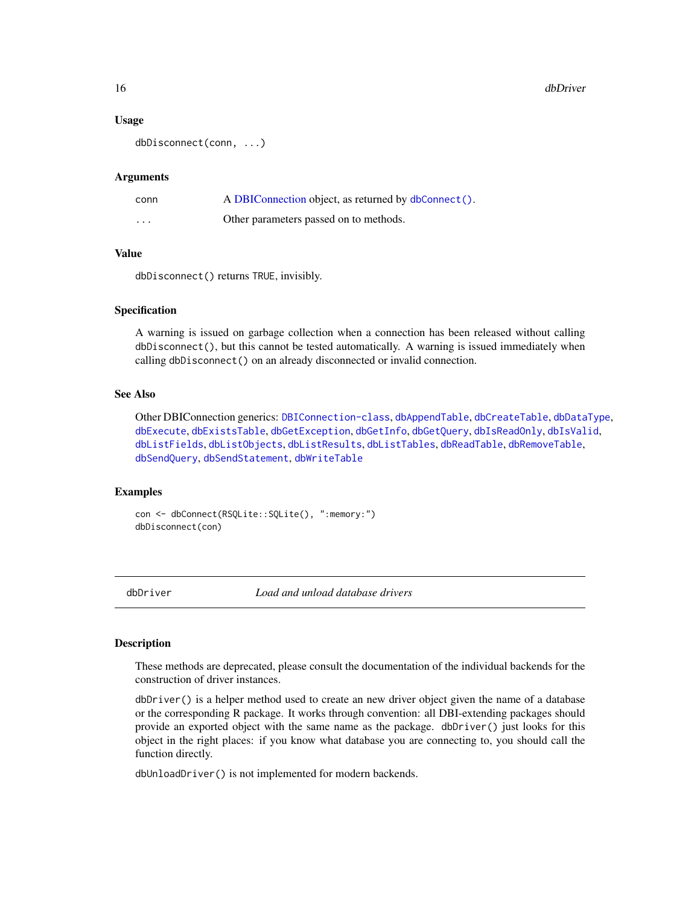### Usage

```
dbDisconnect(conn, ...)
```

### Arguments

| | |
|---|---|
| conn | A DBIConnection object, as returned by `dbConnect()`. |
| ... | Other parameters passed on to methods. |

### Value

`dbDisconnect()` returns `TRUE`, invisibly.

### Specification

A warning is issued on garbage collection when a connection has been released without calling `dbDisconnect()`, but this cannot be tested automatically. A warning is issued immediately when calling `dbDisconnect()` on an already disconnected or invalid connection.

### See Also

Other DBIConnection generics: `DBIConnection-class`, `dbAppendTable`, `dbCreateTable`, `dbDataType`, `dbExecute`, `dbExistsTable`, `dbGetException`, `dbGetInfo`, `dbGetQuery`, `dbIsReadOnly`, `dbIsValid`, `dbListFields`, `dbListObjects`, `dbListResults`, `dbListTables`, `dbReadTable`, `dbRemoveTable`, `dbSendQuery`, `dbSendStatement`, `dbWriteTable`

### Examples

```
con <- dbConnect(RSQLite::SQLite(), ":memory:")
dbDisconnect(con)
```

---

## dbDriver — *Load and unload database drivers*

### Description

These methods are deprecated, please consult the documentation of the individual backends for the construction of driver instances.

`dbDriver()` is a helper method used to create an new driver object given the name of a database or the corresponding R package. It works through convention: all DBI-extending packages should provide an exported object with the same name as the package. `dbDriver()` just looks for this object in the right places: if you know what database you are connecting to, you should call the function directly.

`dbUnloadDriver()` is not implemented for modern backends.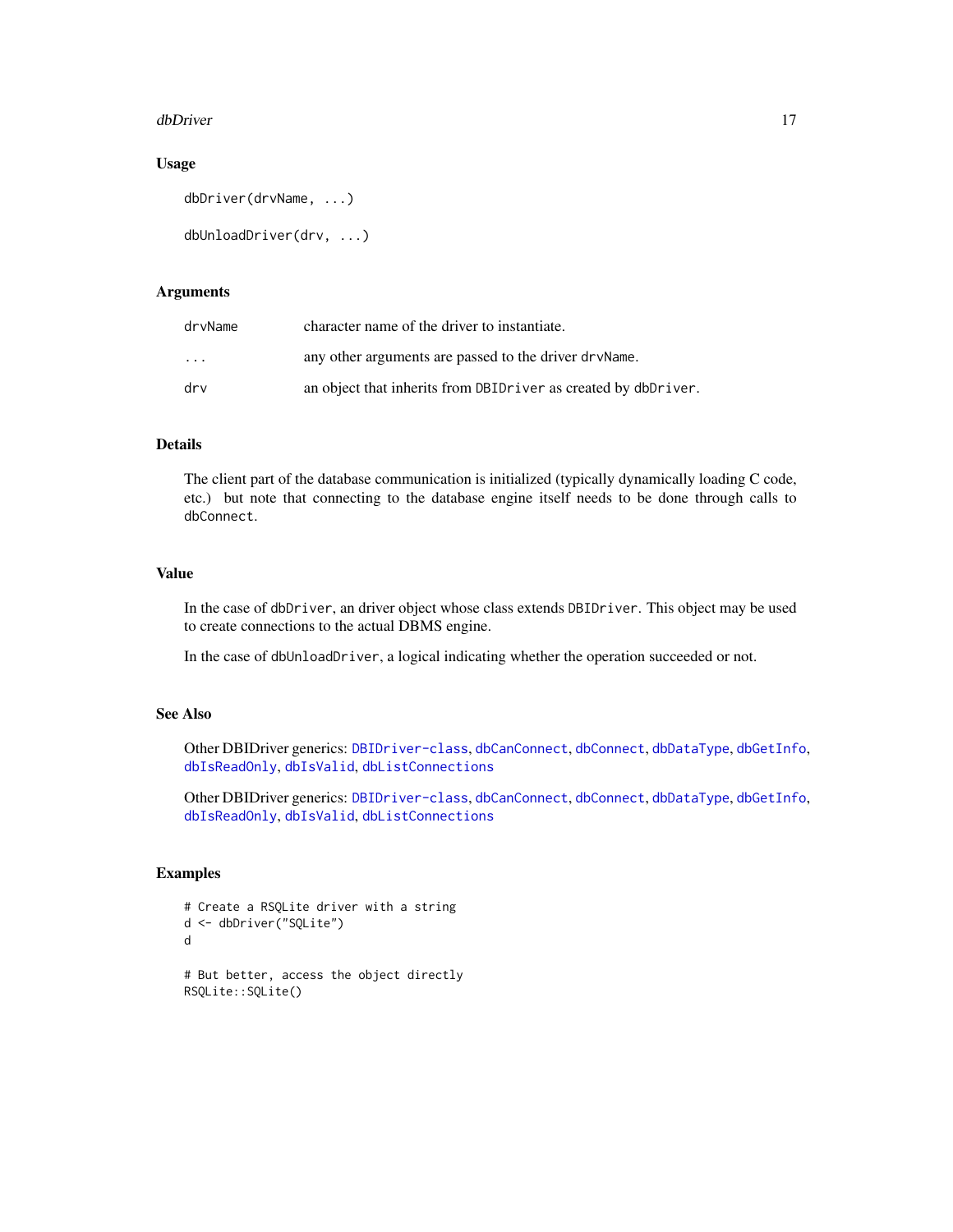### Usage

```
dbDriver(drvName, ...)

dbUnloadDriver(drv, ...)
```

### Arguments

| | |
|---|---|
| `drvName` | character name of the driver to instantiate. |
| `...` | any other arguments are passed to the driver `drvName`. |
| `drv` | an object that inherits from `DBIDriver` as created by `dbDriver`. |

### Details

The client part of the database communication is initialized (typically dynamically loading C code, etc.) but note that connecting to the database engine itself needs to be done through calls to `dbConnect`.

### Value

In the case of `dbDriver`, an driver object whose class extends `DBIDriver`. This object may be used to create connections to the actual DBMS engine.

In the case of `dbUnloadDriver`, a logical indicating whether the operation succeeded or not.

### See Also

Other DBIDriver generics: `DBIDriver-class`, `dbCanConnect`, `dbConnect`, `dbDataType`, `dbGetInfo`, `dbIsReadOnly`, `dbIsValid`, `dbListConnections`

Other DBIDriver generics: `DBIDriver-class`, `dbCanConnect`, `dbConnect`, `dbDataType`, `dbGetInfo`, `dbIsReadOnly`, `dbIsValid`, `dbListConnections`

### Examples

```
# Create a RSQLite driver with a string
d <- dbDriver("SQLite")
d

# But better, access the object directly
RSQLite::SQLite()
```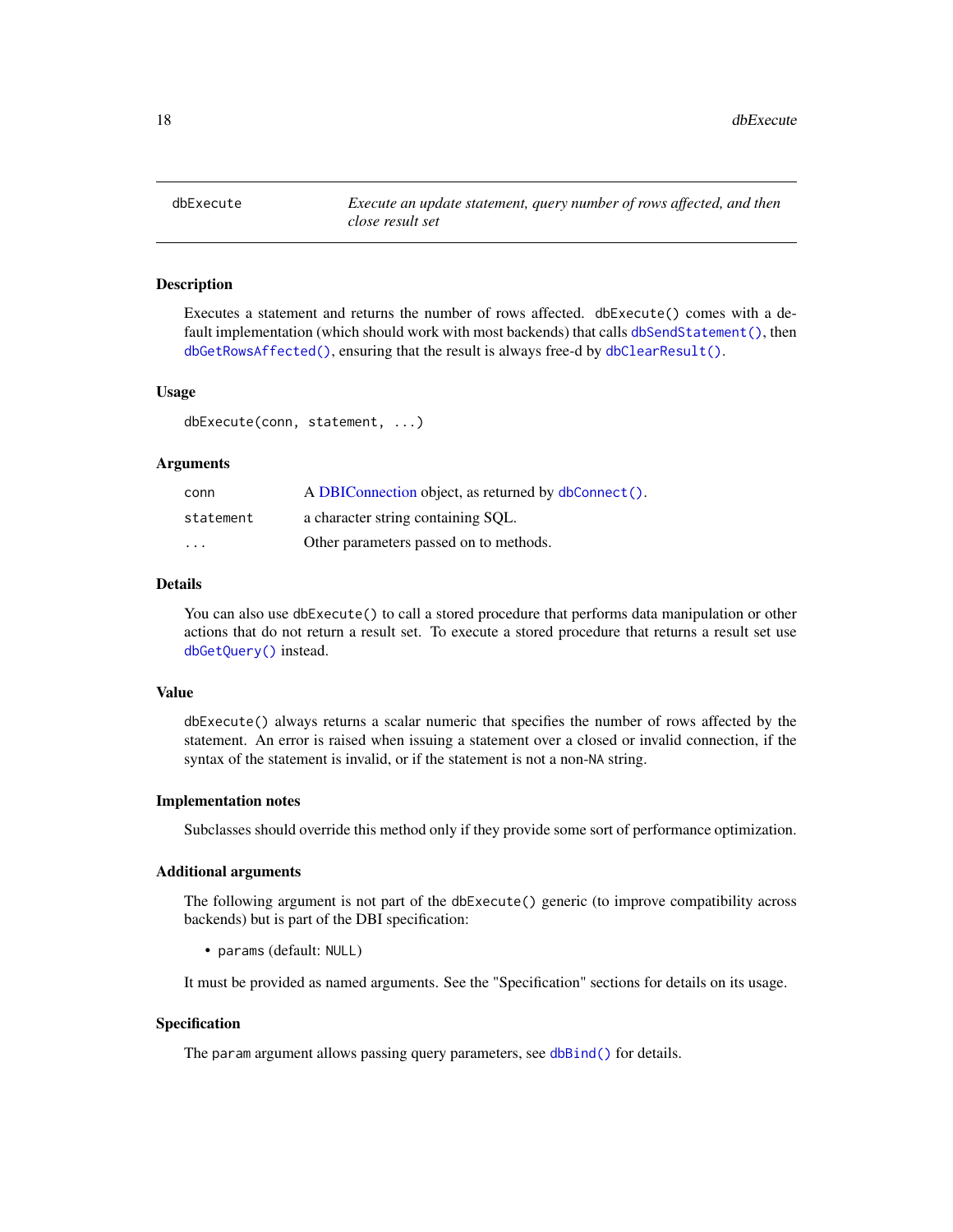# dbExecute

*Execute an update statement, query number of rows affected, and then close result set*

## Description

Executes a statement and returns the number of rows affected. `dbExecute()` comes with a default implementation (which should work with most backends) that calls `dbSendStatement()`, then `dbGetRowsAffected()`, ensuring that the result is always free-d by `dbClearResult()`.

## Usage

```
dbExecute(conn, statement, ...)
```

## Arguments

| | |
|---|---|
| `conn` | A DBIConnection object, as returned by `dbConnect()`. |
| `statement` | a character string containing SQL. |
| `...` | Other parameters passed on to methods. |

## Details

You can also use `dbExecute()` to call a stored procedure that performs data manipulation or other actions that do not return a result set. To execute a stored procedure that returns a result set use `dbGetQuery()` instead.

## Value

`dbExecute()` always returns a scalar numeric that specifies the number of rows affected by the statement. An error is raised when issuing a statement over a closed or invalid connection, if the syntax of the statement is invalid, or if the statement is not a non-`NA` string.

## Implementation notes

Subclasses should override this method only if they provide some sort of performance optimization.

## Additional arguments

The following argument is not part of the `dbExecute()` generic (to improve compatibility across backends) but is part of the DBI specification:

- `params` (default: `NULL`)

It must be provided as named arguments. See the "Specification" sections for details on its usage.

## Specification

The `param` argument allows passing query parameters, see `dbBind()` for details.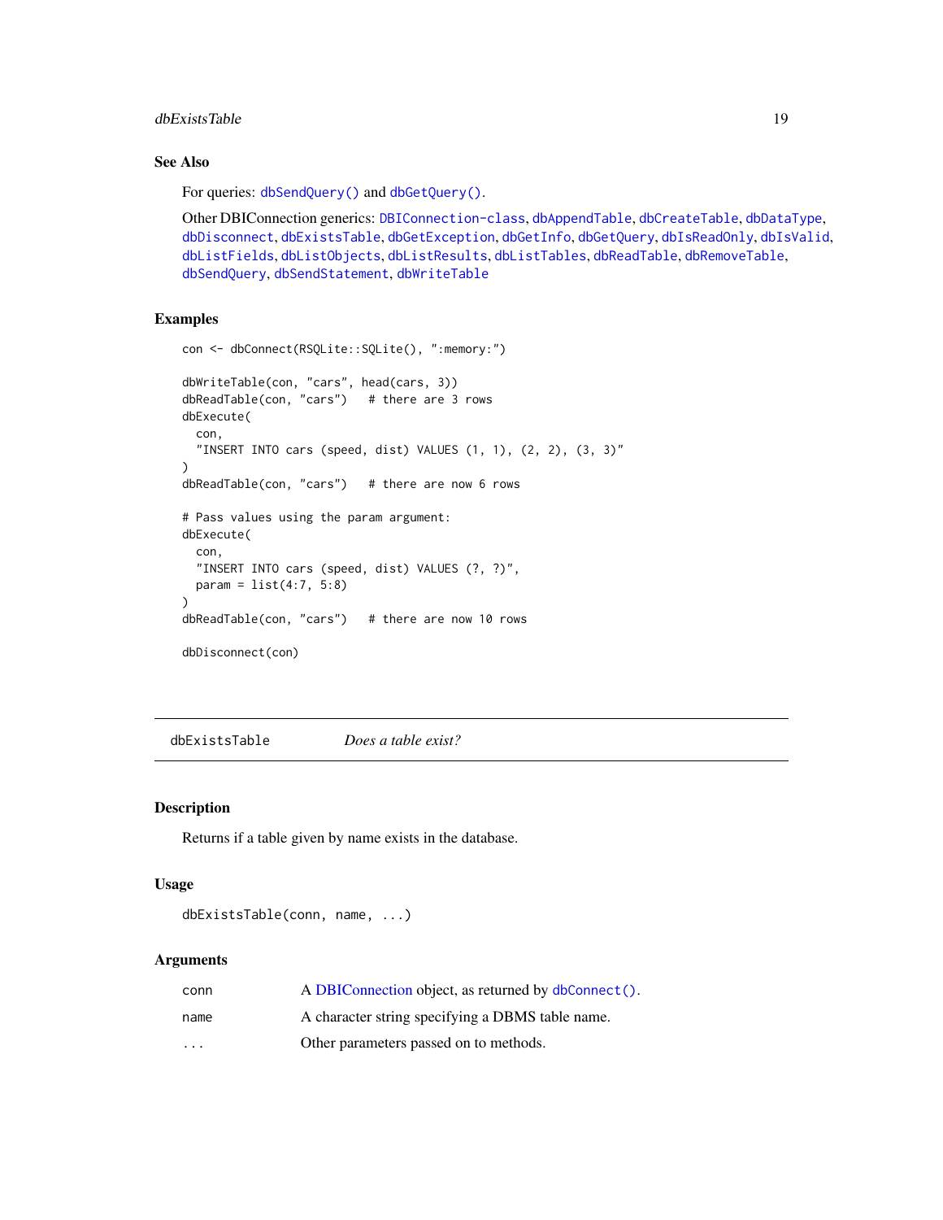### See Also

For queries: `dbSendQuery()` and `dbGetQuery()`.

Other DBIConnection generics: `DBIConnection-class`, `dbAppendTable`, `dbCreateTable`, `dbDataType`, `dbDisconnect`, `dbExistsTable`, `dbGetException`, `dbGetInfo`, `dbGetQuery`, `dbIsReadOnly`, `dbIsValid`, `dbListFields`, `dbListObjects`, `dbListResults`, `dbListTables`, `dbReadTable`, `dbRemoveTable`, `dbSendQuery`, `dbSendStatement`, `dbWriteTable`

### Examples

```
con <- dbConnect(RSQLite::SQLite(), ":memory:")

dbWriteTable(con, "cars", head(cars, 3))
dbReadTable(con, "cars")   # there are 3 rows
dbExecute(
  con,
  "INSERT INTO cars (speed, dist) VALUES (1, 1), (2, 2), (3, 3)"
)
dbReadTable(con, "cars")   # there are now 6 rows

# Pass values using the param argument:
dbExecute(
  con,
  "INSERT INTO cars (speed, dist) VALUES (?, ?)",
  param = list(4:7, 5:8)
)
dbReadTable(con, "cars")   # there are now 10 rows

dbDisconnect(con)
```

---

## dbExistsTable — *Does a table exist?*

---

### Description

Returns if a table given by name exists in the database.

### Usage

```
dbExistsTable(conn, name, ...)
```

### Arguments

| | |
|---|---|
| `conn` | A DBIConnection object, as returned by `dbConnect()`. |
| `name` | A character string specifying a DBMS table name. |
| `...` | Other parameters passed on to methods. |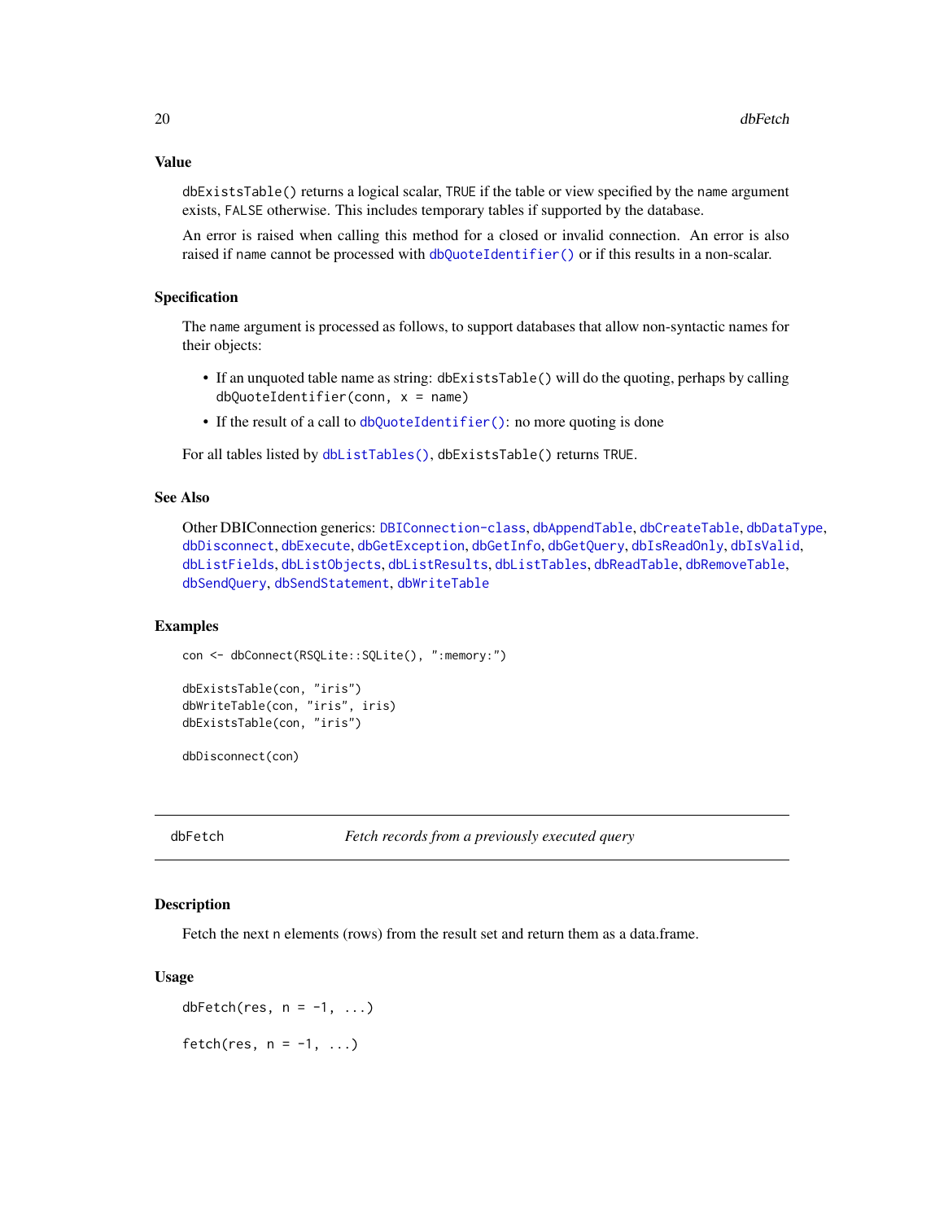### Value

`dbExistsTable()` returns a logical scalar, `TRUE` if the table or view specified by the `name` argument exists, `FALSE` otherwise. This includes temporary tables if supported by the database.

An error is raised when calling this method for a closed or invalid connection. An error is also raised if `name` cannot be processed with `dbQuoteIdentifier()` or if this results in a non-scalar.

### Specification

The `name` argument is processed as follows, to support databases that allow non-syntactic names for their objects:

- If an unquoted table name as string: `dbExistsTable()` will do the quoting, perhaps by calling `dbQuoteIdentifier(conn, x = name)`
- If the result of a call to `dbQuoteIdentifier()`: no more quoting is done

For all tables listed by `dbListTables()`, `dbExistsTable()` returns `TRUE`.

### See Also

Other DBIConnection generics: `DBIConnection-class`, `dbAppendTable`, `dbCreateTable`, `dbDataType`, `dbDisconnect`, `dbExecute`, `dbGetException`, `dbGetInfo`, `dbGetQuery`, `dbIsReadOnly`, `dbIsValid`, `dbListFields`, `dbListObjects`, `dbListResults`, `dbListTables`, `dbReadTable`, `dbRemoveTable`, `dbSendQuery`, `dbSendStatement`, `dbWriteTable`

### Examples

```
con <- dbConnect(RSQLite::SQLite(), ":memory:")

dbExistsTable(con, "iris")
dbWriteTable(con, "iris", iris)
dbExistsTable(con, "iris")

dbDisconnect(con)
```

---

## dbFetch — *Fetch records from a previously executed query*

---

### Description

Fetch the next `n` elements (rows) from the result set and return them as a data.frame.

### Usage

```
dbFetch(res, n = -1, ...)

fetch(res, n = -1, ...)
```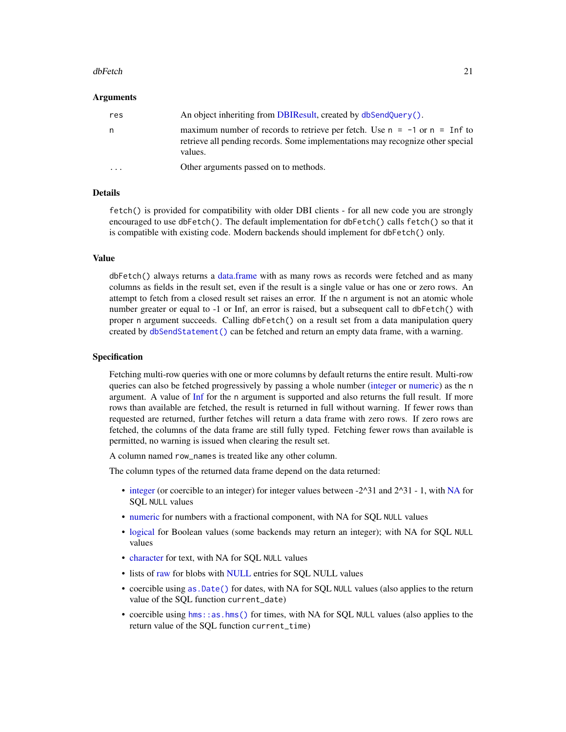### Arguments

| | |
|---|---|
| `res` | An object inheriting from DBIResult, created by `dbSendQuery()`. |
| `n` | maximum number of records to retrieve per fetch. Use `n = -1` or `n = Inf` to retrieve all pending records. Some implementations may recognize other special values. |
| `...` | Other arguments passed on to methods. |

### Details

`fetch()` is provided for compatibility with older DBI clients - for all new code you are strongly encouraged to use `dbFetch()`. The default implementation for `dbFetch()` calls `fetch()` so that it is compatible with existing code. Modern backends should implement for `dbFetch()` only.

### Value

`dbFetch()` always returns a data.frame with as many rows as records were fetched and as many columns as fields in the result set, even if the result is a single value or has one or zero rows. An attempt to fetch from a closed result set raises an error. If the `n` argument is not an atomic whole number greater or equal to -1 or Inf, an error is raised, but a subsequent call to `dbFetch()` with proper `n` argument succeeds. Calling `dbFetch()` on a result set from a data manipulation query created by `dbSendStatement()` can be fetched and return an empty data frame, with a warning.

### Specification

Fetching multi-row queries with one or more columns by default returns the entire result. Multi-row queries can also be fetched progressively by passing a whole number (integer or numeric) as the `n` argument. A value of Inf for the `n` argument is supported and also returns the full result. If more rows than available are fetched, the result is returned in full without warning. If fewer rows than requested are returned, further fetches will return a data frame with zero rows. If zero rows are fetched, the columns of the data frame are still fully typed. Fetching fewer rows than available is permitted, no warning is issued when clearing the result set.

A column named `row_names` is treated like any other column.

The column types of the returned data frame depend on the data returned:

- integer (or coercible to an integer) for integer values between -2^31 and 2^31 - 1, with NA for SQL `NULL` values
- numeric for numbers with a fractional component, with NA for SQL `NULL` values
- logical for Boolean values (some backends may return an integer); with NA for SQL `NULL` values
- character for text, with NA for SQL `NULL` values
- lists of raw for blobs with NULL entries for SQL NULL values
- coercible using `as.Date()` for dates, with NA for SQL `NULL` values (also applies to the return value of the SQL function `current_date`)
- coercible using `hms::as.hms()` for times, with NA for SQL `NULL` values (also applies to the return value of the SQL function `current_time`)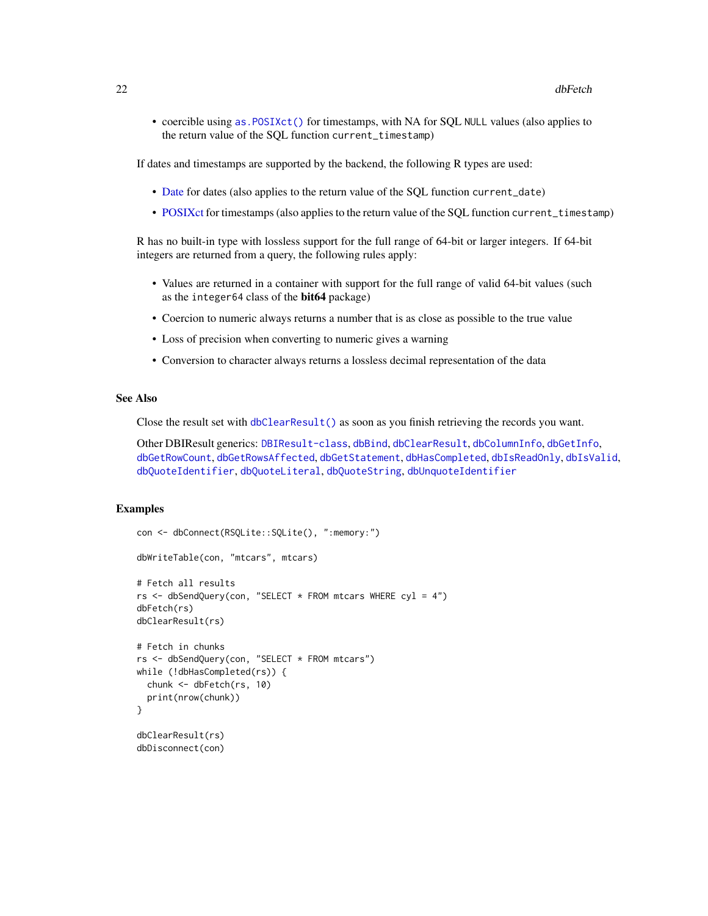- coercible using `as.POSIXct()` for timestamps, with NA for SQL `NULL` values (also applies to the return value of the SQL function `current_timestamp`)

If dates and timestamps are supported by the backend, the following R types are used:

- Date for dates (also applies to the return value of the SQL function `current_date`)
- POSIXct for timestamps (also applies to the return value of the SQL function `current_timestamp`)

R has no built-in type with lossless support for the full range of 64-bit or larger integers. If 64-bit integers are returned from a query, the following rules apply:

- Values are returned in a container with support for the full range of valid 64-bit values (such as the `integer64` class of the **bit64** package)
- Coercion to numeric always returns a number that is as close as possible to the true value
- Loss of precision when converting to numeric gives a warning
- Conversion to character always returns a lossless decimal representation of the data

## See Also

Close the result set with `dbClearResult()` as soon as you finish retrieving the records you want.

Other DBIResult generics: `DBIResult-class`, `dbBind`, `dbClearResult`, `dbColumnInfo`, `dbGetInfo`, `dbGetRowCount`, `dbGetRowsAffected`, `dbGetStatement`, `dbHasCompleted`, `dbIsReadOnly`, `dbIsValid`, `dbQuoteIdentifier`, `dbQuoteLiteral`, `dbQuoteString`, `dbUnquoteIdentifier`

## Examples

```
con <- dbConnect(RSQLite::SQLite(), ":memory:")

dbWriteTable(con, "mtcars", mtcars)

# Fetch all results
rs <- dbSendQuery(con, "SELECT * FROM mtcars WHERE cyl = 4")
dbFetch(rs)
dbClearResult(rs)

# Fetch in chunks
rs <- dbSendQuery(con, "SELECT * FROM mtcars")
while (!dbHasCompleted(rs)) {
  chunk <- dbFetch(rs, 10)
  print(nrow(chunk))
}

dbClearResult(rs)
dbDisconnect(con)
```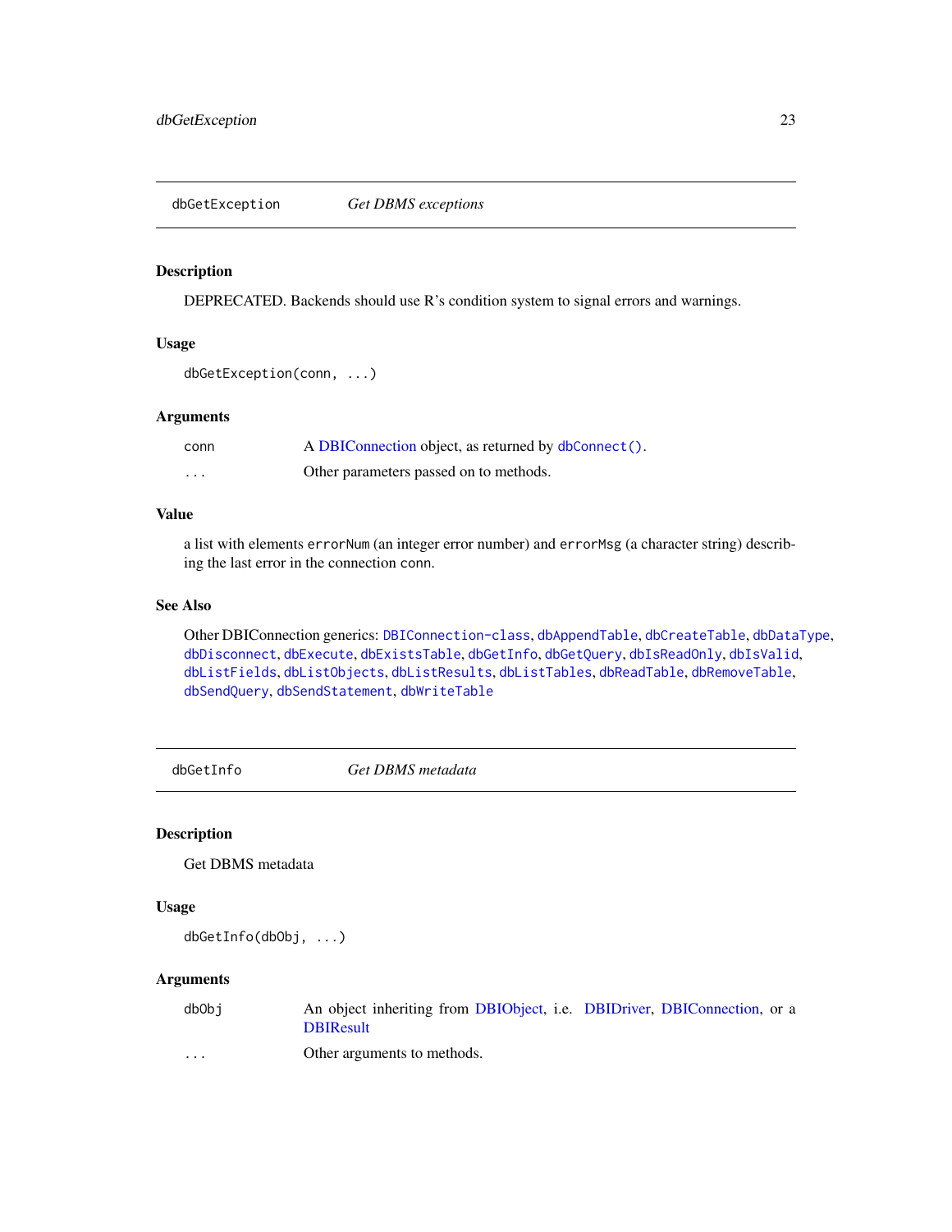## dbGetException — *Get DBMS exceptions*

### Description

DEPRECATED. Backends should use R's condition system to signal errors and warnings.

### Usage

```
dbGetException(conn, ...)
```

### Arguments

| | |
|---|---|
| `conn` | A DBIConnection object, as returned by `dbConnect()`. |
| `...` | Other parameters passed on to methods. |

### Value

a list with elements `errorNum` (an integer error number) and `errorMsg` (a character string) describing the last error in the connection `conn`.

### See Also

Other DBIConnection generics: `DBIConnection-class`, `dbAppendTable`, `dbCreateTable`, `dbDataType`, `dbDisconnect`, `dbExecute`, `dbExistsTable`, `dbGetInfo`, `dbGetQuery`, `dbIsReadOnly`, `dbIsValid`, `dbListFields`, `dbListObjects`, `dbListResults`, `dbListTables`, `dbReadTable`, `dbRemoveTable`, `dbSendQuery`, `dbSendStatement`, `dbWriteTable`

## dbGetInfo — *Get DBMS metadata*

### Description

Get DBMS metadata

### Usage

```
dbGetInfo(dbObj, ...)
```

### Arguments

| | |
|---|---|
| `dbObj` | An object inheriting from DBIObject, i.e. DBIDriver, DBIConnection, or a DBIResult |
| `...` | Other arguments to methods. |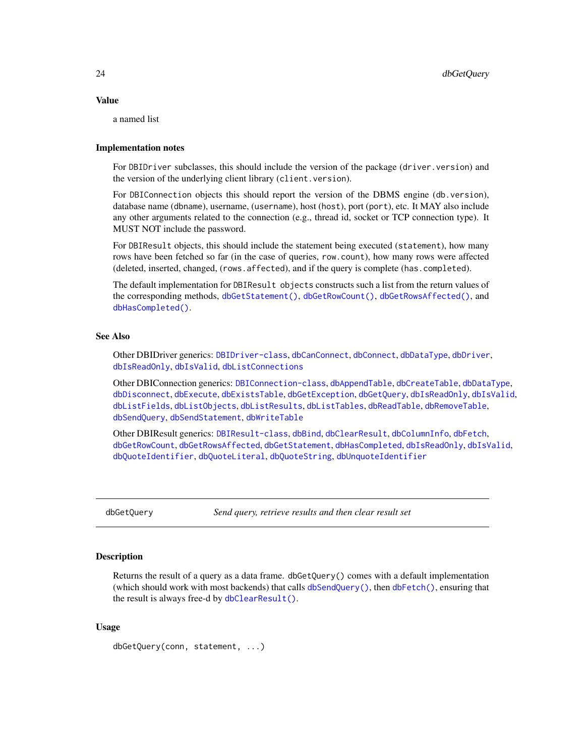### Value

a named list

### Implementation notes

For `DBIDriver` subclasses, this should include the version of the package (`driver.version`) and the version of the underlying client library (`client.version`).

For `DBIConnection` objects this should report the version of the DBMS engine (`db.version`), database name (`dbname`), username, (`username`), host (`host`), port (`port`), etc. It MAY also include any other arguments related to the connection (e.g., thread id, socket or TCP connection type). It MUST NOT include the password.

For `DBIResult` objects, this should include the statement being executed (`statement`), how many rows have been fetched so far (in the case of queries, `row.count`), how many rows were affected (deleted, inserted, changed, (`rows.affected`), and if the query is complete (`has.completed`).

The default implementation for `DBIResult objects` constructs such a list from the return values of the corresponding methods, `dbGetStatement()`, `dbGetRowCount()`, `dbGetRowsAffected()`, and `dbHasCompleted()`.

### See Also

Other DBIDriver generics: `DBIDriver-class`, `dbCanConnect`, `dbConnect`, `dbDataType`, `dbDriver`, `dbIsReadOnly`, `dbIsValid`, `dbListConnections`

Other DBIConnection generics: `DBIConnection-class`, `dbAppendTable`, `dbCreateTable`, `dbDataType`, `dbDisconnect`, `dbExecute`, `dbExistsTable`, `dbGetException`, `dbGetQuery`, `dbIsReadOnly`, `dbIsValid`, `dbListFields`, `dbListObjects`, `dbListResults`, `dbListTables`, `dbReadTable`, `dbRemoveTable`, `dbSendQuery`, `dbSendStatement`, `dbWriteTable`

Other DBIResult generics: `DBIResult-class`, `dbBind`, `dbClearResult`, `dbColumnInfo`, `dbFetch`, `dbGetRowCount`, `dbGetRowsAffected`, `dbGetStatement`, `dbHasCompleted`, `dbIsReadOnly`, `dbIsValid`, `dbQuoteIdentifier`, `dbQuoteLiteral`, `dbQuoteString`, `dbUnquoteIdentifier`

---

## dbGetQuery — *Send query, retrieve results and then clear result set*

### Description

Returns the result of a query as a data frame. `dbGetQuery()` comes with a default implementation (which should work with most backends) that calls `dbSendQuery()`, then `dbFetch()`, ensuring that the result is always free-d by `dbClearResult()`.

### Usage

```
dbGetQuery(conn, statement, ...)
```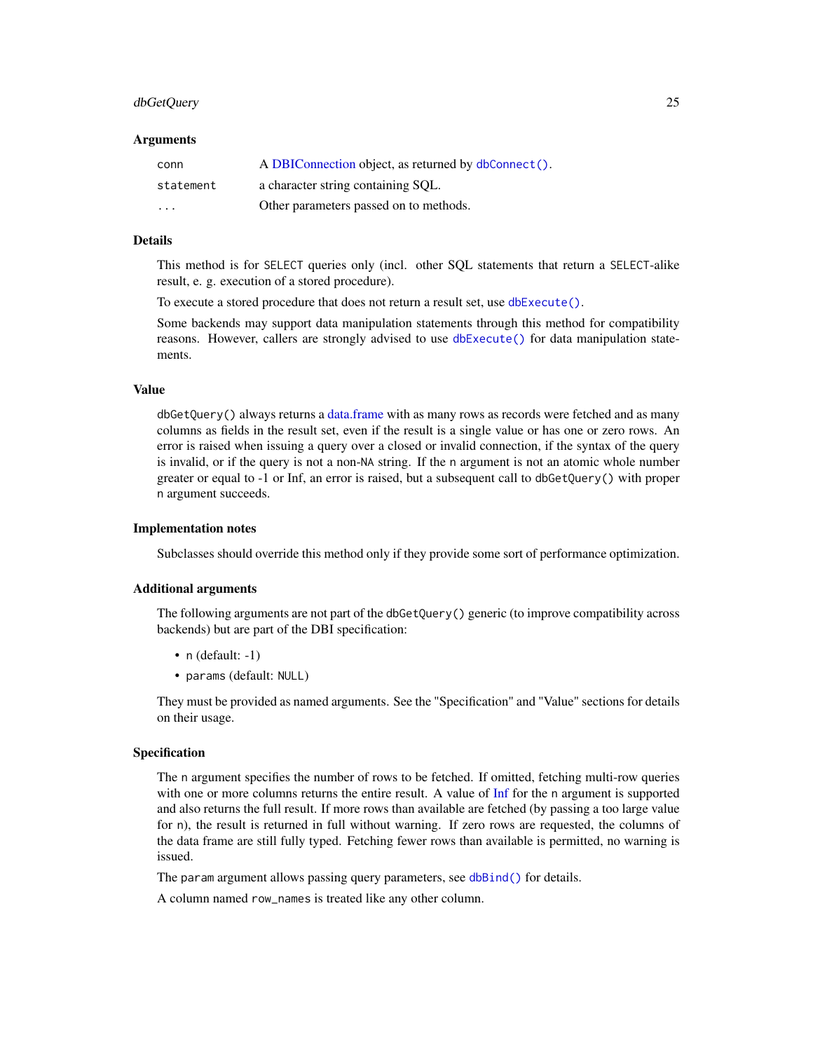### Arguments

| | |
|---|---|
| conn | A DBIConnection object, as returned by `dbConnect()`. |
| statement | a character string containing SQL. |
| ... | Other parameters passed on to methods. |

### Details

This method is for `SELECT` queries only (incl. other SQL statements that return a `SELECT`-alike result, e. g. execution of a stored procedure).

To execute a stored procedure that does not return a result set, use `dbExecute()`.

Some backends may support data manipulation statements through this method for compatibility reasons. However, callers are strongly advised to use `dbExecute()` for data manipulation statements.

### Value

`dbGetQuery()` always returns a data.frame with as many rows as records were fetched and as many columns as fields in the result set, even if the result is a single value or has one or zero rows. An error is raised when issuing a query over a closed or invalid connection, if the syntax of the query is invalid, or if the query is not a non-`NA` string. If the `n` argument is not an atomic whole number greater or equal to -1 or Inf, an error is raised, but a subsequent call to `dbGetQuery()` with proper `n` argument succeeds.

### Implementation notes

Subclasses should override this method only if they provide some sort of performance optimization.

### Additional arguments

The following arguments are not part of the `dbGetQuery()` generic (to improve compatibility across backends) but are part of the DBI specification:

- `n` (default: -1)
- `params` (default: `NULL`)

They must be provided as named arguments. See the "Specification" and "Value" sections for details on their usage.

### Specification

The `n` argument specifies the number of rows to be fetched. If omitted, fetching multi-row queries with one or more columns returns the entire result. A value of Inf for the `n` argument is supported and also returns the full result. If more rows than available are fetched (by passing a too large value for `n`), the result is returned in full without warning. If zero rows are requested, the columns of the data frame are still fully typed. Fetching fewer rows than available is permitted, no warning is issued.

The `param` argument allows passing query parameters, see `dbBind()` for details.

A column named `row_names` is treated like any other column.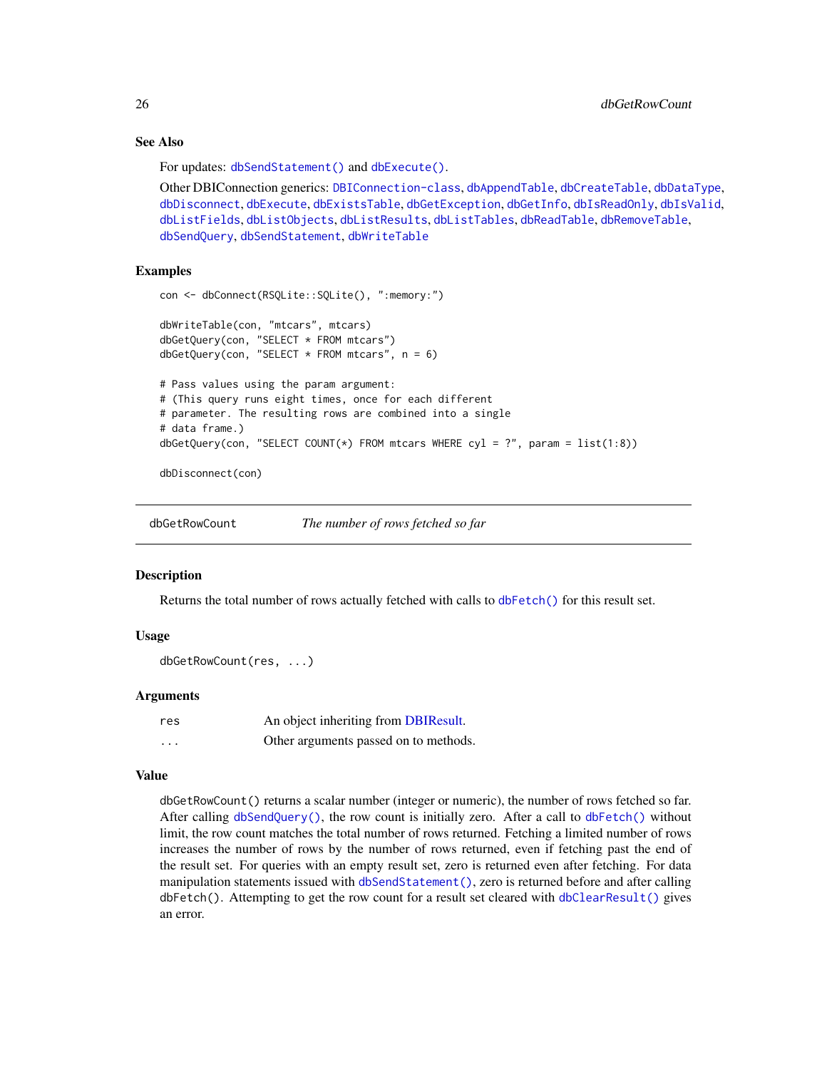### See Also

For updates: `dbSendStatement()` and `dbExecute()`.

Other DBIConnection generics: `DBIConnection-class`, `dbAppendTable`, `dbCreateTable`, `dbDataType`, `dbDisconnect`, `dbExecute`, `dbExistsTable`, `dbGetException`, `dbGetInfo`, `dbIsReadOnly`, `dbIsValid`, `dbListFields`, `dbListObjects`, `dbListResults`, `dbListTables`, `dbReadTable`, `dbRemoveTable`, `dbSendQuery`, `dbSendStatement`, `dbWriteTable`

### Examples

```
con <- dbConnect(RSQLite::SQLite(), ":memory:")

dbWriteTable(con, "mtcars", mtcars)
dbGetQuery(con, "SELECT * FROM mtcars")
dbGetQuery(con, "SELECT * FROM mtcars", n = 6)

# Pass values using the param argument:
# (This query runs eight times, once for each different
# parameter. The resulting rows are combined into a single
# data frame.)
dbGetQuery(con, "SELECT COUNT(*) FROM mtcars WHERE cyl = ?", param = list(1:8))

dbDisconnect(con)
```

---

## dbGetRowCount — *The number of rows fetched so far*

### Description

Returns the total number of rows actually fetched with calls to `dbFetch()` for this result set.

### Usage

```
dbGetRowCount(res, ...)
```

### Arguments

| | |
|---|---|
| `res` | An object inheriting from DBIResult. |
| `...` | Other arguments passed on to methods. |

### Value

`dbGetRowCount()` returns a scalar number (integer or numeric), the number of rows fetched so far. After calling `dbSendQuery()`, the row count is initially zero. After a call to `dbFetch()` without limit, the row count matches the total number of rows returned. Fetching a limited number of rows increases the number of rows by the number of rows returned, even if fetching past the end of the result set. For queries with an empty result set, zero is returned even after fetching. For data manipulation statements issued with `dbSendStatement()`, zero is returned before and after calling `dbFetch()`. Attempting to get the row count for a result set cleared with `dbClearResult()` gives an error.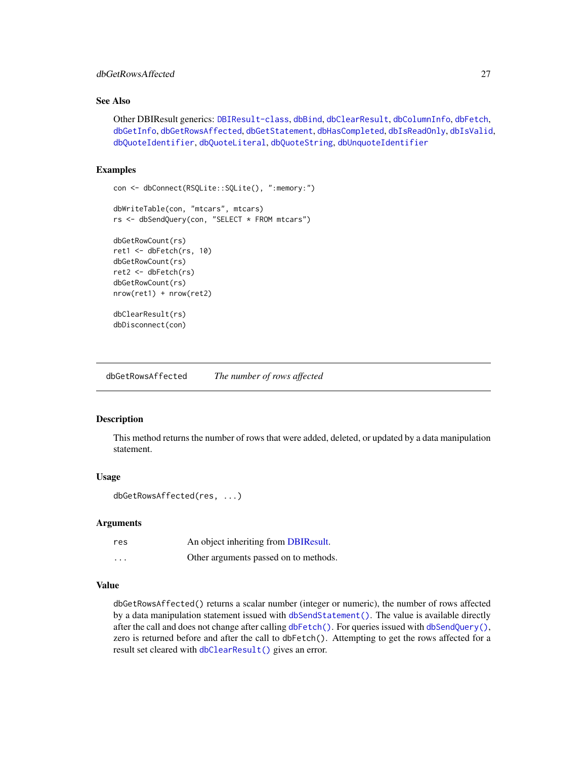## See Also

Other DBIResult generics: `DBIResult-class`, `dbBind`, `dbClearResult`, `dbColumnInfo`, `dbFetch`, `dbGetInfo`, `dbGetRowsAffected`, `dbGetStatement`, `dbHasCompleted`, `dbIsReadOnly`, `dbIsValid`, `dbQuoteIdentifier`, `dbQuoteLiteral`, `dbQuoteString`, `dbUnquoteIdentifier`

## Examples

```
con <- dbConnect(RSQLite::SQLite(), ":memory:")

dbWriteTable(con, "mtcars", mtcars)
rs <- dbSendQuery(con, "SELECT * FROM mtcars")

dbGetRowCount(rs)
ret1 <- dbFetch(rs, 10)
dbGetRowCount(rs)
ret2 <- dbFetch(rs)
dbGetRowCount(rs)
nrow(ret1) + nrow(ret2)

dbClearResult(rs)
dbDisconnect(con)
```

---

# `dbGetRowsAffected` *The number of rows affected*

## Description

This method returns the number of rows that were added, deleted, or updated by a data manipulation statement.

## Usage

```
dbGetRowsAffected(res, ...)
```

## Arguments

| | |
|---|---|
| `res` | An object inheriting from DBIResult. |
| `...` | Other arguments passed on to methods. |

## Value

`dbGetRowsAffected()` returns a scalar number (integer or numeric), the number of rows affected by a data manipulation statement issued with `dbSendStatement()`. The value is available directly after the call and does not change after calling `dbFetch()`. For queries issued with `dbSendQuery()`, zero is returned before and after the call to `dbFetch()`. Attempting to get the rows affected for a result set cleared with `dbClearResult()` gives an error.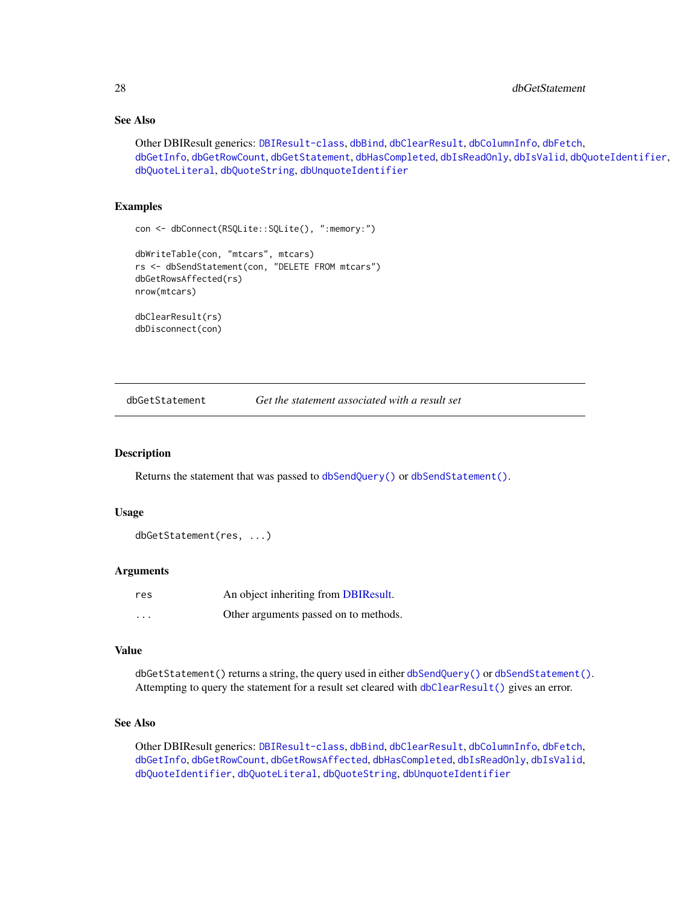### See Also

Other DBIResult generics: DBIResult-class, dbBind, dbClearResult, dbColumnInfo, dbFetch, dbGetInfo, dbGetRowCount, dbGetStatement, dbHasCompleted, dbIsReadOnly, dbIsValid, dbQuoteIdentifier, dbQuoteLiteral, dbQuoteString, dbUnquoteIdentifier

### Examples

```
con <- dbConnect(RSQLite::SQLite(), ":memory:")

dbWriteTable(con, "mtcars", mtcars)
rs <- dbSendStatement(con, "DELETE FROM mtcars")
dbGetRowsAffected(rs)
nrow(mtcars)

dbClearResult(rs)
dbDisconnect(con)
```

---

## dbGetStatement — *Get the statement associated with a result set*

---

### Description

Returns the statement that was passed to `dbSendQuery()` or `dbSendStatement()`.

### Usage

```
dbGetStatement(res, ...)
```

### Arguments

| | |
|---|---|
| `res` | An object inheriting from DBIResult. |
| `...` | Other arguments passed on to methods. |

### Value

`dbGetStatement()` returns a string, the query used in either `dbSendQuery()` or `dbSendStatement()`. Attempting to query the statement for a result set cleared with `dbClearResult()` gives an error.

### See Also

Other DBIResult generics: DBIResult-class, dbBind, dbClearResult, dbColumnInfo, dbFetch, dbGetInfo, dbGetRowCount, dbGetRowsAffected, dbHasCompleted, dbIsReadOnly, dbIsValid, dbQuoteIdentifier, dbQuoteLiteral, dbQuoteString, dbUnquoteIdentifier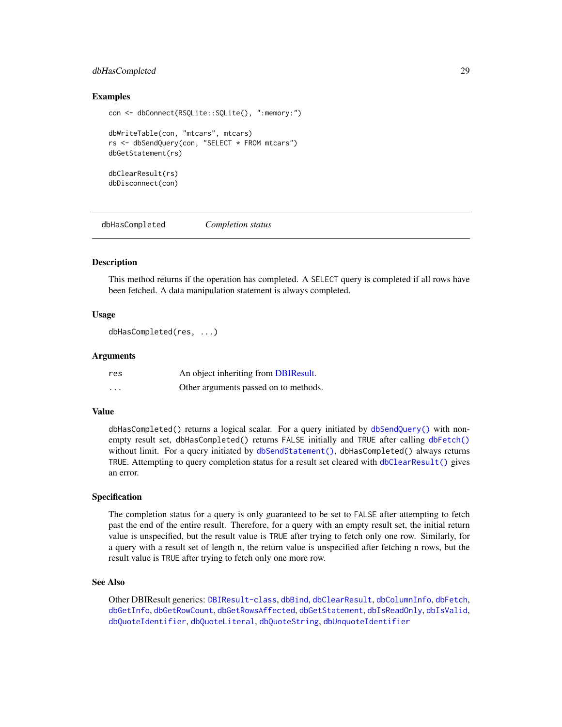## Examples

```
con <- dbConnect(RSQLite::SQLite(), ":memory:")

dbWriteTable(con, "mtcars", mtcars)
rs <- dbSendQuery(con, "SELECT * FROM mtcars")
dbGetStatement(rs)

dbClearResult(rs)
dbDisconnect(con)
```

---

# dbHasCompleted *Completion status*

---

## Description

This method returns if the operation has completed. A SELECT query is completed if all rows have been fetched. A data manipulation statement is always completed.

## Usage

```
dbHasCompleted(res, ...)
```

## Arguments

| | |
|---|---|
| res | An object inheriting from DBIResult. |
| ... | Other arguments passed on to methods. |

## Value

dbHasCompleted() returns a logical scalar. For a query initiated by dbSendQuery() with non-empty result set, dbHasCompleted() returns FALSE initially and TRUE after calling dbFetch() without limit. For a query initiated by dbSendStatement(), dbHasCompleted() always returns TRUE. Attempting to query completion status for a result set cleared with dbClearResult() gives an error.

## Specification

The completion status for a query is only guaranteed to be set to FALSE after attempting to fetch past the end of the entire result. Therefore, for a query with an empty result set, the initial return value is unspecified, but the result value is TRUE after trying to fetch only one row. Similarly, for a query with a result set of length n, the return value is unspecified after fetching n rows, but the result value is TRUE after trying to fetch only one more row.

## See Also

Other DBIResult generics: DBIResult-class, dbBind, dbClearResult, dbColumnInfo, dbFetch, dbGetInfo, dbGetRowCount, dbGetRowsAffected, dbGetStatement, dbIsReadOnly, dbIsValid, dbQuoteIdentifier, dbQuoteLiteral, dbQuoteString, dbUnquoteIdentifier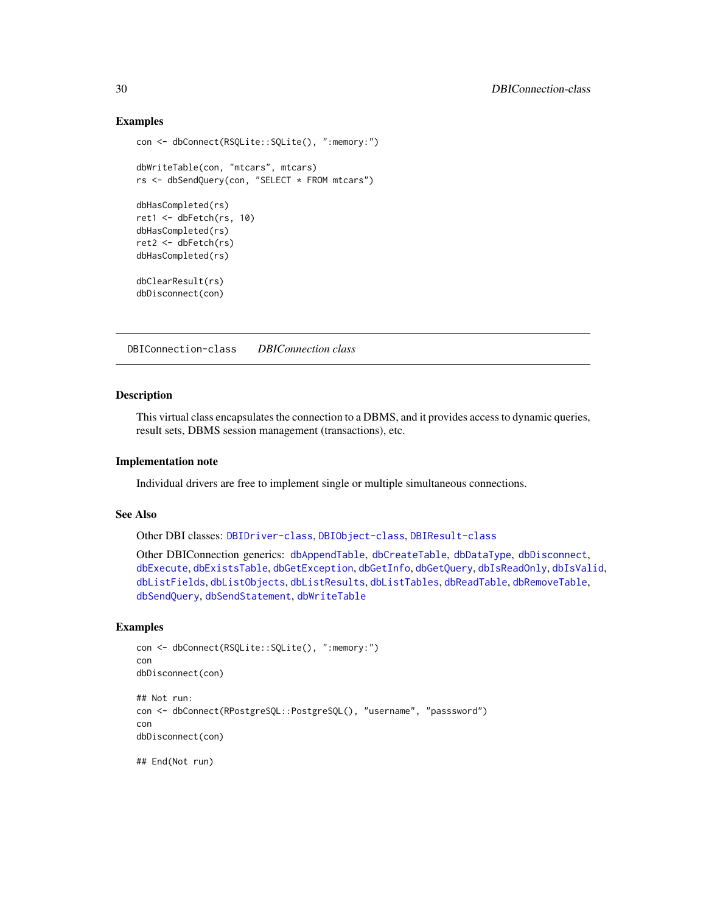## Examples

```
con <- dbConnect(RSQLite::SQLite(), ":memory:")

dbWriteTable(con, "mtcars", mtcars)
rs <- dbSendQuery(con, "SELECT * FROM mtcars")

dbHasCompleted(rs)
ret1 <- dbFetch(rs, 10)
dbHasCompleted(rs)
ret2 <- dbFetch(rs)
dbHasCompleted(rs)

dbClearResult(rs)
dbDisconnect(con)
```

---

# DBIConnection-class *DBIConnection class*

---

## Description

This virtual class encapsulates the connection to a DBMS, and it provides access to dynamic queries, result sets, DBMS session management (transactions), etc.

## Implementation note

Individual drivers are free to implement single or multiple simultaneous connections.

## See Also

Other DBI classes: `DBIDriver-class`, `DBIObject-class`, `DBIResult-class`

Other DBIConnection generics: `dbAppendTable`, `dbCreateTable`, `dbDataType`, `dbDisconnect`, `dbExecute`, `dbExistsTable`, `dbGetException`, `dbGetInfo`, `dbGetQuery`, `dbIsReadOnly`, `dbIsValid`, `dbListFields`, `dbListObjects`, `dbListResults`, `dbListTables`, `dbReadTable`, `dbRemoveTable`, `dbSendQuery`, `dbSendStatement`, `dbWriteTable`

## Examples

```
con <- dbConnect(RSQLite::SQLite(), ":memory:")
con
dbDisconnect(con)

## Not run:
con <- dbConnect(RPostgreSQL::PostgreSQL(), "username", "passsword")
con
dbDisconnect(con)

## End(Not run)
```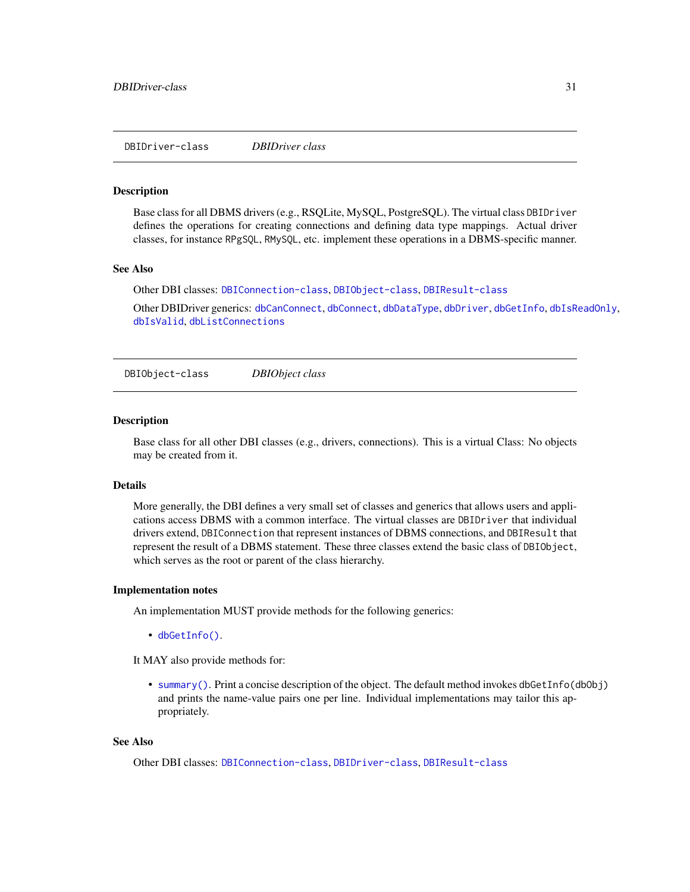## DBIDriver-class — *DBIDriver class*

### Description

Base class for all DBMS drivers (e.g., RSQLite, MySQL, PostgreSQL). The virtual class `DBIDriver` defines the operations for creating connections and defining data type mappings. Actual driver classes, for instance `RPgSQL`, `RMySQL`, etc. implement these operations in a DBMS-specific manner.

### See Also

Other DBI classes: `DBIConnection-class`, `DBIObject-class`, `DBIResult-class`

Other DBIDriver generics: `dbCanConnect`, `dbConnect`, `dbDataType`, `dbDriver`, `dbGetInfo`, `dbIsReadOnly`, `dbIsValid`, `dbListConnections`

## DBIObject-class — *DBIObject class*

### Description

Base class for all other DBI classes (e.g., drivers, connections). This is a virtual Class: No objects may be created from it.

### Details

More generally, the DBI defines a very small set of classes and generics that allows users and applications access DBMS with a common interface. The virtual classes are `DBIDriver` that individual drivers extend, `DBIConnection` that represent instances of DBMS connections, and `DBIResult` that represent the result of a DBMS statement. These three classes extend the basic class of `DBIObject`, which serves as the root or parent of the class hierarchy.

### Implementation notes

An implementation MUST provide methods for the following generics:

- `dbGetInfo()`.

It MAY also provide methods for:

- `summary()`. Print a concise description of the object. The default method invokes `dbGetInfo(dbObj)` and prints the name-value pairs one per line. Individual implementations may tailor this appropriately.

### See Also

Other DBI classes: `DBIConnection-class`, `DBIDriver-class`, `DBIResult-class`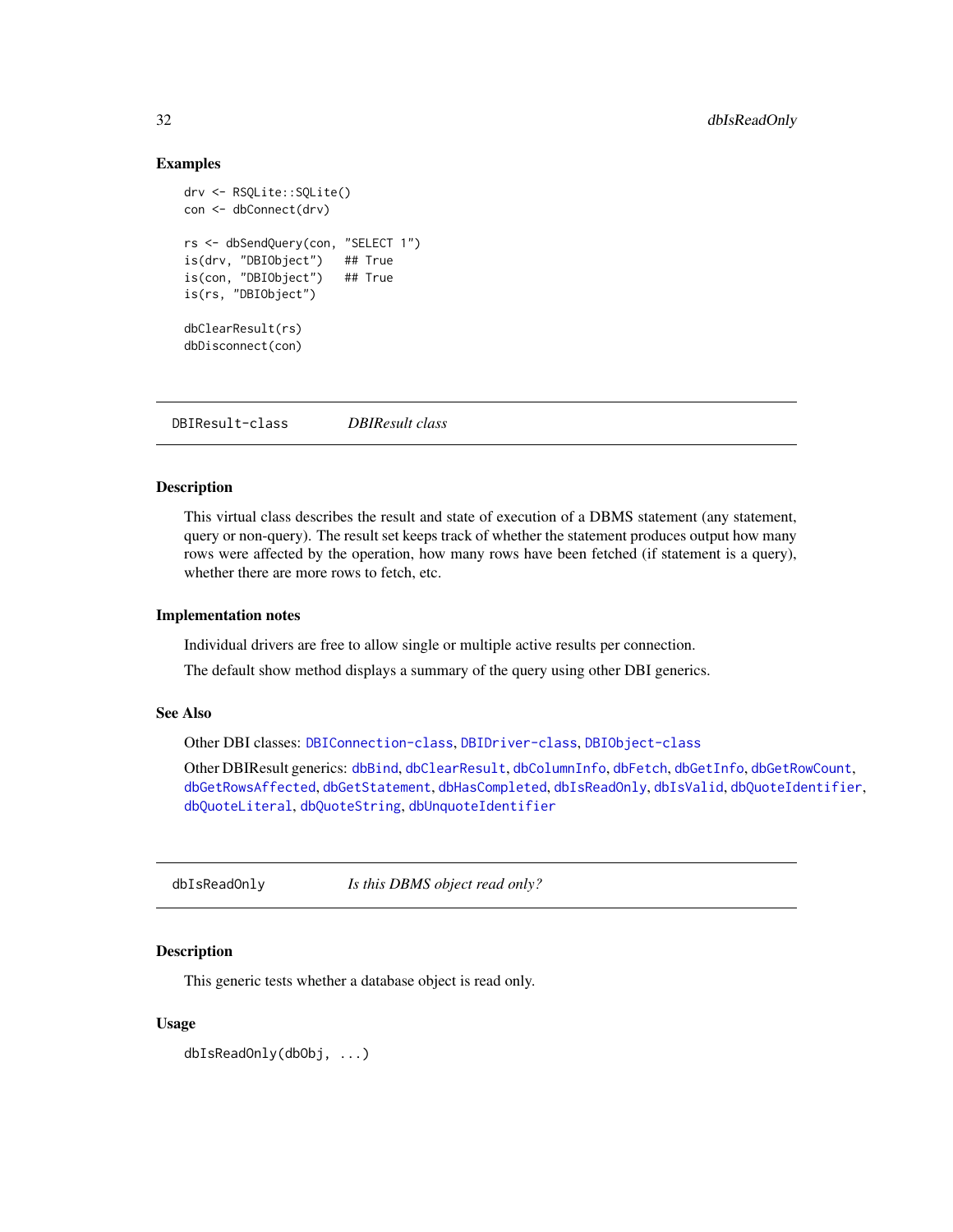### Examples

```
drv <- RSQLite::SQLite()
con <- dbConnect(drv)

rs <- dbSendQuery(con, "SELECT 1")
is(drv, "DBIObject")   ## True
is(con, "DBIObject")   ## True
is(rs, "DBIObject")

dbClearResult(rs)
dbDisconnect(con)
```

## DBIResult-class    *DBIResult class*

### Description

This virtual class describes the result and state of execution of a DBMS statement (any statement, query or non-query). The result set keeps track of whether the statement produces output how many rows were affected by the operation, how many rows have been fetched (if statement is a query), whether there are more rows to fetch, etc.

### Implementation notes

Individual drivers are free to allow single or multiple active results per connection.

The default show method displays a summary of the query using other DBI generics.

### See Also

Other DBI classes: `DBIConnection-class`, `DBIDriver-class`, `DBIObject-class`

Other DBIResult generics: `dbBind`, `dbClearResult`, `dbColumnInfo`, `dbFetch`, `dbGetInfo`, `dbGetRowCount`, `dbGetRowsAffected`, `dbGetStatement`, `dbHasCompleted`, `dbIsReadOnly`, `dbIsValid`, `dbQuoteIdentifier`, `dbQuoteLiteral`, `dbQuoteString`, `dbUnquoteIdentifier`

## dbIsReadOnly    *Is this DBMS object read only?*

### Description

This generic tests whether a database object is read only.

### Usage

```
dbIsReadOnly(dbObj, ...)
```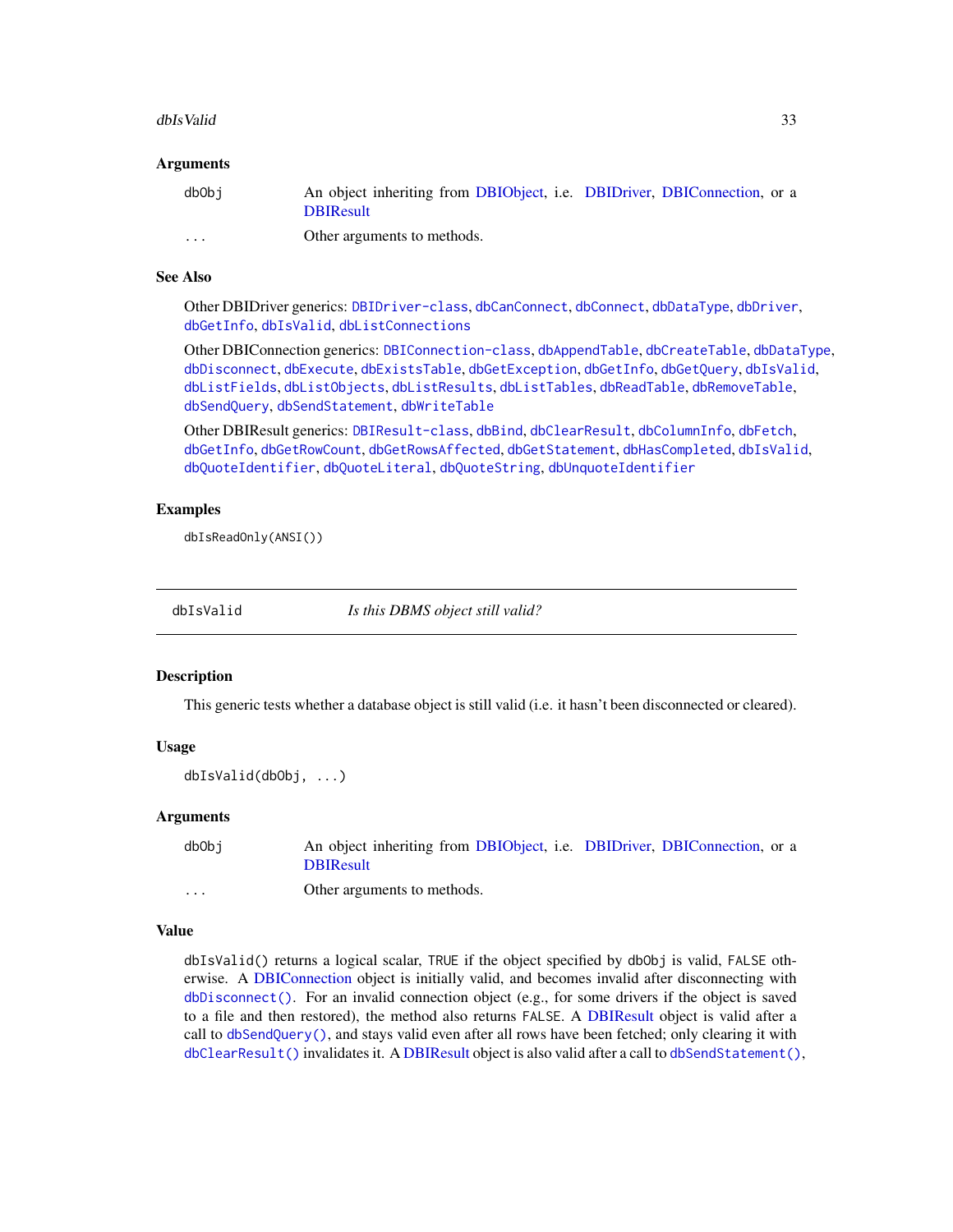### Arguments

| | |
|---|---|
| dbObj | An object inheriting from DBIObject, i.e. DBIDriver, DBIConnection, or a DBIResult |
| ... | Other arguments to methods. |

### See Also

Other DBIDriver generics: `DBIDriver-class`, `dbCanConnect`, `dbConnect`, `dbDataType`, `dbDriver`, `dbGetInfo`, `dbIsValid`, `dbListConnections`

Other DBIConnection generics: `DBIConnection-class`, `dbAppendTable`, `dbCreateTable`, `dbDataType`, `dbDisconnect`, `dbExecute`, `dbExistsTable`, `dbGetException`, `dbGetInfo`, `dbGetQuery`, `dbIsValid`, `dbListFields`, `dbListObjects`, `dbListResults`, `dbListTables`, `dbReadTable`, `dbRemoveTable`, `dbSendQuery`, `dbSendStatement`, `dbWriteTable`

Other DBIResult generics: `DBIResult-class`, `dbBind`, `dbClearResult`, `dbColumnInfo`, `dbFetch`, `dbGetInfo`, `dbGetRowCount`, `dbGetRowsAffected`, `dbGetStatement`, `dbHasCompleted`, `dbIsValid`, `dbQuoteIdentifier`, `dbQuoteLiteral`, `dbQuoteString`, `dbUnquoteIdentifier`

### Examples

```
dbIsReadOnly(ANSI())
```

---

## dbIsValid — *Is this DBMS object still valid?*

---

### Description

This generic tests whether a database object is still valid (i.e. it hasn't been disconnected or cleared).

### Usage

```
dbIsValid(dbObj, ...)
```

### Arguments

| | |
|---|---|
| dbObj | An object inheriting from DBIObject, i.e. DBIDriver, DBIConnection, or a DBIResult |
| ... | Other arguments to methods. |

### Value

`dbIsValid()` returns a logical scalar, `TRUE` if the object specified by `dbObj` is valid, `FALSE` otherwise. A DBIConnection object is initially valid, and becomes invalid after disconnecting with `dbDisconnect()`. For an invalid connection object (e.g., for some drivers if the object is saved to a file and then restored), the method also returns `FALSE`. A DBIResult object is valid after a call to `dbSendQuery()`, and stays valid even after all rows have been fetched; only clearing it with `dbClearResult()` invalidates it. A DBIResult object is also valid after a call to `dbSendStatement()`,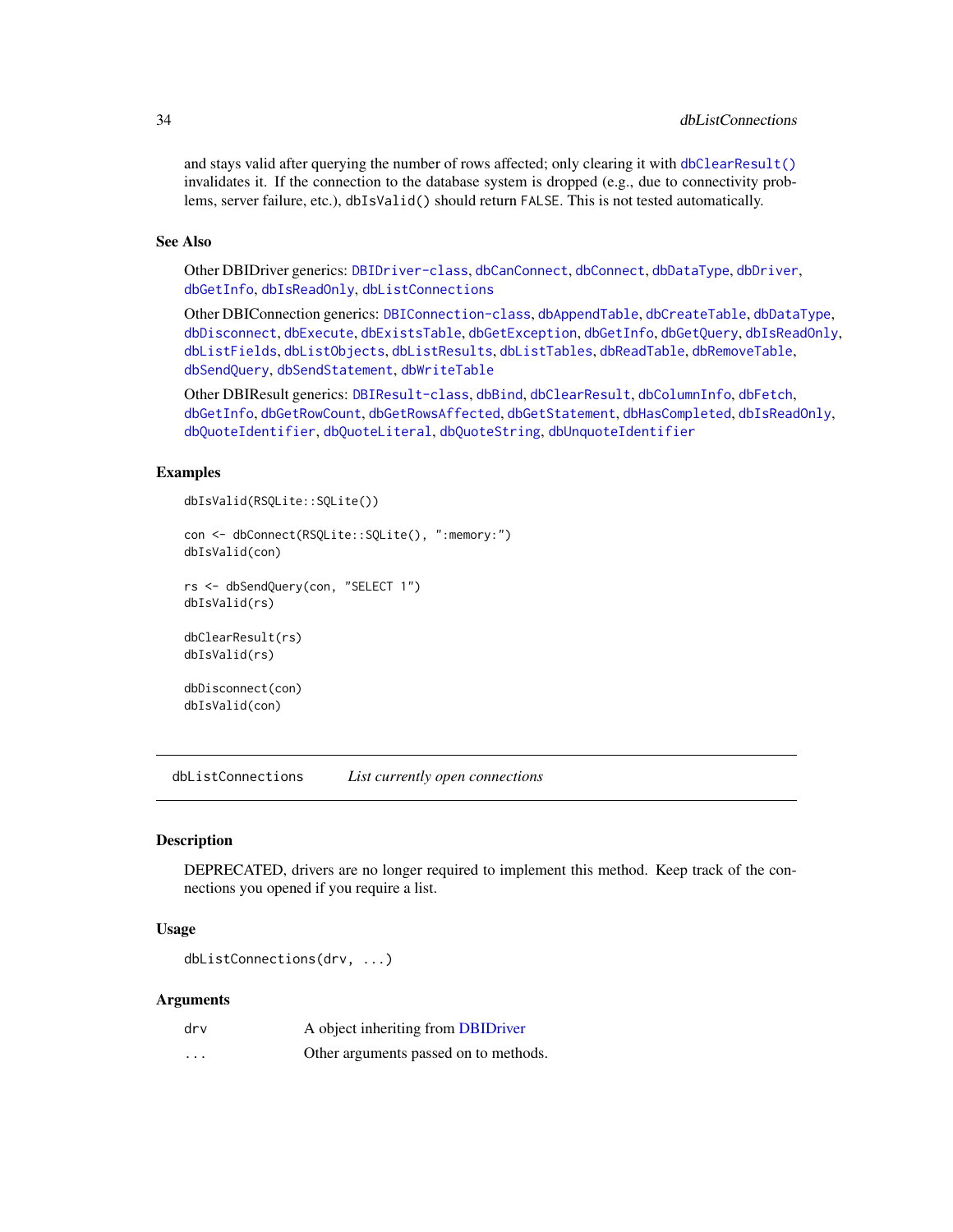and stays valid after querying the number of rows affected; only clearing it with `dbClearResult()` invalidates it. If the connection to the database system is dropped (e.g., due to connectivity problems, server failure, etc.), `dbIsValid()` should return `FALSE`. This is not tested automatically.

### See Also

Other DBIDriver generics: `DBIDriver-class`, `dbCanConnect`, `dbConnect`, `dbDataType`, `dbDriver`, `dbGetInfo`, `dbIsReadOnly`, `dbListConnections`

Other DBIConnection generics: `DBIConnection-class`, `dbAppendTable`, `dbCreateTable`, `dbDataType`, `dbDisconnect`, `dbExecute`, `dbExistsTable`, `dbGetException`, `dbGetInfo`, `dbGetQuery`, `dbIsReadOnly`, `dbListFields`, `dbListObjects`, `dbListResults`, `dbListTables`, `dbReadTable`, `dbRemoveTable`, `dbSendQuery`, `dbSendStatement`, `dbWriteTable`

Other DBIResult generics: `DBIResult-class`, `dbBind`, `dbClearResult`, `dbColumnInfo`, `dbFetch`, `dbGetInfo`, `dbGetRowCount`, `dbGetRowsAffected`, `dbGetStatement`, `dbHasCompleted`, `dbIsReadOnly`, `dbQuoteIdentifier`, `dbQuoteLiteral`, `dbQuoteString`, `dbUnquoteIdentifier`

### Examples

```
dbIsValid(RSQLite::SQLite())

con <- dbConnect(RSQLite::SQLite(), ":memory:")
dbIsValid(con)

rs <- dbSendQuery(con, "SELECT 1")
dbIsValid(rs)

dbClearResult(rs)
dbIsValid(rs)

dbDisconnect(con)
dbIsValid(con)
```

---

## dbListConnections *List currently open connections*

---

### Description

DEPRECATED, drivers are no longer required to implement this method. Keep track of the connections you opened if you require a list.

### Usage

```
dbListConnections(drv, ...)
```

### Arguments

| | |
|---|---|
| `drv` | A object inheriting from DBIDriver |
| `...` | Other arguments passed on to methods. |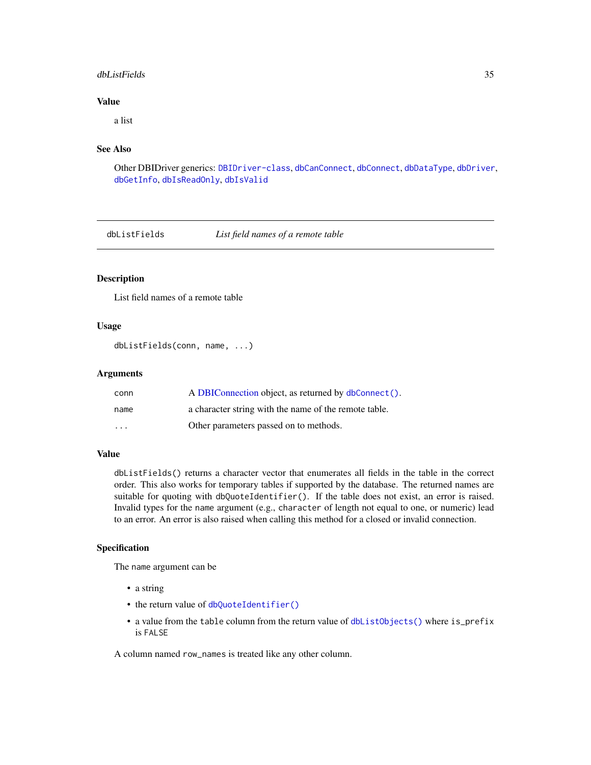### Value

a list

### See Also

Other DBIDriver generics: `DBIDriver-class`, `dbCanConnect`, `dbConnect`, `dbDataType`, `dbDriver`, `dbGetInfo`, `dbIsReadOnly`, `dbIsValid`

---

## dbListFields — *List field names of a remote table*

---

### Description

List field names of a remote table

### Usage

```
dbListFields(conn, name, ...)
```

### Arguments

| | |
|---|---|
| `conn` | A DBIConnection object, as returned by `dbConnect()`. |
| `name` | a character string with the name of the remote table. |
| `...` | Other parameters passed on to methods. |

### Value

`dbListFields()` returns a character vector that enumerates all fields in the table in the correct order. This also works for temporary tables if supported by the database. The returned names are suitable for quoting with `dbQuoteIdentifier()`. If the table does not exist, an error is raised. Invalid types for the `name` argument (e.g., `character` of length not equal to one, or numeric) lead to an error. An error is also raised when calling this method for a closed or invalid connection.

### Specification

The `name` argument can be

- a string
- the return value of `dbQuoteIdentifier()`
- a value from the `table` column from the return value of `dbListObjects()` where `is_prefix` is `FALSE`

A column named `row_names` is treated like any other column.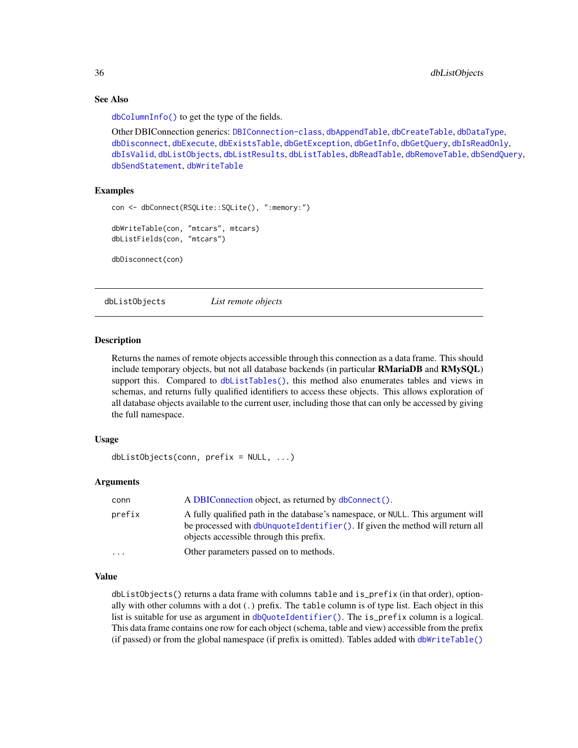### See Also

`dbColumnInfo()` to get the type of the fields.

Other DBIConnection generics: `DBIConnection-class`, `dbAppendTable`, `dbCreateTable`, `dbDataType`, `dbDisconnect`, `dbExecute`, `dbExistsTable`, `dbGetException`, `dbGetInfo`, `dbGetQuery`, `dbIsReadOnly`, `dbIsValid`, `dbListObjects`, `dbListResults`, `dbListTables`, `dbReadTable`, `dbRemoveTable`, `dbSendQuery`, `dbSendStatement`, `dbWriteTable`

### Examples

```
con <- dbConnect(RSQLite::SQLite(), ":memory:")

dbWriteTable(con, "mtcars", mtcars)
dbListFields(con, "mtcars")

dbDisconnect(con)
```

---

## dbListObjects — *List remote objects*

---

### Description

Returns the names of remote objects accessible through this connection as a data frame. This should include temporary objects, but not all database backends (in particular **RMariaDB** and **RMySQL**) support this. Compared to `dbListTables()`, this method also enumerates tables and views in schemas, and returns fully qualified identifiers to access these objects. This allows exploration of all database objects available to the current user, including those that can only be accessed by giving the full namespace.

### Usage

```
dbListObjects(conn, prefix = NULL, ...)
```

### Arguments

| | |
|---|---|
| `conn` | A DBIConnection object, as returned by `dbConnect()`. |
| `prefix` | A fully qualified path in the database's namespace, or `NULL`. This argument will be processed with `dbUnquoteIdentifier()`. If given the method will return all objects accessible through this prefix. |
| `...` | Other parameters passed on to methods. |

### Value

`dbListObjects()` returns a data frame with columns `table` and `is_prefix` (in that order), optionally with other columns with a dot (`.`) prefix. The `table` column is of type list. Each object in this list is suitable for use as argument in `dbQuoteIdentifier()`. The `is_prefix` column is a logical. This data frame contains one row for each object (schema, table and view) accessible from the prefix (if passed) or from the global namespace (if prefix is omitted). Tables added with `dbWriteTable()`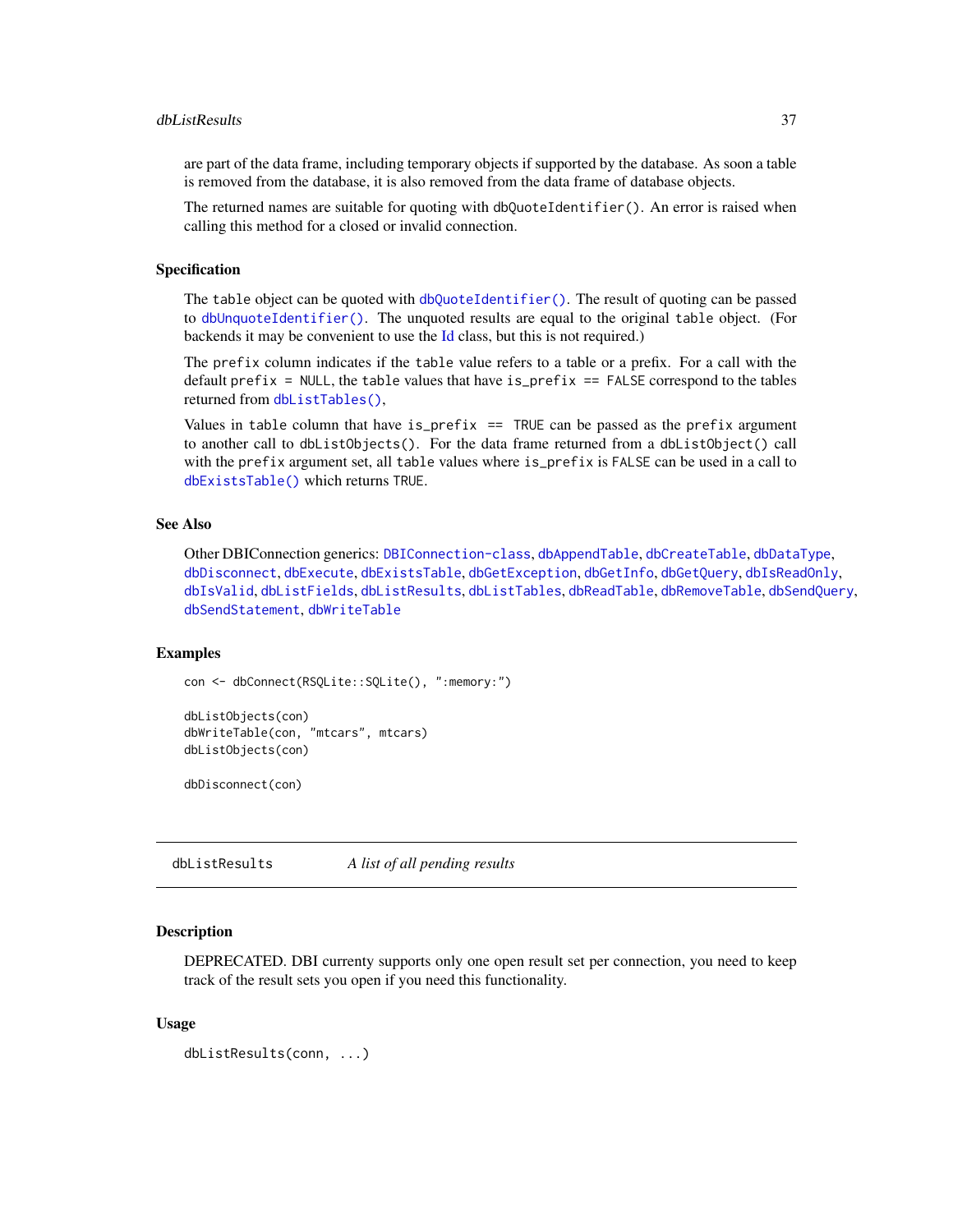are part of the data frame, including temporary objects if supported by the database. As soon a table is removed from the database, it is also removed from the data frame of database objects.

The returned names are suitable for quoting with `dbQuoteIdentifier()`. An error is raised when calling this method for a closed or invalid connection.

### Specification

The `table` object can be quoted with `dbQuoteIdentifier()`. The result of quoting can be passed to `dbUnquoteIdentifier()`. The unquoted results are equal to the original `table` object. (For backends it may be convenient to use the Id class, but this is not required.)

The `prefix` column indicates if the `table` value refers to a table or a prefix. For a call with the default `prefix = NULL`, the `table` values that have `is_prefix == FALSE` correspond to the tables returned from `dbListTables()`,

Values in `table` column that have `is_prefix == TRUE` can be passed as the `prefix` argument to another call to `dbListObjects()`. For the data frame returned from a `dbListObject()` call with the `prefix` argument set, all `table` values where `is_prefix` is `FALSE` can be used in a call to `dbExistsTable()` which returns `TRUE`.

### See Also

Other DBIConnection generics: `DBIConnection-class`, `dbAppendTable`, `dbCreateTable`, `dbDataType`, `dbDisconnect`, `dbExecute`, `dbExistsTable`, `dbGetException`, `dbGetInfo`, `dbGetQuery`, `dbIsReadOnly`, `dbIsValid`, `dbListFields`, `dbListResults`, `dbListTables`, `dbReadTable`, `dbRemoveTable`, `dbSendQuery`, `dbSendStatement`, `dbWriteTable`

### Examples

```
con <- dbConnect(RSQLite::SQLite(), ":memory:")

dbListObjects(con)
dbWriteTable(con, "mtcars", mtcars)
dbListObjects(con)

dbDisconnect(con)
```

---

## dbListResults — *A list of all pending results*

---

### Description

DEPRECATED. DBI currenty supports only one open result set per connection, you need to keep track of the result sets you open if you need this functionality.

### Usage

```
dbListResults(conn, ...)
```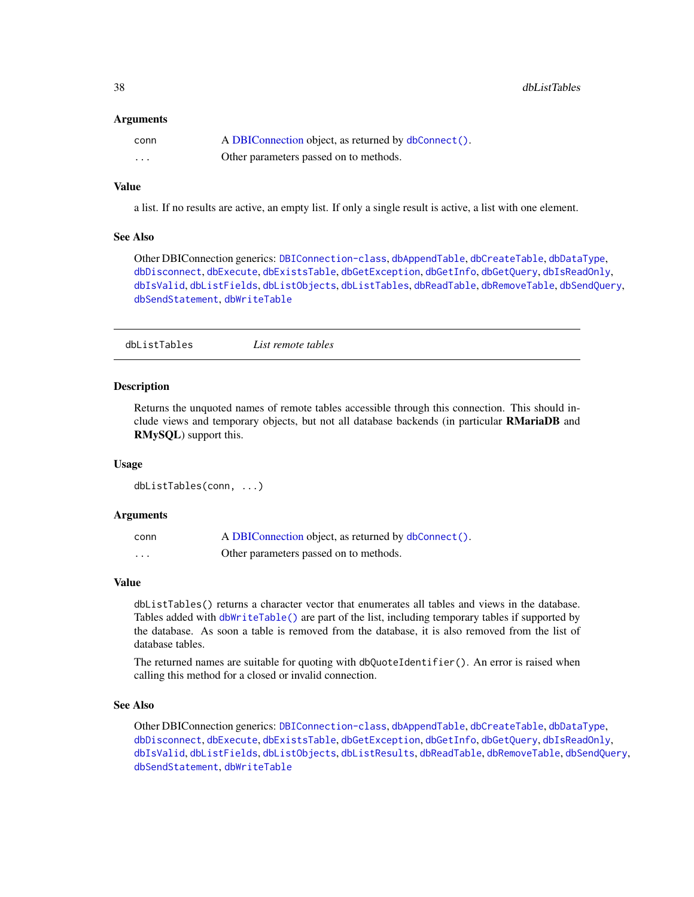### Arguments

| | |
|---|---|
| conn | A DBIConnection object, as returned by `dbConnect()`. |
| ... | Other parameters passed on to methods. |

### Value

a list. If no results are active, an empty list. If only a single result is active, a list with one element.

### See Also

Other DBIConnection generics: `DBIConnection-class`, `dbAppendTable`, `dbCreateTable`, `dbDataType`, `dbDisconnect`, `dbExecute`, `dbExistsTable`, `dbGetException`, `dbGetInfo`, `dbGetQuery`, `dbIsReadOnly`, `dbIsValid`, `dbListFields`, `dbListObjects`, `dbListTables`, `dbReadTable`, `dbRemoveTable`, `dbSendQuery`, `dbSendStatement`, `dbWriteTable`

---

## dbListTables *List remote tables*

### Description

Returns the unquoted names of remote tables accessible through this connection. This should include views and temporary objects, but not all database backends (in particular **RMariaDB** and **RMySQL**) support this.

### Usage

```
dbListTables(conn, ...)
```

### Arguments

| | |
|---|---|
| conn | A DBIConnection object, as returned by `dbConnect()`. |
| ... | Other parameters passed on to methods. |

### Value

`dbListTables()` returns a character vector that enumerates all tables and views in the database. Tables added with `dbWriteTable()` are part of the list, including temporary tables if supported by the database. As soon a table is removed from the database, it is also removed from the list of database tables.

The returned names are suitable for quoting with `dbQuoteIdentifier()`. An error is raised when calling this method for a closed or invalid connection.

### See Also

Other DBIConnection generics: `DBIConnection-class`, `dbAppendTable`, `dbCreateTable`, `dbDataType`, `dbDisconnect`, `dbExecute`, `dbExistsTable`, `dbGetException`, `dbGetInfo`, `dbGetQuery`, `dbIsReadOnly`, `dbIsValid`, `dbListFields`, `dbListObjects`, `dbListResults`, `dbReadTable`, `dbRemoveTable`, `dbSendQuery`, `dbSendStatement`, `dbWriteTable`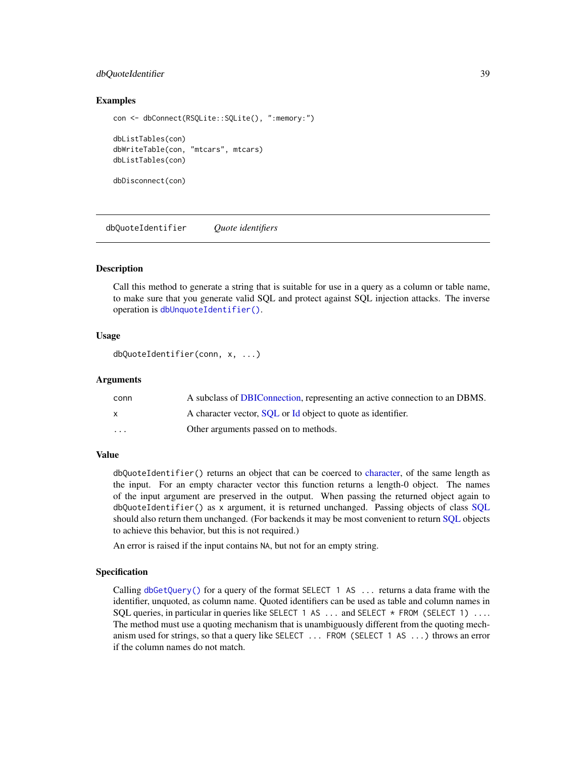### Examples

```
con <- dbConnect(RSQLite::SQLite(), ":memory:")

dbListTables(con)
dbWriteTable(con, "mtcars", mtcars)
dbListTables(con)

dbDisconnect(con)
```

---

## dbQuoteIdentifier    *Quote identifiers*

---

### Description

Call this method to generate a string that is suitable for use in a query as a column or table name, to make sure that you generate valid SQL and protect against SQL injection attacks. The inverse operation is `dbUnquoteIdentifier()`.

### Usage

```
dbQuoteIdentifier(conn, x, ...)
```

### Arguments

| | |
|---|---|
| `conn` | A subclass of DBIConnection, representing an active connection to an DBMS. |
| `x` | A character vector, SQL or Id object to quote as identifier. |
| `...` | Other arguments passed on to methods. |

### Value

`dbQuoteIdentifier()` returns an object that can be coerced to character, of the same length as the input. For an empty character vector this function returns a length-0 object. The names of the input argument are preserved in the output. When passing the returned object again to `dbQuoteIdentifier()` as `x` argument, it is returned unchanged. Passing objects of class SQL should also return them unchanged. (For backends it may be most convenient to return SQL objects to achieve this behavior, but this is not required.)

An error is raised if the input contains `NA`, but not for an empty string.

### Specification

Calling `dbGetQuery()` for a query of the format `SELECT 1 AS ...` returns a data frame with the identifier, unquoted, as column name. Quoted identifiers can be used as table and column names in SQL queries, in particular in queries like `SELECT 1 AS ...` and `SELECT * FROM (SELECT 1) ...`. The method must use a quoting mechanism that is unambiguously different from the quoting mechanism used for strings, so that a query like `SELECT ... FROM (SELECT 1 AS ...)` throws an error if the column names do not match.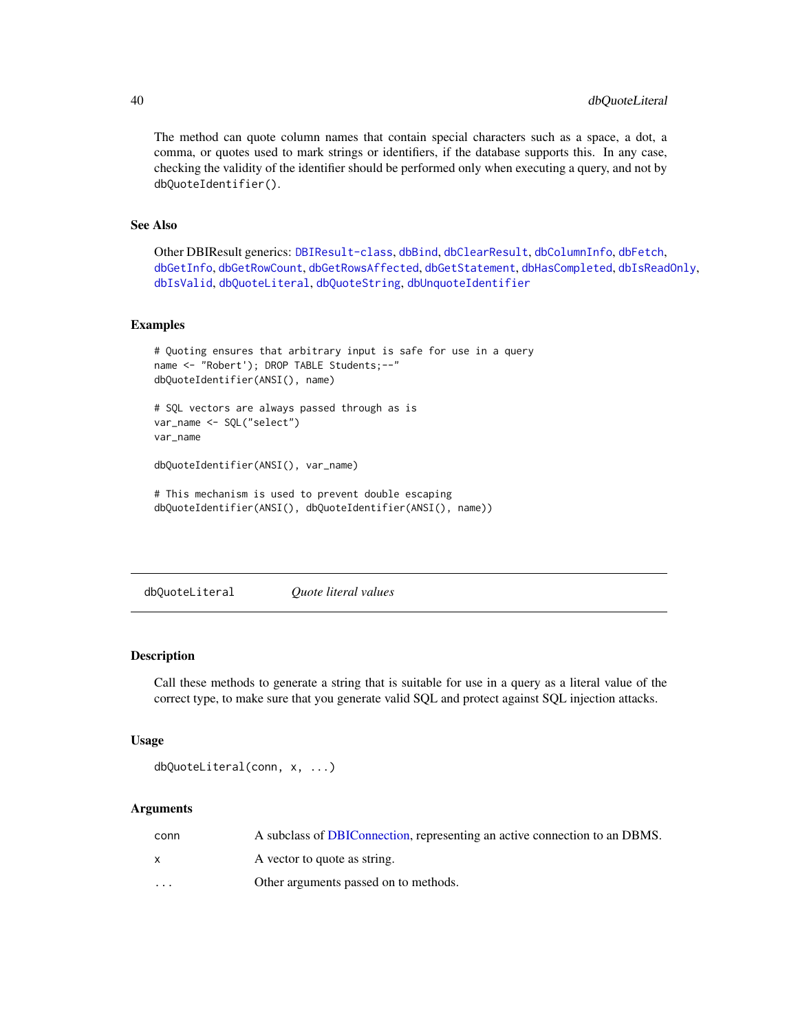The method can quote column names that contain special characters such as a space, a dot, a comma, or quotes used to mark strings or identifiers, if the database supports this. In any case, checking the validity of the identifier should be performed only when executing a query, and not by `dbQuoteIdentifier()`.

### See Also

Other DBIResult generics: `DBIResult-class`, `dbBind`, `dbClearResult`, `dbColumnInfo`, `dbFetch`, `dbGetInfo`, `dbGetRowCount`, `dbGetRowsAffected`, `dbGetStatement`, `dbHasCompleted`, `dbIsReadOnly`, `dbIsValid`, `dbQuoteLiteral`, `dbQuoteString`, `dbUnquoteIdentifier`

### Examples

```
# Quoting ensures that arbitrary input is safe for use in a query
name <- "Robert'); DROP TABLE Students;--"
dbQuoteIdentifier(ANSI(), name)

# SQL vectors are always passed through as is
var_name <- SQL("select")
var_name

dbQuoteIdentifier(ANSI(), var_name)

# This mechanism is used to prevent double escaping
dbQuoteIdentifier(ANSI(), dbQuoteIdentifier(ANSI(), name))
```

---

## dbQuoteLiteral — *Quote literal values*

---

### Description

Call these methods to generate a string that is suitable for use in a query as a literal value of the correct type, to make sure that you generate valid SQL and protect against SQL injection attacks.

### Usage

```
dbQuoteLiteral(conn, x, ...)
```

### Arguments

| | |
|---|---|
| conn | A subclass of DBIConnection, representing an active connection to an DBMS. |
| x | A vector to quote as string. |
| ... | Other arguments passed on to methods. |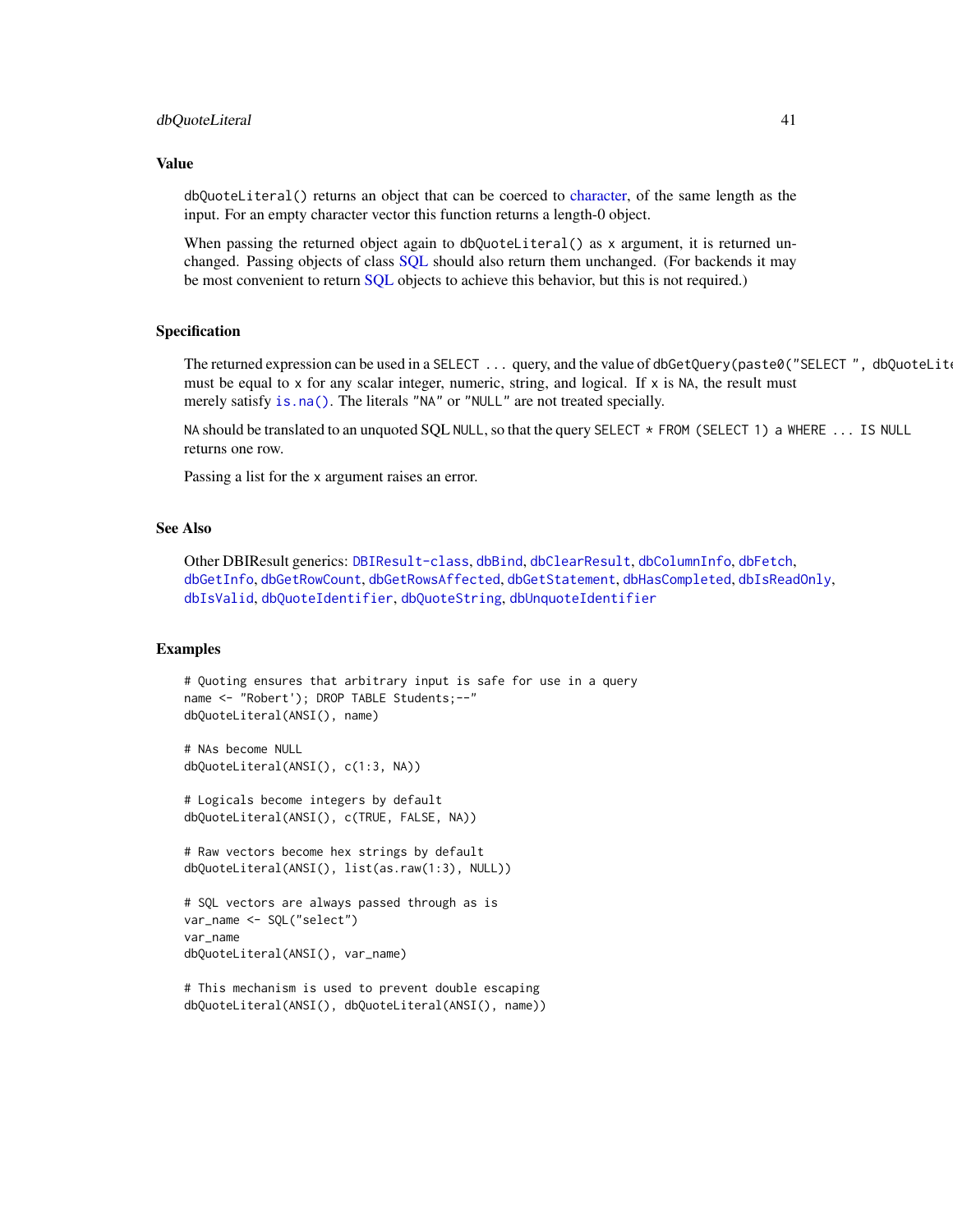## Value

`dbQuoteLiteral()` returns an object that can be coerced to character, of the same length as the input. For an empty character vector this function returns a length-0 object.

When passing the returned object again to `dbQuoteLiteral()` as `x` argument, it is returned unchanged. Passing objects of class SQL should also return them unchanged. (For backends it may be most convenient to return SQL objects to achieve this behavior, but this is not required.)

## Specification

The returned expression can be used in a `SELECT ...` query, and the value of `dbGetQuery(paste0("SELECT ", dbQuoteLite` must be equal to `x` for any scalar integer, numeric, string, and logical. If `x` is `NA`, the result must merely satisfy `is.na()`. The literals `"NA"` or `"NULL"` are not treated specially.

`NA` should be translated to an unquoted SQL `NULL`, so that the query `SELECT * FROM (SELECT 1) a WHERE ... IS NULL` returns one row.

Passing a list for the `x` argument raises an error.

## See Also

Other DBIResult generics: `DBIResult-class`, `dbBind`, `dbClearResult`, `dbColumnInfo`, `dbFetch`, `dbGetInfo`, `dbGetRowCount`, `dbGetRowsAffected`, `dbGetStatement`, `dbHasCompleted`, `dbIsReadOnly`, `dbIsValid`, `dbQuoteIdentifier`, `dbQuoteString`, `dbUnquoteIdentifier`

## Examples

```
# Quoting ensures that arbitrary input is safe for use in a query
name <- "Robert'); DROP TABLE Students;--"
dbQuoteLiteral(ANSI(), name)

# NAs become NULL
dbQuoteLiteral(ANSI(), c(1:3, NA))

# Logicals become integers by default
dbQuoteLiteral(ANSI(), c(TRUE, FALSE, NA))

# Raw vectors become hex strings by default
dbQuoteLiteral(ANSI(), list(as.raw(1:3), NULL))

# SQL vectors are always passed through as is
var_name <- SQL("select")
var_name
dbQuoteLiteral(ANSI(), var_name)

# This mechanism is used to prevent double escaping
dbQuoteLiteral(ANSI(), dbQuoteLiteral(ANSI(), name))
```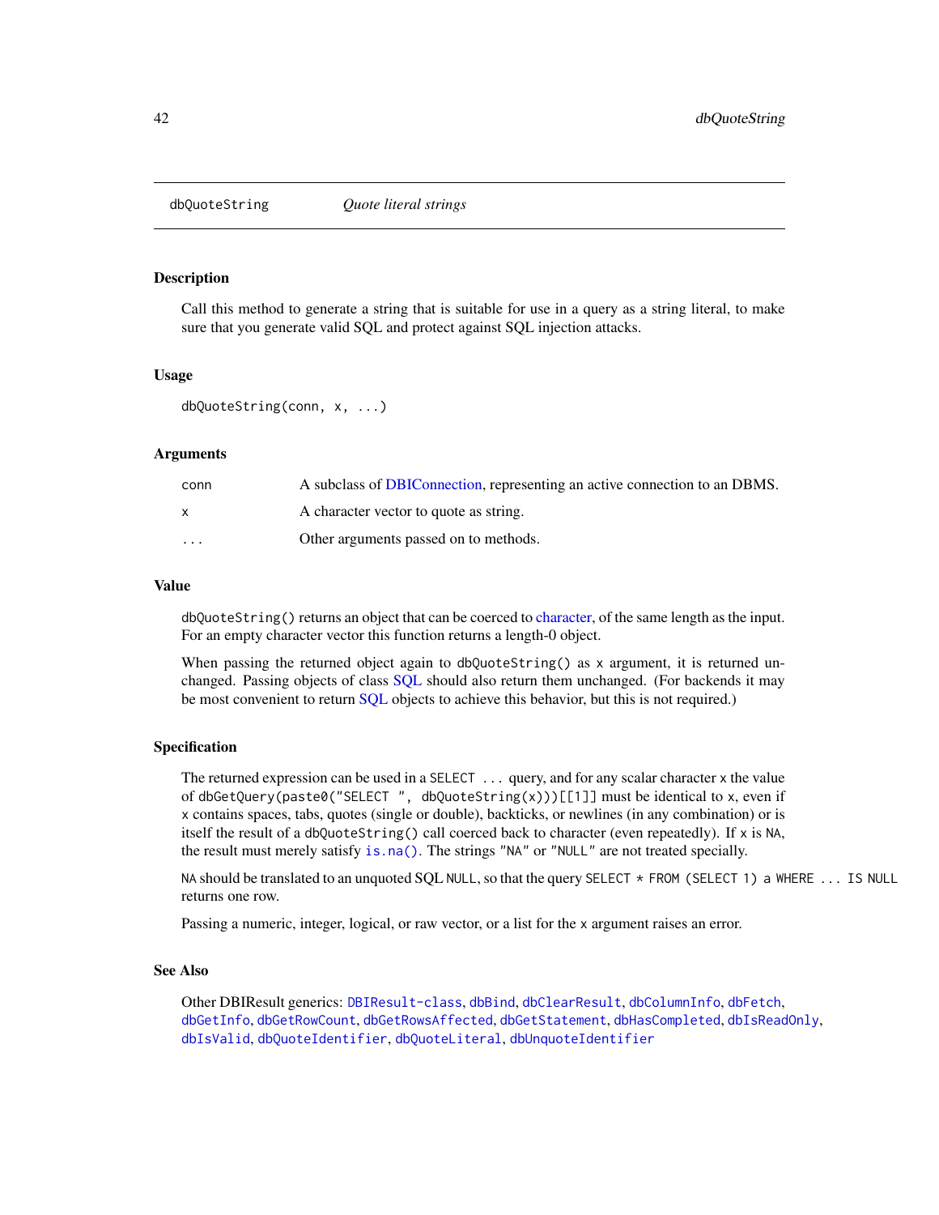## dbQuoteString — *Quote literal strings*

### Description

Call this method to generate a string that is suitable for use in a query as a string literal, to make sure that you generate valid SQL and protect against SQL injection attacks.

### Usage

```
dbQuoteString(conn, x, ...)
```

### Arguments

| | |
|---|---|
| conn | A subclass of DBIConnection, representing an active connection to an DBMS. |
| x | A character vector to quote as string. |
| ... | Other arguments passed on to methods. |

### Value

`dbQuoteString()` returns an object that can be coerced to character, of the same length as the input. For an empty character vector this function returns a length-0 object.

When passing the returned object again to `dbQuoteString()` as `x` argument, it is returned unchanged. Passing objects of class SQL should also return them unchanged. (For backends it may be most convenient to return SQL objects to achieve this behavior, but this is not required.)

### Specification

The returned expression can be used in a `SELECT ...` query, and for any scalar character `x` the value of `dbGetQuery(paste0("SELECT ", dbQuoteString(x)))[[1]]` must be identical to `x`, even if `x` contains spaces, tabs, quotes (single or double), backticks, or newlines (in any combination) or is itself the result of a `dbQuoteString()` call coerced back to character (even repeatedly). If `x` is `NA`, the result must merely satisfy `is.na()`. The strings `"NA"` or `"NULL"` are not treated specially.

`NA` should be translated to an unquoted SQL `NULL`, so that the query `SELECT * FROM (SELECT 1) a WHERE ... IS NULL` returns one row.

Passing a numeric, integer, logical, or raw vector, or a list for the `x` argument raises an error.

### See Also

Other DBIResult generics: `DBIResult-class`, `dbBind`, `dbClearResult`, `dbColumnInfo`, `dbFetch`, `dbGetInfo`, `dbGetRowCount`, `dbGetRowsAffected`, `dbGetStatement`, `dbHasCompleted`, `dbIsReadOnly`, `dbIsValid`, `dbQuoteIdentifier`, `dbQuoteLiteral`, `dbUnquoteIdentifier`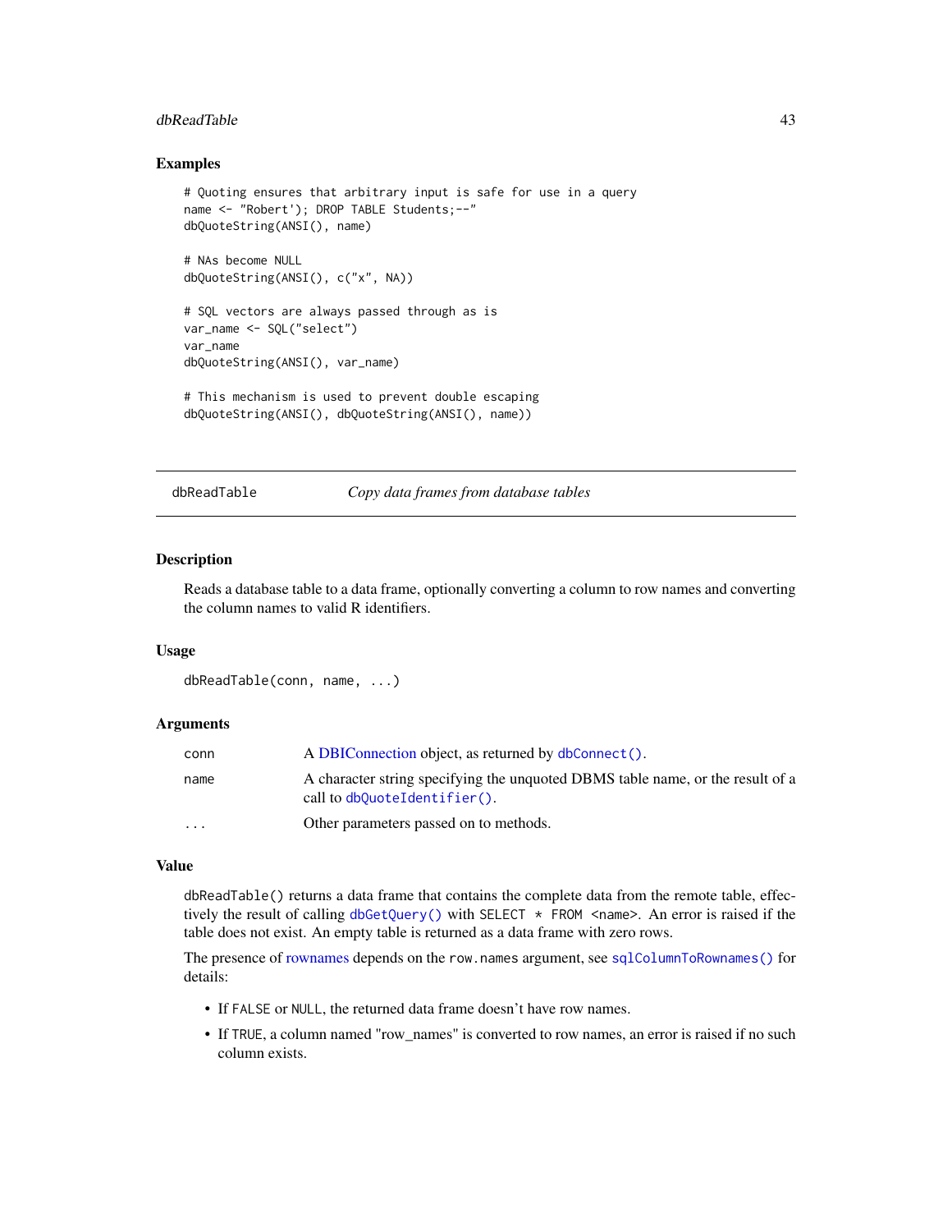### Examples

```
# Quoting ensures that arbitrary input is safe for use in a query
name <- "Robert'); DROP TABLE Students;--"
dbQuoteString(ANSI(), name)

# NAs become NULL
dbQuoteString(ANSI(), c("x", NA))

# SQL vectors are always passed through as is
var_name <- SQL("select")
var_name
dbQuoteString(ANSI(), var_name)

# This mechanism is used to prevent double escaping
dbQuoteString(ANSI(), dbQuoteString(ANSI(), name))
```

---

## dbReadTable — *Copy data frames from database tables*

---

### Description

Reads a database table to a data frame, optionally converting a column to row names and converting the column names to valid R identifiers.

### Usage

```
dbReadTable(conn, name, ...)
```

### Arguments

| | |
|---|---|
| conn | A DBIConnection object, as returned by `dbConnect()`. |
| name | A character string specifying the unquoted DBMS table name, or the result of a call to `dbQuoteIdentifier()`. |
| ... | Other parameters passed on to methods. |

### Value

`dbReadTable()` returns a data frame that contains the complete data from the remote table, effectively the result of calling `dbGetQuery()` with `SELECT * FROM <name>`. An error is raised if the table does not exist. An empty table is returned as a data frame with zero rows.

The presence of rownames depends on the `row.names` argument, see `sqlColumnToRownames()` for details:

- If `FALSE` or `NULL`, the returned data frame doesn't have row names.
- If `TRUE`, a column named "row_names" is converted to row names, an error is raised if no such column exists.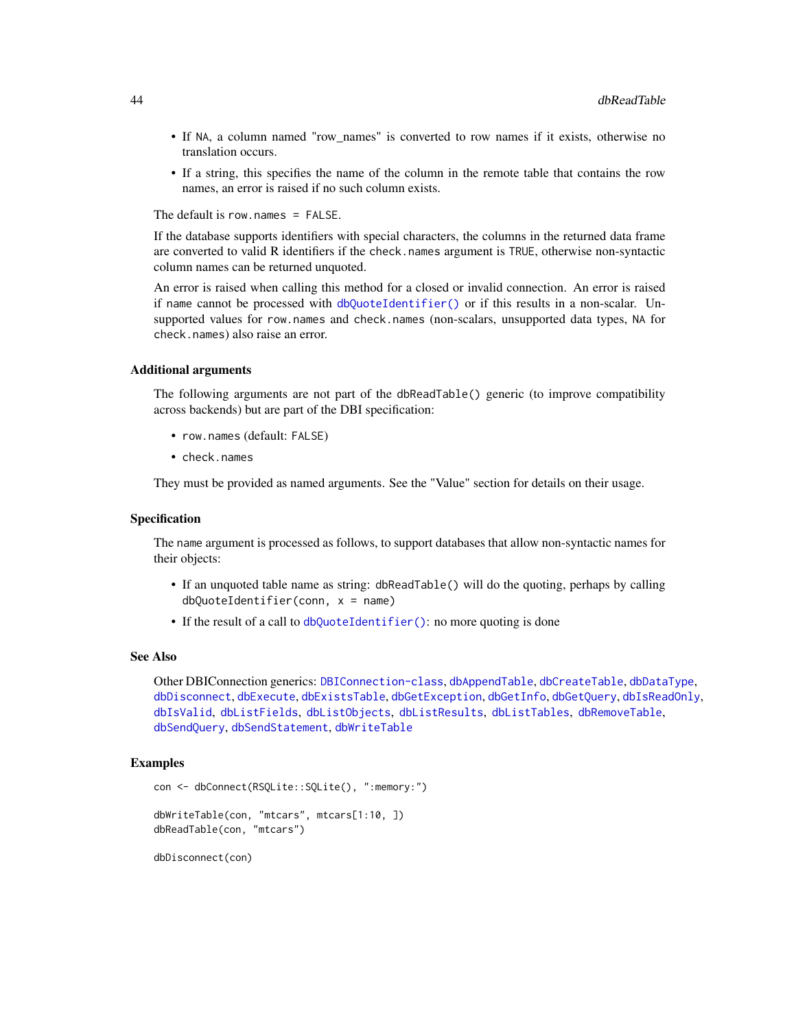- If `NA`, a column named "row_names" is converted to row names if it exists, otherwise no translation occurs.
- If a string, this specifies the name of the column in the remote table that contains the row names, an error is raised if no such column exists.

The default is `row.names = FALSE`.

If the database supports identifiers with special characters, the columns in the returned data frame are converted to valid R identifiers if the `check.names` argument is `TRUE`, otherwise non-syntactic column names can be returned unquoted.

An error is raised when calling this method for a closed or invalid connection. An error is raised if `name` cannot be processed with `dbQuoteIdentifier()` or if this results in a non-scalar. Unsupported values for `row.names` and `check.names` (non-scalars, unsupported data types, `NA` for `check.names`) also raise an error.

### Additional arguments

The following arguments are not part of the `dbReadTable()` generic (to improve compatibility across backends) but are part of the DBI specification:

- `row.names` (default: `FALSE`)
- `check.names`

They must be provided as named arguments. See the "Value" section for details on their usage.

### Specification

The `name` argument is processed as follows, to support databases that allow non-syntactic names for their objects:

- If an unquoted table name as string: `dbReadTable()` will do the quoting, perhaps by calling `dbQuoteIdentifier(conn, x = name)`
- If the result of a call to `dbQuoteIdentifier()`: no more quoting is done

### See Also

Other DBIConnection generics: `DBIConnection-class`, `dbAppendTable`, `dbCreateTable`, `dbDataType`, `dbDisconnect`, `dbExecute`, `dbExistsTable`, `dbGetException`, `dbGetInfo`, `dbGetQuery`, `dbIsReadOnly`, `dbIsValid`, `dbListFields`, `dbListObjects`, `dbListResults`, `dbListTables`, `dbRemoveTable`, `dbSendQuery`, `dbSendStatement`, `dbWriteTable`

### Examples

```
con <- dbConnect(RSQLite::SQLite(), ":memory:")

dbWriteTable(con, "mtcars", mtcars[1:10, ])
dbReadTable(con, "mtcars")

dbDisconnect(con)
```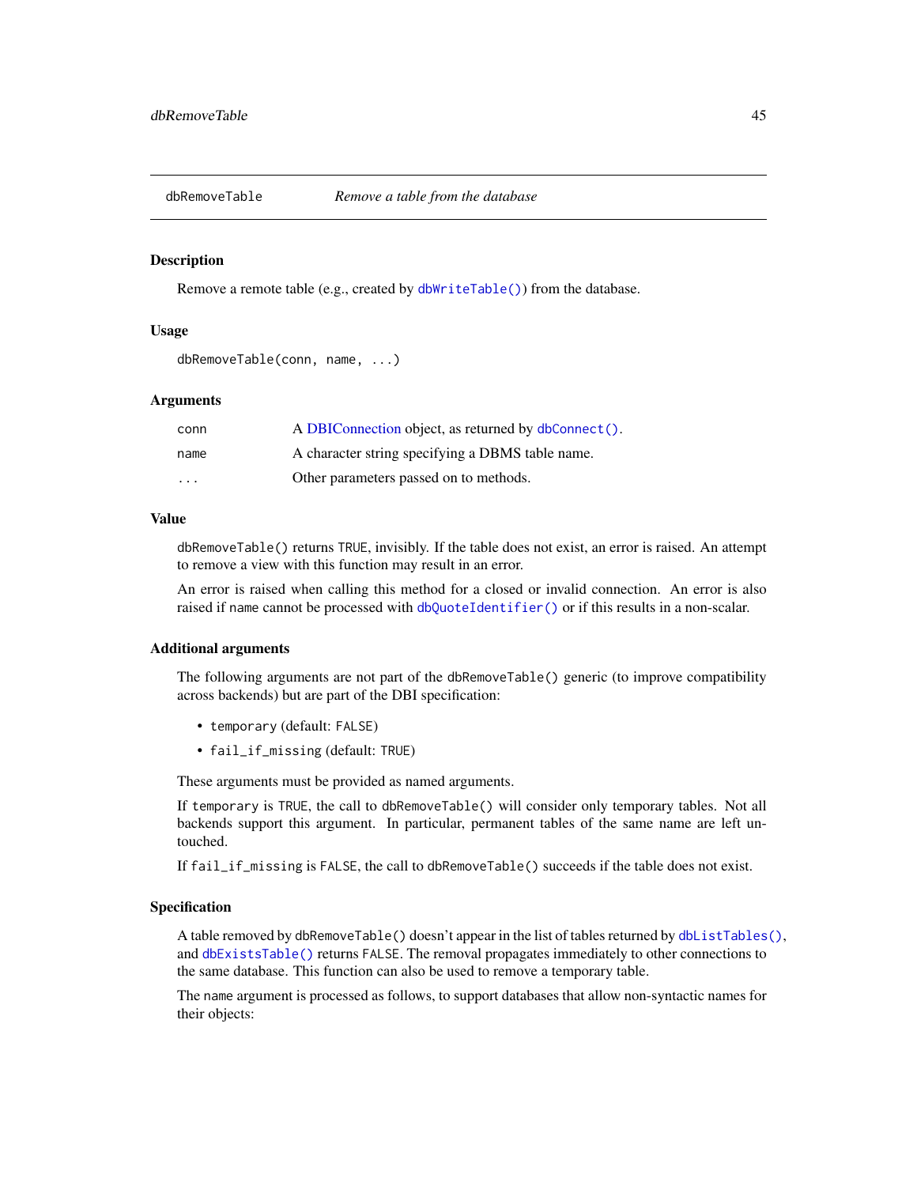## dbRemoveTable — *Remove a table from the database*

### Description

Remove a remote table (e.g., created by `dbWriteTable()`) from the database.

### Usage

```
dbRemoveTable(conn, name, ...)
```

### Arguments

| | |
|---|---|
| conn | A DBIConnection object, as returned by `dbConnect()`. |
| name | A character string specifying a DBMS table name. |
| ... | Other parameters passed on to methods. |

### Value

`dbRemoveTable()` returns `TRUE`, invisibly. If the table does not exist, an error is raised. An attempt to remove a view with this function may result in an error.

An error is raised when calling this method for a closed or invalid connection. An error is also raised if `name` cannot be processed with `dbQuoteIdentifier()` or if this results in a non-scalar.

### Additional arguments

The following arguments are not part of the `dbRemoveTable()` generic (to improve compatibility across backends) but are part of the DBI specification:

- `temporary` (default: `FALSE`)
- `fail_if_missing` (default: `TRUE`)

These arguments must be provided as named arguments.

If `temporary` is `TRUE`, the call to `dbRemoveTable()` will consider only temporary tables. Not all backends support this argument. In particular, permanent tables of the same name are left untouched.

If `fail_if_missing` is `FALSE`, the call to `dbRemoveTable()` succeeds if the table does not exist.

### Specification

A table removed by `dbRemoveTable()` doesn't appear in the list of tables returned by `dbListTables()`, and `dbExistsTable()` returns `FALSE`. The removal propagates immediately to other connections to the same database. This function can also be used to remove a temporary table.

The `name` argument is processed as follows, to support databases that allow non-syntactic names for their objects: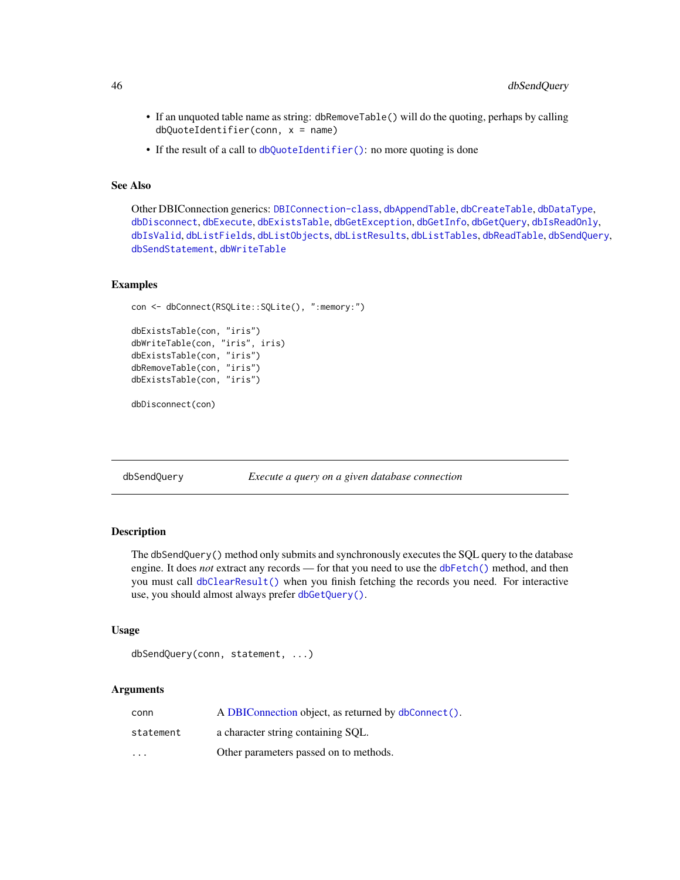- If an unquoted table name as string: `dbRemoveTable()` will do the quoting, perhaps by calling `dbQuoteIdentifier(conn, x = name)`
- If the result of a call to `dbQuoteIdentifier()`: no more quoting is done

### See Also

Other DBIConnection generics: `DBIConnection-class`, `dbAppendTable`, `dbCreateTable`, `dbDataType`, `dbDisconnect`, `dbExecute`, `dbExistsTable`, `dbGetException`, `dbGetInfo`, `dbGetQuery`, `dbIsReadOnly`, `dbIsValid`, `dbListFields`, `dbListObjects`, `dbListResults`, `dbListTables`, `dbReadTable`, `dbSendQuery`, `dbSendStatement`, `dbWriteTable`

### Examples

```
con <- dbConnect(RSQLite::SQLite(), ":memory:")

dbExistsTable(con, "iris")
dbWriteTable(con, "iris", iris)
dbExistsTable(con, "iris")
dbRemoveTable(con, "iris")
dbExistsTable(con, "iris")

dbDisconnect(con)
```

---

## dbSendQuery — *Execute a query on a given database connection*

### Description

The `dbSendQuery()` method only submits and synchronously executes the SQL query to the database engine. It does *not* extract any records — for that you need to use the `dbFetch()` method, and then you must call `dbClearResult()` when you finish fetching the records you need. For interactive use, you should almost always prefer `dbGetQuery()`.

### Usage

```
dbSendQuery(conn, statement, ...)
```

### Arguments

| | |
|---|---|
| `conn` | A DBIConnection object, as returned by `dbConnect()`. |
| `statement` | a character string containing SQL. |
| `...` | Other parameters passed on to methods. |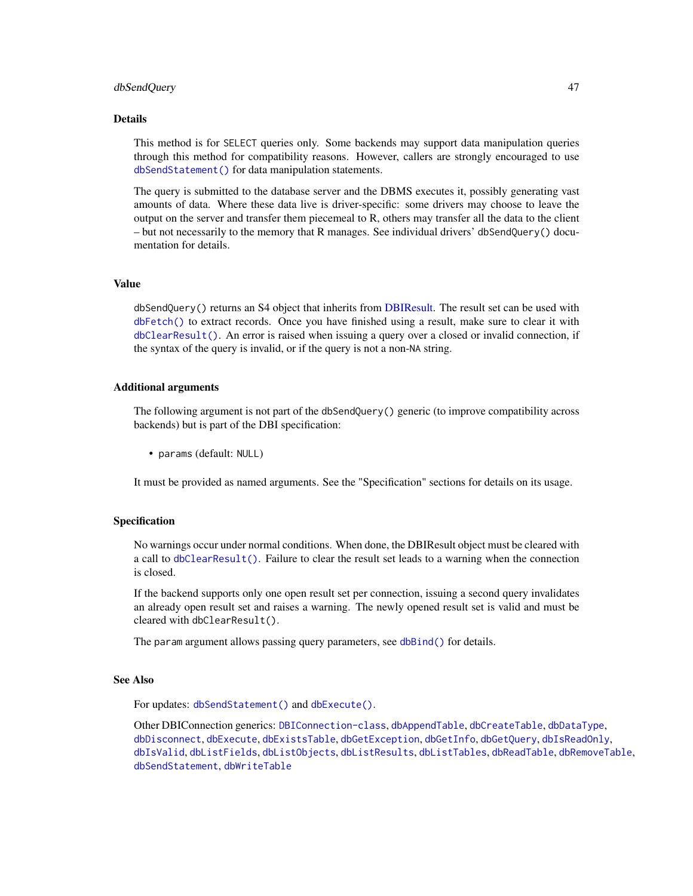### Details

This method is for `SELECT` queries only. Some backends may support data manipulation queries through this method for compatibility reasons. However, callers are strongly encouraged to use `dbSendStatement()` for data manipulation statements.

The query is submitted to the database server and the DBMS executes it, possibly generating vast amounts of data. Where these data live is driver-specific: some drivers may choose to leave the output on the server and transfer them piecemeal to R, others may transfer all the data to the client – but not necessarily to the memory that R manages. See individual drivers' `dbSendQuery()` documentation for details.

### Value

`dbSendQuery()` returns an S4 object that inherits from DBIResult. The result set can be used with `dbFetch()` to extract records. Once you have finished using a result, make sure to clear it with `dbClearResult()`. An error is raised when issuing a query over a closed or invalid connection, if the syntax of the query is invalid, or if the query is not a non-NA string.

### Additional arguments

The following argument is not part of the `dbSendQuery()` generic (to improve compatibility across backends) but is part of the DBI specification:

- `params` (default: `NULL`)

It must be provided as named arguments. See the "Specification" sections for details on its usage.

### Specification

No warnings occur under normal conditions. When done, the DBIResult object must be cleared with a call to `dbClearResult()`. Failure to clear the result set leads to a warning when the connection is closed.

If the backend supports only one open result set per connection, issuing a second query invalidates an already open result set and raises a warning. The newly opened result set is valid and must be cleared with `dbClearResult()`.

The `param` argument allows passing query parameters, see `dbBind()` for details.

### See Also

For updates: `dbSendStatement()` and `dbExecute()`.

Other DBIConnection generics: `DBIConnection-class`, `dbAppendTable`, `dbCreateTable`, `dbDataType`, `dbDisconnect`, `dbExecute`, `dbExistsTable`, `dbGetException`, `dbGetInfo`, `dbGetQuery`, `dbIsReadOnly`, `dbIsValid`, `dbListFields`, `dbListObjects`, `dbListResults`, `dbListTables`, `dbReadTable`, `dbRemoveTable`, `dbSendStatement`, `dbWriteTable`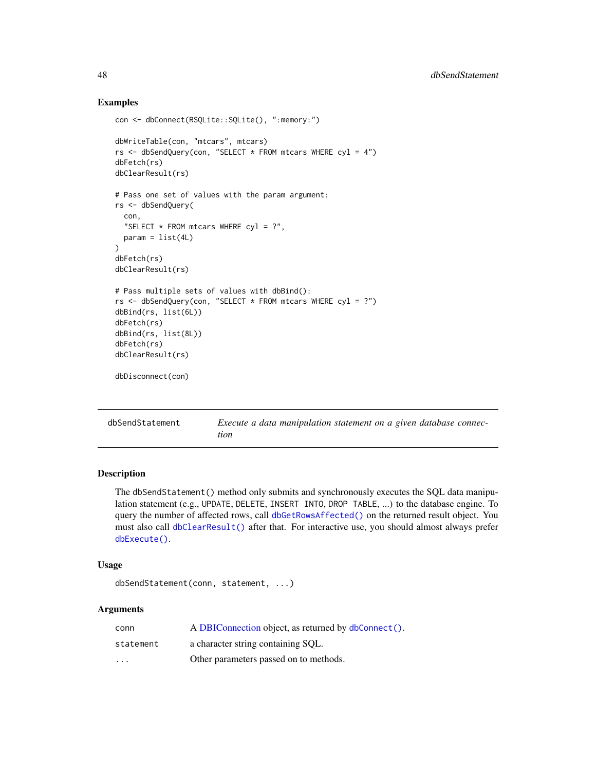## Examples

```
con <- dbConnect(RSQLite::SQLite(), ":memory:")

dbWriteTable(con, "mtcars", mtcars)
rs <- dbSendQuery(con, "SELECT * FROM mtcars WHERE cyl = 4")
dbFetch(rs)
dbClearResult(rs)

# Pass one set of values with the param argument:
rs <- dbSendQuery(
  con,
  "SELECT * FROM mtcars WHERE cyl = ?",
  param = list(4L)
)
dbFetch(rs)
dbClearResult(rs)

# Pass multiple sets of values with dbBind():
rs <- dbSendQuery(con, "SELECT * FROM mtcars WHERE cyl = ?")
dbBind(rs, list(6L))
dbFetch(rs)
dbBind(rs, list(8L))
dbFetch(rs)
dbClearResult(rs)

dbDisconnect(con)
```

---

# dbSendStatement — *Execute a data manipulation statement on a given database connection*

---

## Description

The `dbSendStatement()` method only submits and synchronously executes the SQL data manipulation statement (e.g., `UPDATE`, `DELETE`, `INSERT INTO`, `DROP TABLE`, ...) to the database engine. To query the number of affected rows, call `dbGetRowsAffected()` on the returned result object. You must also call `dbClearResult()` after that. For interactive use, you should almost always prefer `dbExecute()`.

## Usage

```
dbSendStatement(conn, statement, ...)
```

## Arguments

| | |
|---|---|
| `conn` | A DBIConnection object, as returned by `dbConnect()`. |
| `statement` | a character string containing SQL. |
| `...` | Other parameters passed on to methods. |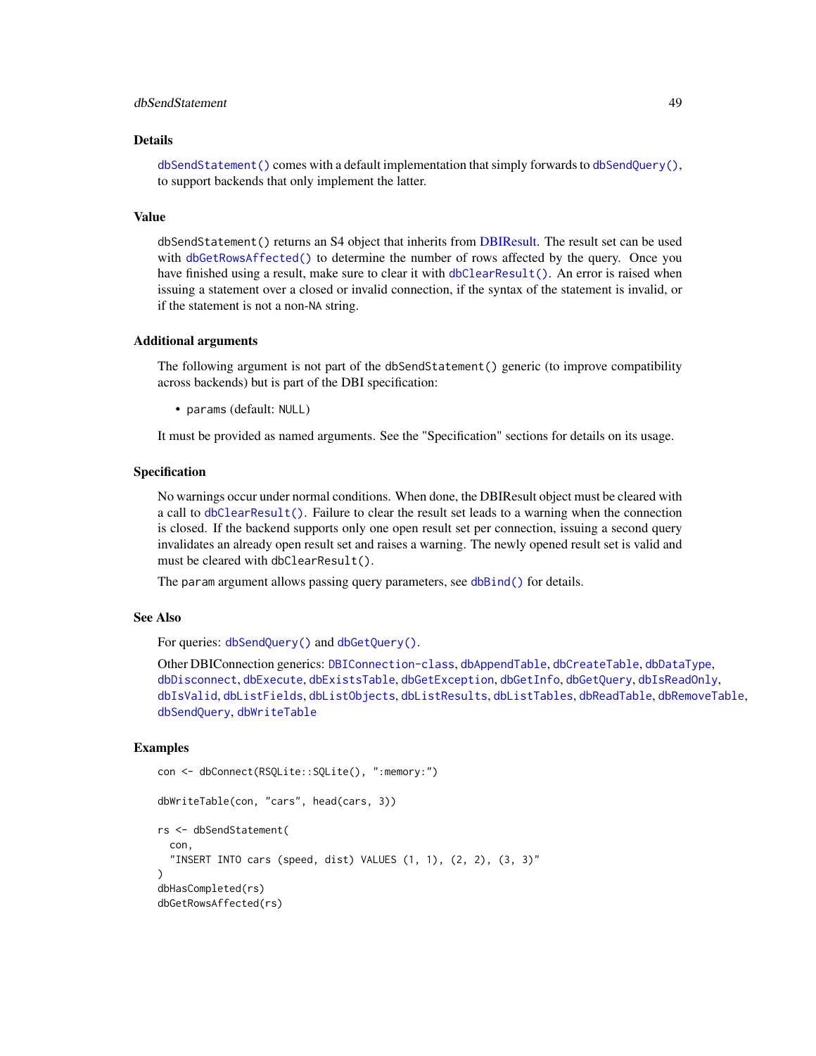## Details

`dbSendStatement()` comes with a default implementation that simply forwards to `dbSendQuery()`, to support backends that only implement the latter.

## Value

`dbSendStatement()` returns an S4 object that inherits from DBIResult. The result set can be used with `dbGetRowsAffected()` to determine the number of rows affected by the query. Once you have finished using a result, make sure to clear it with `dbClearResult()`. An error is raised when issuing a statement over a closed or invalid connection, if the syntax of the statement is invalid, or if the statement is not a non-`NA` string.

## Additional arguments

The following argument is not part of the `dbSendStatement()` generic (to improve compatibility across backends) but is part of the DBI specification:

- `params` (default: `NULL`)

It must be provided as named arguments. See the "Specification" sections for details on its usage.

## Specification

No warnings occur under normal conditions. When done, the DBIResult object must be cleared with a call to `dbClearResult()`. Failure to clear the result set leads to a warning when the connection is closed. If the backend supports only one open result set per connection, issuing a second query invalidates an already open result set and raises a warning. The newly opened result set is valid and must be cleared with `dbClearResult()`.

The `param` argument allows passing query parameters, see `dbBind()` for details.

## See Also

For queries: `dbSendQuery()` and `dbGetQuery()`.

Other DBIConnection generics: `DBIConnection-class`, `dbAppendTable`, `dbCreateTable`, `dbDataType`, `dbDisconnect`, `dbExecute`, `dbExistsTable`, `dbGetException`, `dbGetInfo`, `dbGetQuery`, `dbIsReadOnly`, `dbIsValid`, `dbListFields`, `dbListObjects`, `dbListResults`, `dbListTables`, `dbReadTable`, `dbRemoveTable`, `dbSendQuery`, `dbWriteTable`

## Examples

```
con <- dbConnect(RSQLite::SQLite(), ":memory:")

dbWriteTable(con, "cars", head(cars, 3))

rs <- dbSendStatement(
  con,
  "INSERT INTO cars (speed, dist) VALUES (1, 1), (2, 2), (3, 3)"
)
dbHasCompleted(rs)
dbGetRowsAffected(rs)
```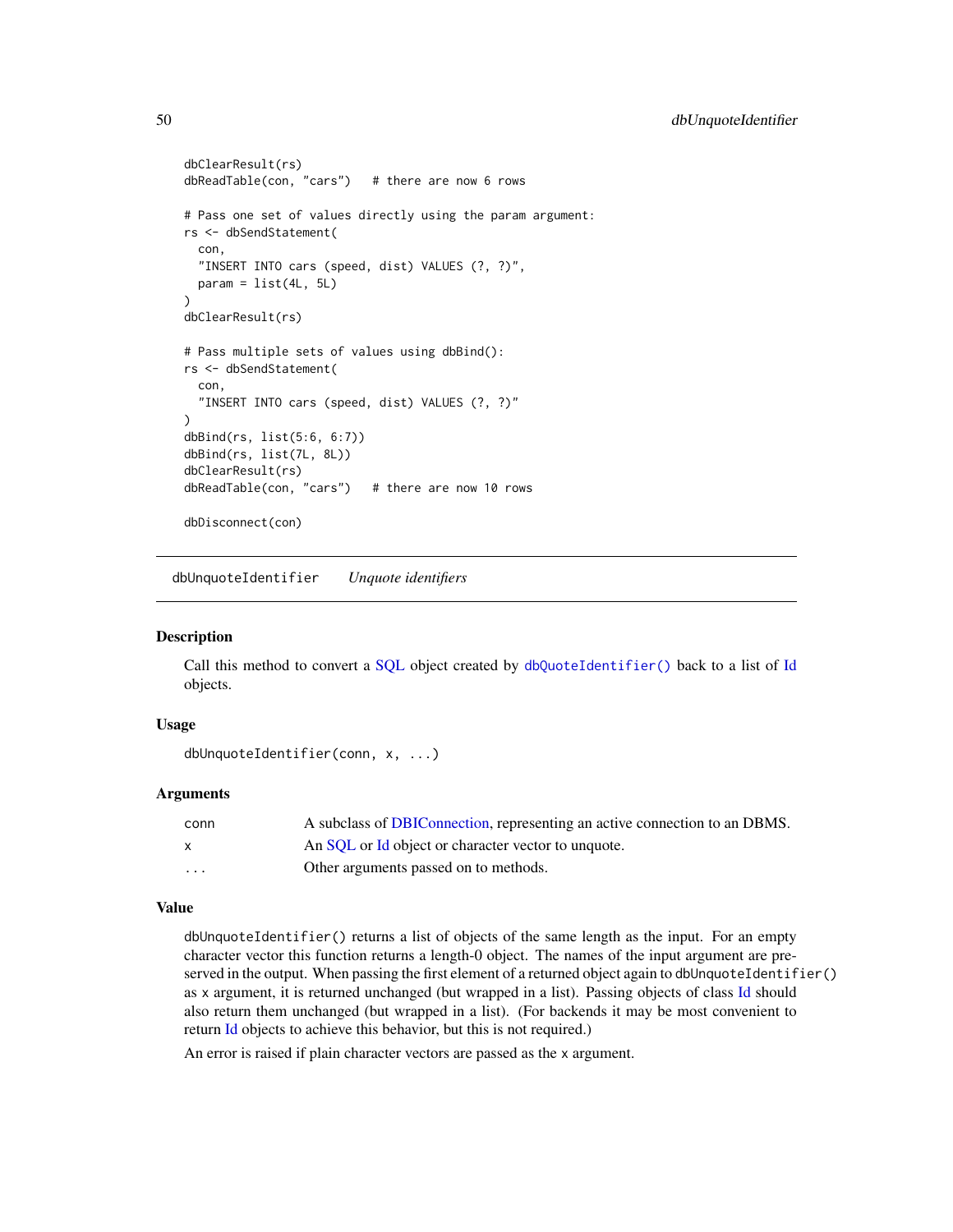```
dbClearResult(rs)
dbReadTable(con, "cars")   # there are now 6 rows

# Pass one set of values directly using the param argument:
rs <- dbSendStatement(
  con,
  "INSERT INTO cars (speed, dist) VALUES (?, ?)",
  param = list(4L, 5L)
)
dbClearResult(rs)

# Pass multiple sets of values using dbBind():
rs <- dbSendStatement(
  con,
  "INSERT INTO cars (speed, dist) VALUES (?, ?)"
)
dbBind(rs, list(5:6, 6:7))
dbBind(rs, list(7L, 8L))
dbClearResult(rs)
dbReadTable(con, "cars")   # there are now 10 rows

dbDisconnect(con)
```

---

## dbUnquoteIdentifier    *Unquote identifiers*

---

### Description

Call this method to convert a SQL object created by `dbQuoteIdentifier()` back to a list of Id objects.

### Usage

```
dbUnquoteIdentifier(conn, x, ...)
```

### Arguments

| | |
|---|---|
| `conn` | A subclass of DBIConnection, representing an active connection to an DBMS. |
| `x` | An SQL or Id object or character vector to unquote. |
| `...` | Other arguments passed on to methods. |

### Value

`dbUnquoteIdentifier()` returns a list of objects of the same length as the input. For an empty character vector this function returns a length-0 object. The names of the input argument are preserved in the output. When passing the first element of a returned object again to `dbUnquoteIdentifier()` as `x` argument, it is returned unchanged (but wrapped in a list). Passing objects of class Id should also return them unchanged (but wrapped in a list). (For backends it may be most convenient to return Id objects to achieve this behavior, but this is not required.)

An error is raised if plain character vectors are passed as the `x` argument.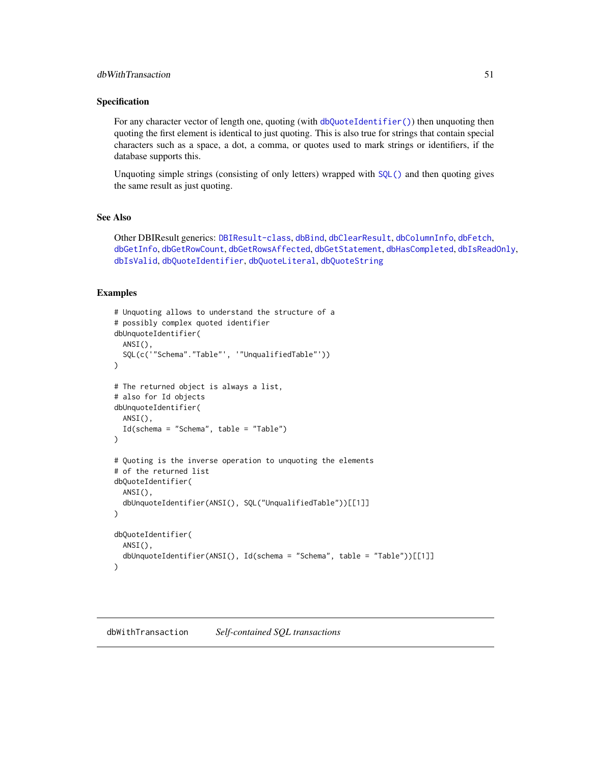### Specification

For any character vector of length one, quoting (with `dbQuoteIdentifier()`) then unquoting then quoting the first element is identical to just quoting. This is also true for strings that contain special characters such as a space, a dot, a comma, or quotes used to mark strings or identifiers, if the database supports this.

Unquoting simple strings (consisting of only letters) wrapped with `SQL()` and then quoting gives the same result as just quoting.

### See Also

Other DBIResult generics: `DBIResult-class`, `dbBind`, `dbClearResult`, `dbColumnInfo`, `dbFetch`, `dbGetInfo`, `dbGetRowCount`, `dbGetRowsAffected`, `dbGetStatement`, `dbHasCompleted`, `dbIsReadOnly`, `dbIsValid`, `dbQuoteIdentifier`, `dbQuoteLiteral`, `dbQuoteString`

### Examples

```
# Unquoting allows to understand the structure of a
# possibly complex quoted identifier
dbUnquoteIdentifier(
  ANSI(),
  SQL(c('"Schema"."Table"', '"UnqualifiedTable"'))
)

# The returned object is always a list,
# also for Id objects
dbUnquoteIdentifier(
  ANSI(),
  Id(schema = "Schema", table = "Table")
)

# Quoting is the inverse operation to unquoting the elements
# of the returned list
dbQuoteIdentifier(
  ANSI(),
  dbUnquoteIdentifier(ANSI(), SQL("UnqualifiedTable"))[[1]]
)

dbQuoteIdentifier(
  ANSI(),
  dbUnquoteIdentifier(ANSI(), Id(schema = "Schema", table = "Table"))[[1]]
)
```

---

## dbWithTransaction *Self-contained SQL transactions*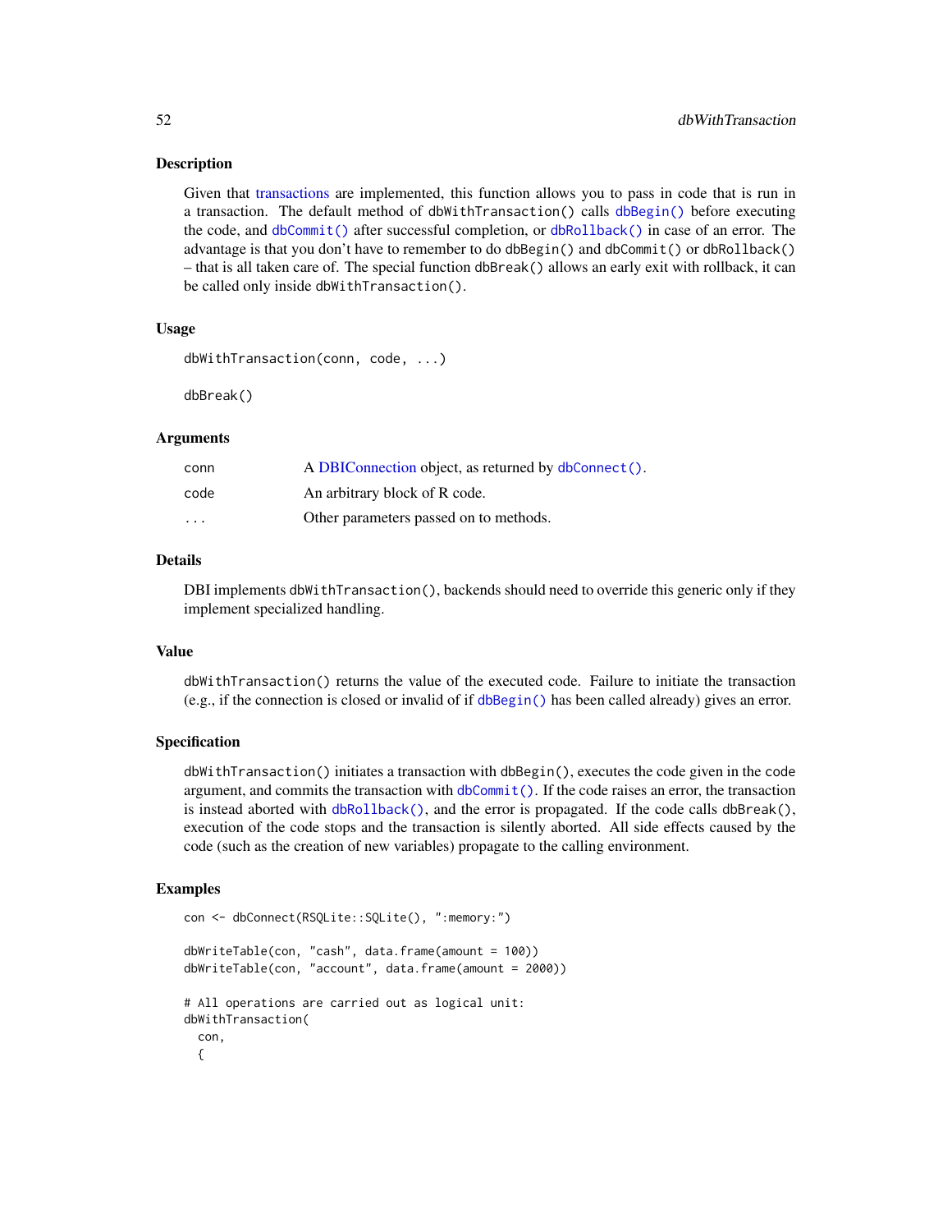## Description

Given that transactions are implemented, this function allows you to pass in code that is run in a transaction. The default method of `dbWithTransaction()` calls `dbBegin()` before executing the code, and `dbCommit()` after successful completion, or `dbRollback()` in case of an error. The advantage is that you don't have to remember to do `dbBegin()` and `dbCommit()` or `dbRollback()` – that is all taken care of. The special function `dbBreak()` allows an early exit with rollback, it can be called only inside `dbWithTransaction()`.

## Usage

```
dbWithTransaction(conn, code, ...)

dbBreak()
```

## Arguments

| | |
|---|---|
| conn | A DBIConnection object, as returned by `dbConnect()`. |
| code | An arbitrary block of R code. |
| ... | Other parameters passed on to methods. |

## Details

DBI implements `dbWithTransaction()`, backends should need to override this generic only if they implement specialized handling.

## Value

`dbWithTransaction()` returns the value of the executed code. Failure to initiate the transaction (e.g., if the connection is closed or invalid of if `dbBegin()` has been called already) gives an error.

## Specification

`dbWithTransaction()` initiates a transaction with `dbBegin()`, executes the code given in the code argument, and commits the transaction with `dbCommit()`. If the code raises an error, the transaction is instead aborted with `dbRollback()`, and the error is propagated. If the code calls `dbBreak()`, execution of the code stops and the transaction is silently aborted. All side effects caused by the code (such as the creation of new variables) propagate to the calling environment.

## Examples

```
con <- dbConnect(RSQLite::SQLite(), ":memory:")

dbWriteTable(con, "cash", data.frame(amount = 100))
dbWriteTable(con, "account", data.frame(amount = 2000))

# All operations are carried out as logical unit:
dbWithTransaction(
  con,
  {
```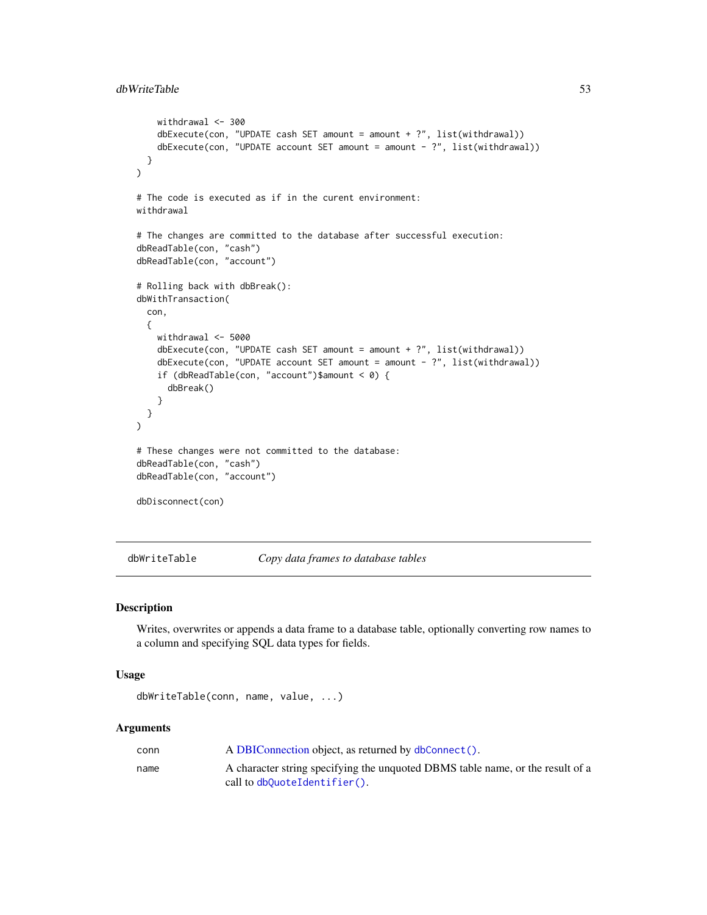```
    withdrawal <- 300
    dbExecute(con, "UPDATE cash SET amount = amount + ?", list(withdrawal))
    dbExecute(con, "UPDATE account SET amount = amount - ?", list(withdrawal))
  }
)

# The code is executed as if in the curent environment:
withdrawal

# The changes are committed to the database after successful execution:
dbReadTable(con, "cash")
dbReadTable(con, "account")

# Rolling back with dbBreak():
dbWithTransaction(
  con,
  {
    withdrawal <- 5000
    dbExecute(con, "UPDATE cash SET amount = amount + ?", list(withdrawal))
    dbExecute(con, "UPDATE account SET amount = amount - ?", list(withdrawal))
    if (dbReadTable(con, "account")$amount < 0) {
      dbBreak()
    }
  }
)

# These changes were not committed to the database:
dbReadTable(con, "cash")
dbReadTable(con, "account")

dbDisconnect(con)
```

---

## dbWriteTable — *Copy data frames to database tables*

### Description

Writes, overwrites or appends a data frame to a database table, optionally converting row names to a column and specifying SQL data types for fields.

### Usage

```
dbWriteTable(conn, name, value, ...)
```

### Arguments

| | |
|---|---|
| conn | A DBIConnection object, as returned by `dbConnect()`. |
| name | A character string specifying the unquoted DBMS table name, or the result of a call to `dbQuoteIdentifier()`. |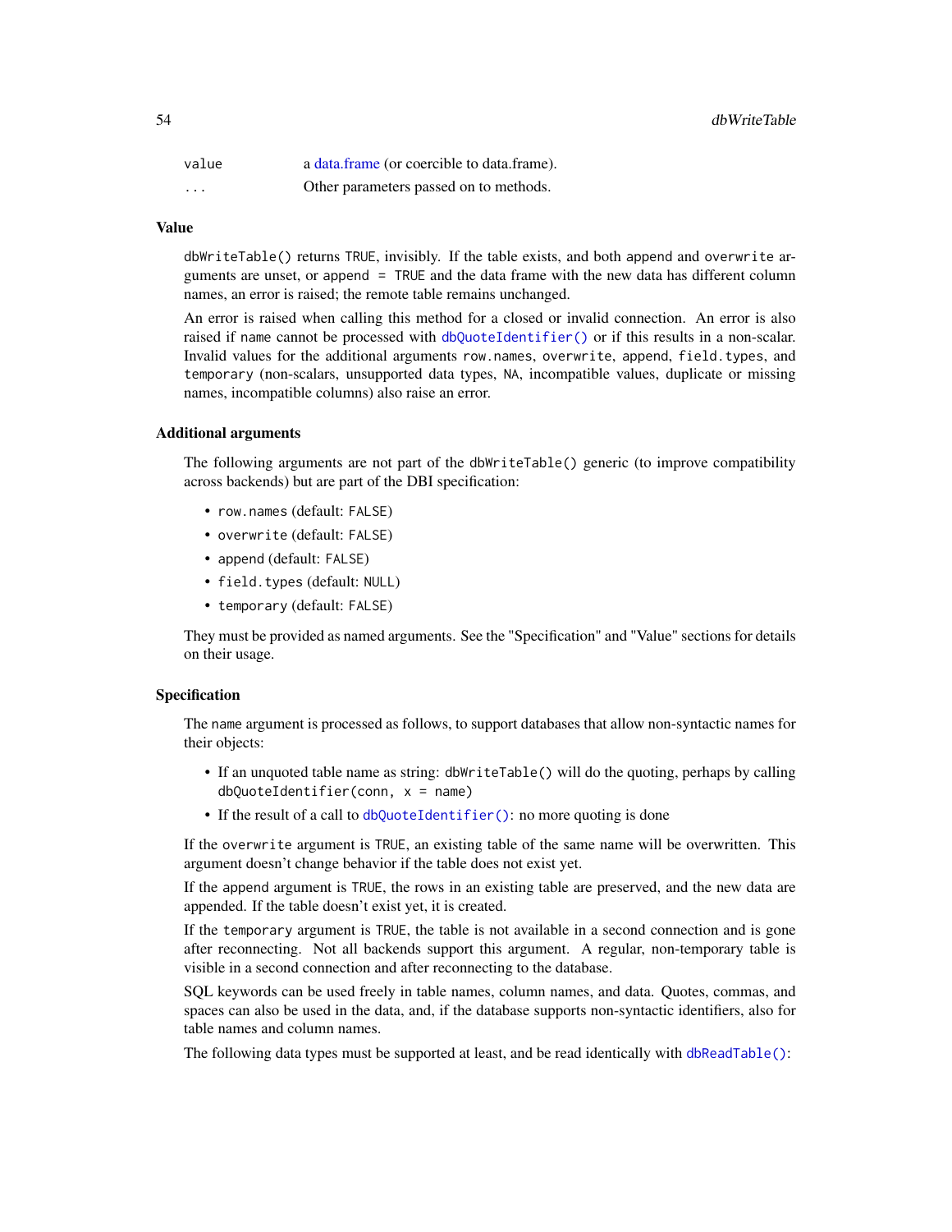| | |
|---|---|
| `value` | a data.frame (or coercible to data.frame). |
| `...` | Other parameters passed on to methods. |

### Value

`dbWriteTable()` returns `TRUE`, invisibly. If the table exists, and both `append` and `overwrite` arguments are unset, or `append = TRUE` and the data frame with the new data has different column names, an error is raised; the remote table remains unchanged.

An error is raised when calling this method for a closed or invalid connection. An error is also raised if `name` cannot be processed with `dbQuoteIdentifier()` or if this results in a non-scalar. Invalid values for the additional arguments `row.names`, `overwrite`, `append`, `field.types`, and `temporary` (non-scalars, unsupported data types, `NA`, incompatible values, duplicate or missing names, incompatible columns) also raise an error.

### Additional arguments

The following arguments are not part of the `dbWriteTable()` generic (to improve compatibility across backends) but are part of the DBI specification:

- `row.names` (default: `FALSE`)
- `overwrite` (default: `FALSE`)
- `append` (default: `FALSE`)
- `field.types` (default: `NULL`)
- `temporary` (default: `FALSE`)

They must be provided as named arguments. See the "Specification" and "Value" sections for details on their usage.

### Specification

The `name` argument is processed as follows, to support databases that allow non-syntactic names for their objects:

- If an unquoted table name as string: `dbWriteTable()` will do the quoting, perhaps by calling `dbQuoteIdentifier(conn, x = name)`
- If the result of a call to `dbQuoteIdentifier()`: no more quoting is done

If the `overwrite` argument is `TRUE`, an existing table of the same name will be overwritten. This argument doesn't change behavior if the table does not exist yet.

If the `append` argument is `TRUE`, the rows in an existing table are preserved, and the new data are appended. If the table doesn't exist yet, it is created.

If the `temporary` argument is `TRUE`, the table is not available in a second connection and is gone after reconnecting. Not all backends support this argument. A regular, non-temporary table is visible in a second connection and after reconnecting to the database.

SQL keywords can be used freely in table names, column names, and data. Quotes, commas, and spaces can also be used in the data, and, if the database supports non-syntactic identifiers, also for table names and column names.

The following data types must be supported at least, and be read identically with `dbReadTable()`: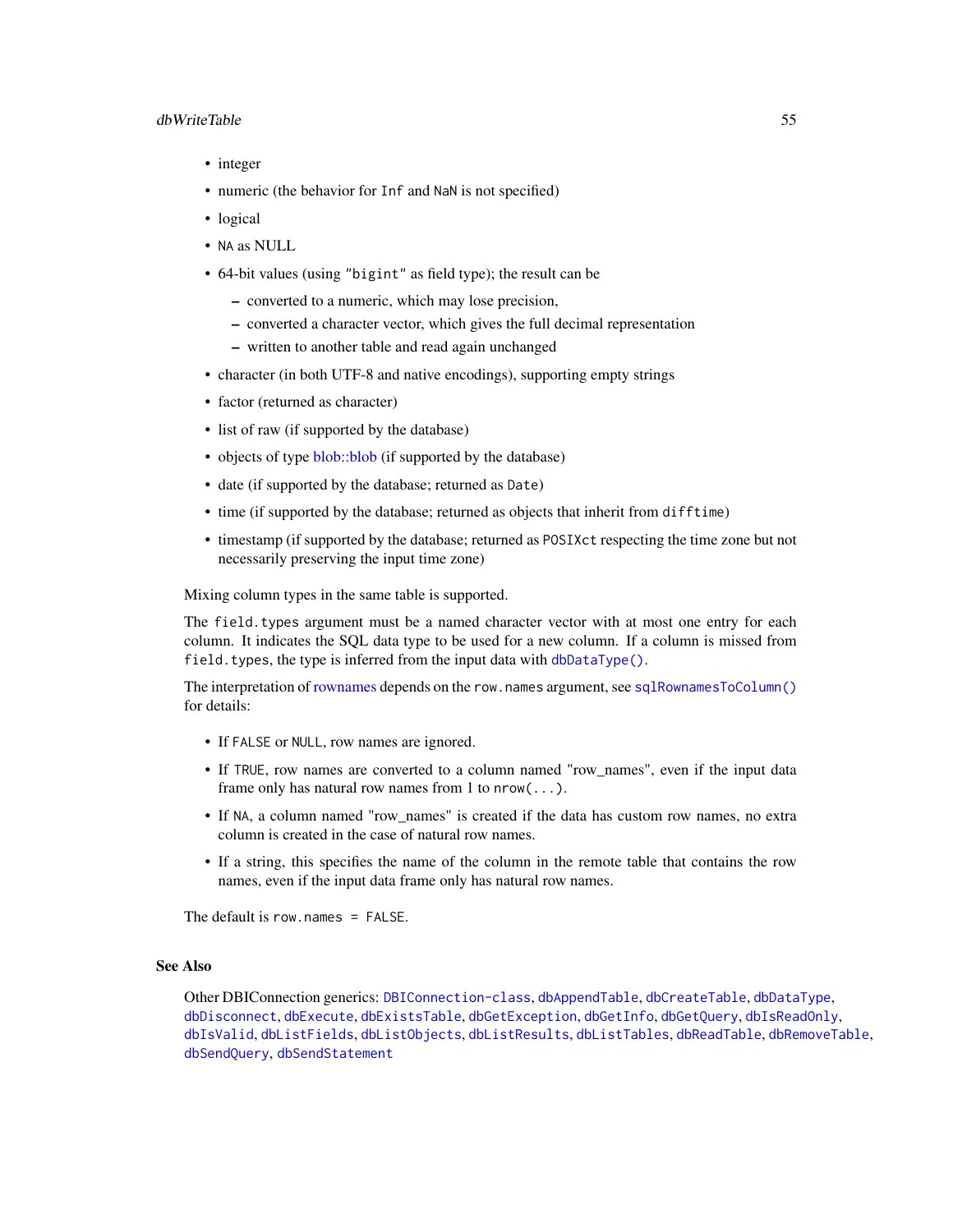- integer
- numeric (the behavior for `Inf` and `NaN` is not specified)
- logical
- `NA` as NULL
- 64-bit values (using `"bigint"` as field type); the result can be
  - converted to a numeric, which may lose precision,
  - converted a character vector, which gives the full decimal representation
  - written to another table and read again unchanged
- character (in both UTF-8 and native encodings), supporting empty strings
- factor (returned as character)
- list of raw (if supported by the database)
- objects of type blob::blob (if supported by the database)
- date (if supported by the database; returned as `Date`)
- time (if supported by the database; returned as objects that inherit from `difftime`)
- timestamp (if supported by the database; returned as `POSIXct` respecting the time zone but not necessarily preserving the input time zone)

Mixing column types in the same table is supported.

The `field.types` argument must be a named character vector with at most one entry for each column. It indicates the SQL data type to be used for a new column. If a column is missed from `field.types`, the type is inferred from the input data with `dbDataType()`.

The interpretation of rownames depends on the `row.names` argument, see `sqlRownamesToColumn()` for details:

- If `FALSE` or `NULL`, row names are ignored.
- If `TRUE`, row names are converted to a column named "row_names", even if the input data frame only has natural row names from 1 to `nrow(...)`.
- If `NA`, a column named "row_names" is created if the data has custom row names, no extra column is created in the case of natural row names.
- If a string, this specifies the name of the column in the remote table that contains the row names, even if the input data frame only has natural row names.

The default is `row.names = FALSE`.

## See Also

Other DBIConnection generics: `DBIConnection-class`, `dbAppendTable`, `dbCreateTable`, `dbDataType`, `dbDisconnect`, `dbExecute`, `dbExistsTable`, `dbGetException`, `dbGetInfo`, `dbGetQuery`, `dbIsReadOnly`, `dbIsValid`, `dbListFields`, `dbListObjects`, `dbListResults`, `dbListTables`, `dbReadTable`, `dbRemoveTable`, `dbSendQuery`, `dbSendStatement`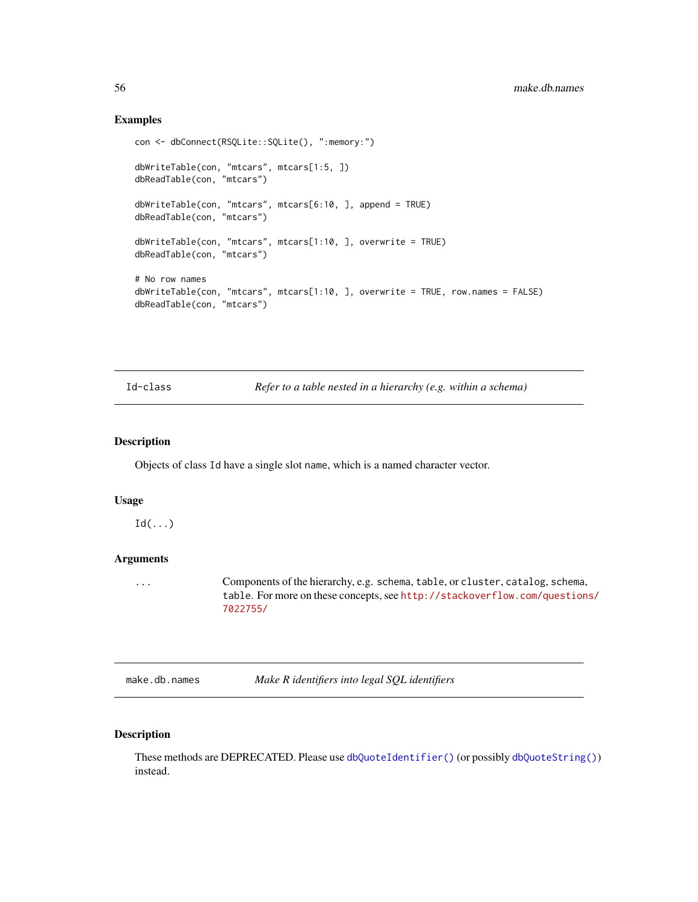### Examples

```
con <- dbConnect(RSQLite::SQLite(), ":memory:")

dbWriteTable(con, "mtcars", mtcars[1:5, ])
dbReadTable(con, "mtcars")

dbWriteTable(con, "mtcars", mtcars[6:10, ], append = TRUE)
dbReadTable(con, "mtcars")

dbWriteTable(con, "mtcars", mtcars[1:10, ], overwrite = TRUE)
dbReadTable(con, "mtcars")

# No row names
dbWriteTable(con, "mtcars", mtcars[1:10, ], overwrite = TRUE, row.names = FALSE)
dbReadTable(con, "mtcars")
```

---

## Id-class    *Refer to a table nested in a hierarchy (e.g. within a schema)*

### Description

Objects of class `Id` have a single slot `name`, which is a named character vector.

### Usage

```
Id(...)
```

### Arguments

| | |
|---|---|
| `...` | Components of the hierarchy, e.g. `schema`, `table`, or `cluster`, `catalog`, `schema`, `table`. For more on these concepts, see http://stackoverflow.com/questions/7022755/ |

---

## make.db.names    *Make R identifiers into legal SQL identifiers*

### Description

These methods are DEPRECATED. Please use `dbQuoteIdentifier()` (or possibly `dbQuoteString()`) instead.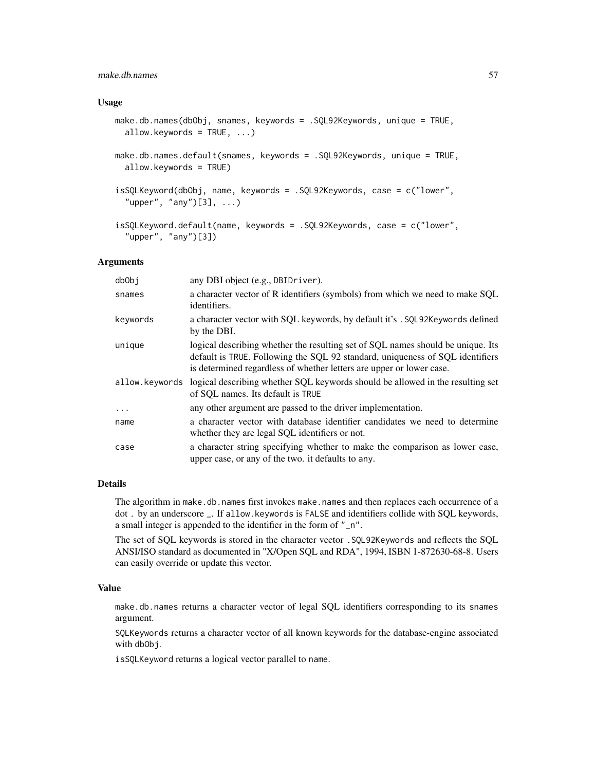### Usage

```
make.db.names(dbObj, snames, keywords = .SQL92Keywords, unique = TRUE,
  allow.keywords = TRUE, ...)

make.db.names.default(snames, keywords = .SQL92Keywords, unique = TRUE,
  allow.keywords = TRUE)

isSQLKeyword(dbObj, name, keywords = .SQL92Keywords, case = c("lower",
  "upper", "any")[3], ...)

isSQLKeyword.default(name, keywords = .SQL92Keywords, case = c("lower",
  "upper", "any")[3])
```

### Arguments

| | |
|---|---|
| dbObj | any DBI object (e.g., DBIDriver). |
| snames | a character vector of R identifiers (symbols) from which we need to make SQL identifiers. |
| keywords | a character vector with SQL keywords, by default it's .SQL92Keywords defined by the DBI. |
| unique | logical describing whether the resulting set of SQL names should be unique. Its default is TRUE. Following the SQL 92 standard, uniqueness of SQL identifiers is determined regardless of whether letters are upper or lower case. |
| allow.keywords | logical describing whether SQL keywords should be allowed in the resulting set of SQL names. Its default is TRUE |
| ... | any other argument are passed to the driver implementation. |
| name | a character vector with database identifier candidates we need to determine whether they are legal SQL identifiers or not. |
| case | a character string specifying whether to make the comparison as lower case, upper case, or any of the two. it defaults to any. |

### Details

The algorithm in make.db.names first invokes make.names and then replaces each occurrence of a dot . by an underscore _. If allow.keywords is FALSE and identifiers collide with SQL keywords, a small integer is appended to the identifier in the form of "_n".

The set of SQL keywords is stored in the character vector .SQL92Keywords and reflects the SQL ANSI/ISO standard as documented in "X/Open SQL and RDA", 1994, ISBN 1-872630-68-8. Users can easily override or update this vector.

### Value

make.db.names returns a character vector of legal SQL identifiers corresponding to its snames argument.

SQLKeywords returns a character vector of all known keywords for the database-engine associated with dbObj.

isSQLKeyword returns a logical vector parallel to name.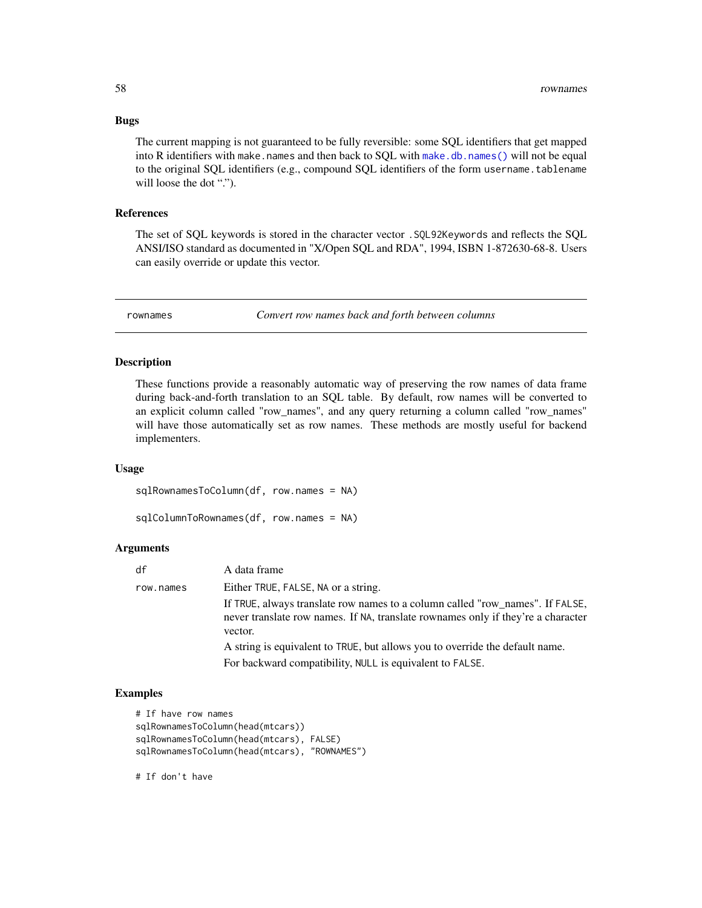## Bugs

The current mapping is not guaranteed to be fully reversible: some SQL identifiers that get mapped into R identifiers with `make.names` and then back to SQL with `make.db.names()` will not be equal to the original SQL identifiers (e.g., compound SQL identifiers of the form `username.tablename` will loose the dot ".").

## References

The set of SQL keywords is stored in the character vector `.SQL92Keywords` and reflects the SQL ANSI/ISO standard as documented in "X/Open SQL and RDA", 1994, ISBN 1-872630-68-8. Users can easily override or update this vector.

---

# rownames — *Convert row names back and forth between columns*

---

## Description

These functions provide a reasonably automatic way of preserving the row names of data frame during back-and-forth translation to an SQL table. By default, row names will be converted to an explicit column called "row_names", and any query returning a column called "row_names" will have those automatically set as row names. These methods are mostly useful for backend implementers.

## Usage

```
sqlRownamesToColumn(df, row.names = NA)

sqlColumnToRownames(df, row.names = NA)
```

## Arguments

| | |
|---|---|
| `df` | A data frame |
| `row.names` | Either `TRUE`, `FALSE`, `NA` or a string.<br><br>If `TRUE`, always translate row names to a column called "row_names". If `FALSE`, never translate row names. If `NA`, translate rownames only if they're a character vector.<br><br>A string is equivalent to `TRUE`, but allows you to override the default name.<br><br>For backward compatibility, `NULL` is equivalent to `FALSE`. |

## Examples

```
# If have row names
sqlRownamesToColumn(head(mtcars))
sqlRownamesToColumn(head(mtcars), FALSE)
sqlRownamesToColumn(head(mtcars), "ROWNAMES")

# If don't have
```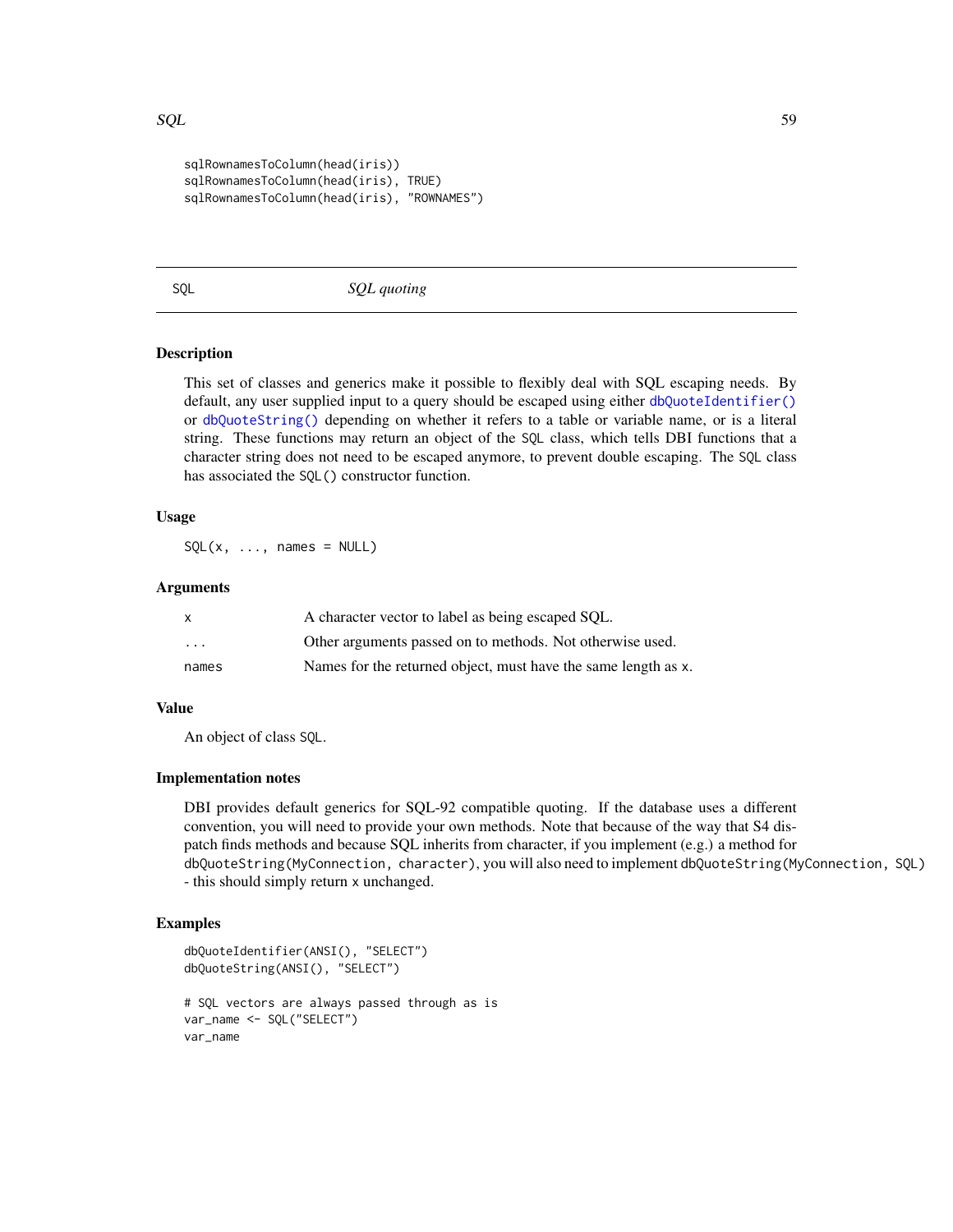```
sqlRownamesToColumn(head(iris))
sqlRownamesToColumn(head(iris), TRUE)
sqlRownamesToColumn(head(iris), "ROWNAMES")
```

## SQL — *SQL quoting*

### Description

This set of classes and generics make it possible to flexibly deal with SQL escaping needs. By default, any user supplied input to a query should be escaped using either `dbQuoteIdentifier()` or `dbQuoteString()` depending on whether it refers to a table or variable name, or is a literal string. These functions may return an object of the `SQL` class, which tells DBI functions that a character string does not need to be escaped anymore, to prevent double escaping. The `SQL` class has associated the `SQL()` constructor function.

### Usage

```
SQL(x, ..., names = NULL)
```

### Arguments

| | |
|---|---|
| `x` | A character vector to label as being escaped SQL. |
| `...` | Other arguments passed on to methods. Not otherwise used. |
| `names` | Names for the returned object, must have the same length as `x`. |

### Value

An object of class `SQL`.

### Implementation notes

DBI provides default generics for SQL-92 compatible quoting. If the database uses a different convention, you will need to provide your own methods. Note that because of the way that S4 dispatch finds methods and because SQL inherits from character, if you implement (e.g.) a method for `dbQuoteString(MyConnection, character)`, you will also need to implement `dbQuoteString(MyConnection, SQL)` - this should simply return `x` unchanged.

### Examples

```
dbQuoteIdentifier(ANSI(), "SELECT")
dbQuoteString(ANSI(), "SELECT")

# SQL vectors are always passed through as is
var_name <- SQL("SELECT")
var_name
```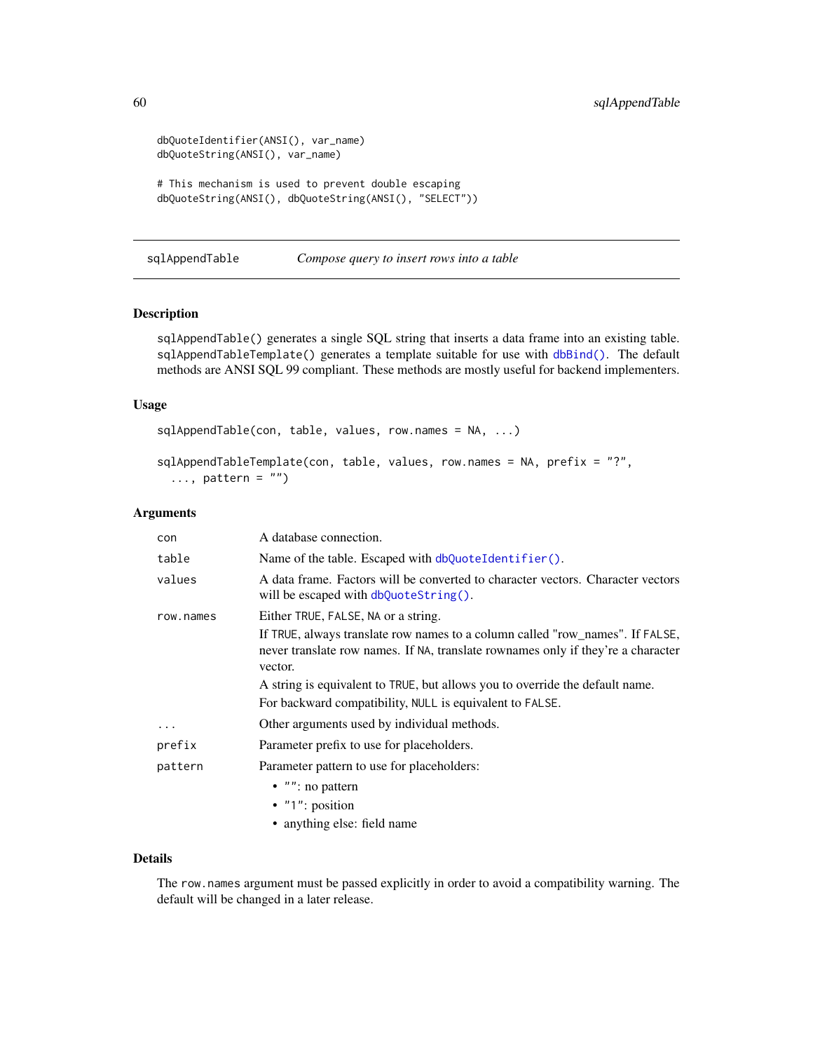```
dbQuoteIdentifier(ANSI(), var_name)
dbQuoteString(ANSI(), var_name)

# This mechanism is used to prevent double escaping
dbQuoteString(ANSI(), dbQuoteString(ANSI(), "SELECT"))
```

---

## sqlAppendTable — *Compose query to insert rows into a table*

### Description

`sqlAppendTable()` generates a single SQL string that inserts a data frame into an existing table. `sqlAppendTableTemplate()` generates a template suitable for use with `dbBind()`. The default methods are ANSI SQL 99 compliant. These methods are mostly useful for backend implementers.

### Usage

```
sqlAppendTable(con, table, values, row.names = NA, ...)

sqlAppendTableTemplate(con, table, values, row.names = NA, prefix = "?",
  ..., pattern = "")
```

### Arguments

| | |
|---|---|
| `con` | A database connection. |
| `table` | Name of the table. Escaped with `dbQuoteIdentifier()`. |
| `values` | A data frame. Factors will be converted to character vectors. Character vectors will be escaped with `dbQuoteString()`. |
| `row.names` | Either `TRUE`, `FALSE`, `NA` or a string.<br>If `TRUE`, always translate row names to a column called "row_names". If `FALSE`, never translate row names. If `NA`, translate rownames only if they're a character vector.<br>A string is equivalent to `TRUE`, but allows you to override the default name.<br>For backward compatibility, `NULL` is equivalent to `FALSE`. |
| `...` | Other arguments used by individual methods. |
| `prefix` | Parameter prefix to use for placeholders. |
| `pattern` | Parameter pattern to use for placeholders:<br>• `""`: no pattern<br>• `"1"`: position<br>• anything else: field name |

### Details

The `row.names` argument must be passed explicitly in order to avoid a compatibility warning. The default will be changed in a later release.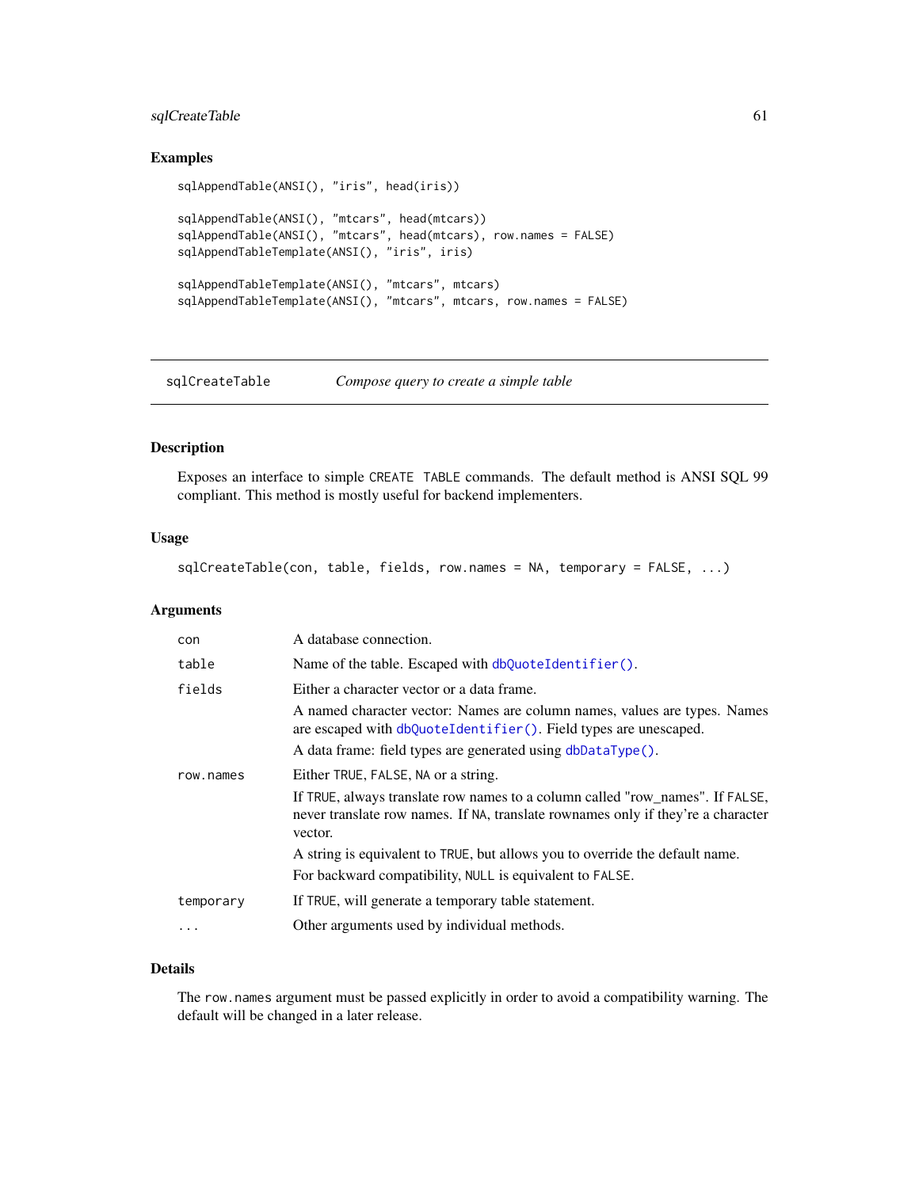## Examples

```
sqlAppendTable(ANSI(), "iris", head(iris))

sqlAppendTable(ANSI(), "mtcars", head(mtcars))
sqlAppendTable(ANSI(), "mtcars", head(mtcars), row.names = FALSE)
sqlAppendTableTemplate(ANSI(), "iris", iris)

sqlAppendTableTemplate(ANSI(), "mtcars", mtcars)
sqlAppendTableTemplate(ANSI(), "mtcars", mtcars, row.names = FALSE)
```

---

# sqlCreateTable *Compose query to create a simple table*

---

## Description

Exposes an interface to simple `CREATE TABLE` commands. The default method is ANSI SQL 99 compliant. This method is mostly useful for backend implementers.

## Usage

```
sqlCreateTable(con, table, fields, row.names = NA, temporary = FALSE, ...)
```

## Arguments

| | |
|---|---|
| `con` | A database connection. |
| `table` | Name of the table. Escaped with `dbQuoteIdentifier()`. |
| `fields` | Either a character vector or a data frame.<br>A named character vector: Names are column names, values are types. Names are escaped with `dbQuoteIdentifier()`. Field types are unescaped.<br>A data frame: field types are generated using `dbDataType()`. |
| `row.names` | Either `TRUE`, `FALSE`, `NA` or a string.<br>If `TRUE`, always translate row names to a column called "row_names". If `FALSE`, never translate row names. If `NA`, translate rownames only if they're a character vector.<br>A string is equivalent to `TRUE`, but allows you to override the default name.<br>For backward compatibility, `NULL` is equivalent to `FALSE`. |
| `temporary` | If `TRUE`, will generate a temporary table statement. |
| `...` | Other arguments used by individual methods. |

## Details

The `row.names` argument must be passed explicitly in order to avoid a compatibility warning. The default will be changed in a later release.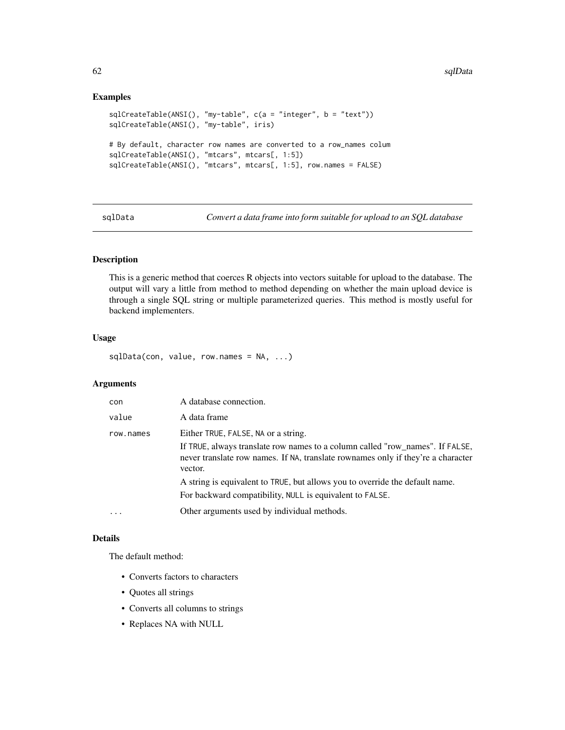## Examples

```
sqlCreateTable(ANSI(), "my-table", c(a = "integer", b = "text"))
sqlCreateTable(ANSI(), "my-table", iris)

# By default, character row names are converted to a row_names colum
sqlCreateTable(ANSI(), "mtcars", mtcars[, 1:5])
sqlCreateTable(ANSI(), "mtcars", mtcars[, 1:5], row.names = FALSE)
```

---

# sqlData — *Convert a data frame into form suitable for upload to an SQL database*

## Description

This is a generic method that coerces R objects into vectors suitable for upload to the database. The output will vary a little from method to method depending on whether the main upload device is through a single SQL string or multiple parameterized queries. This method is mostly useful for backend implementers.

## Usage

```
sqlData(con, value, row.names = NA, ...)
```

## Arguments

| | |
|---|---|
| `con` | A database connection. |
| `value` | A data frame |
| `row.names` | Either `TRUE`, `FALSE`, `NA` or a string.<br>If `TRUE`, always translate row names to a column called "row_names". If `FALSE`, never translate row names. If `NA`, translate rownames only if they're a character vector.<br>A string is equivalent to `TRUE`, but allows you to override the default name.<br>For backward compatibility, `NULL` is equivalent to `FALSE`. |
| `...` | Other arguments used by individual methods. |

## Details

The default method:

- Converts factors to characters
- Quotes all strings
- Converts all columns to strings
- Replaces NA with NULL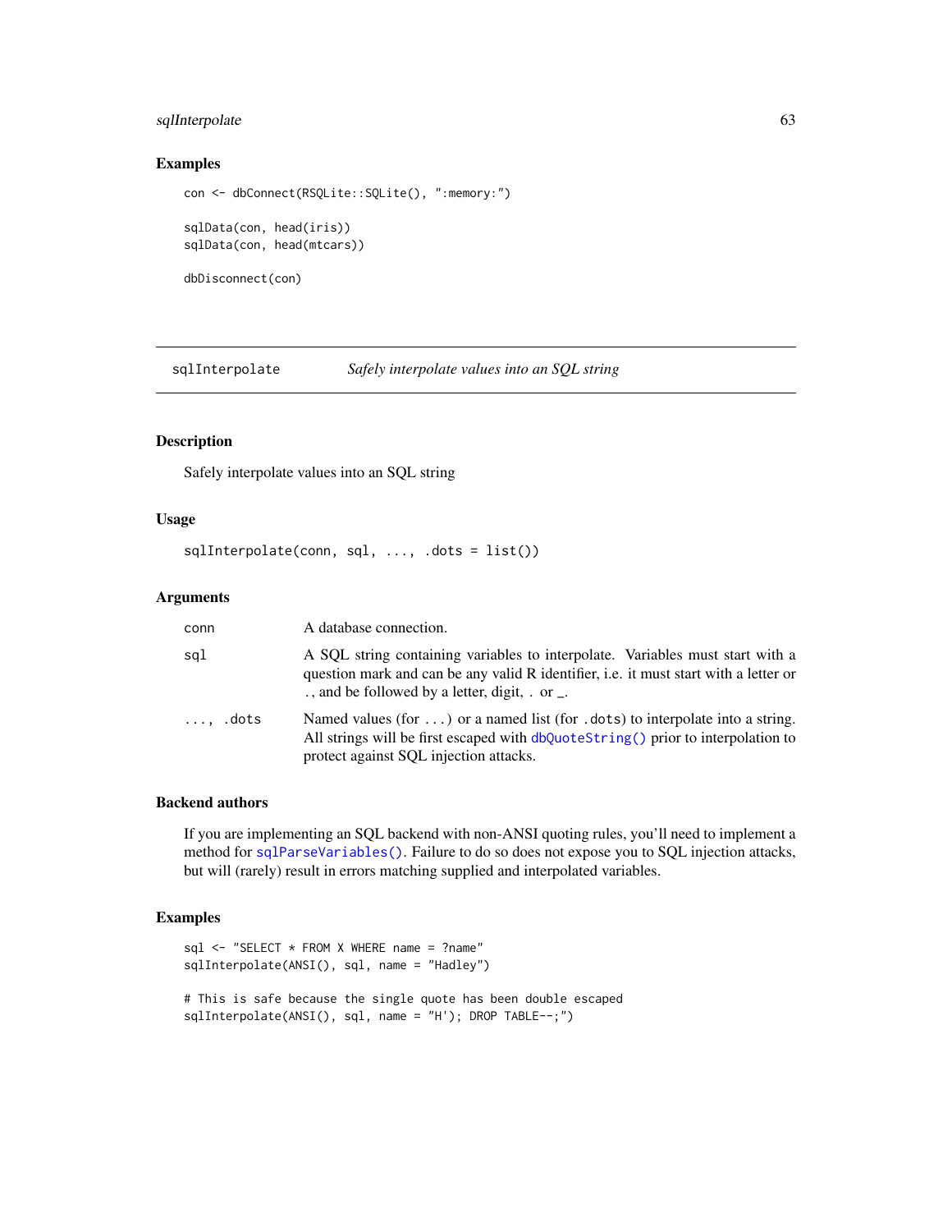## Examples

```
con <- dbConnect(RSQLite::SQLite(), ":memory:")

sqlData(con, head(iris))
sqlData(con, head(mtcars))

dbDisconnect(con)
```

---

# sqlInterpolate — *Safely interpolate values into an SQL string*

---

## Description

Safely interpolate values into an SQL string

## Usage

```
sqlInterpolate(conn, sql, ..., .dots = list())
```

## Arguments

| | |
|---|---|
| `conn` | A database connection. |
| `sql` | A SQL string containing variables to interpolate. Variables must start with a question mark and can be any valid R identifier, i.e. it must start with a letter or ., and be followed by a letter, digit, . or _. |
| `..., .dots` | Named values (for `...`) or a named list (for `.dots`) to interpolate into a string. All strings will be first escaped with `dbQuoteString()` prior to interpolation to protect against SQL injection attacks. |

## Backend authors

If you are implementing an SQL backend with non-ANSI quoting rules, you'll need to implement a method for `sqlParseVariables()`. Failure to do so does not expose you to SQL injection attacks, but will (rarely) result in errors matching supplied and interpolated variables.

## Examples

```
sql <- "SELECT * FROM X WHERE name = ?name"
sqlInterpolate(ANSI(), sql, name = "Hadley")

# This is safe because the single quote has been double escaped
sqlInterpolate(ANSI(), sql, name = "H'); DROP TABLE--;")
```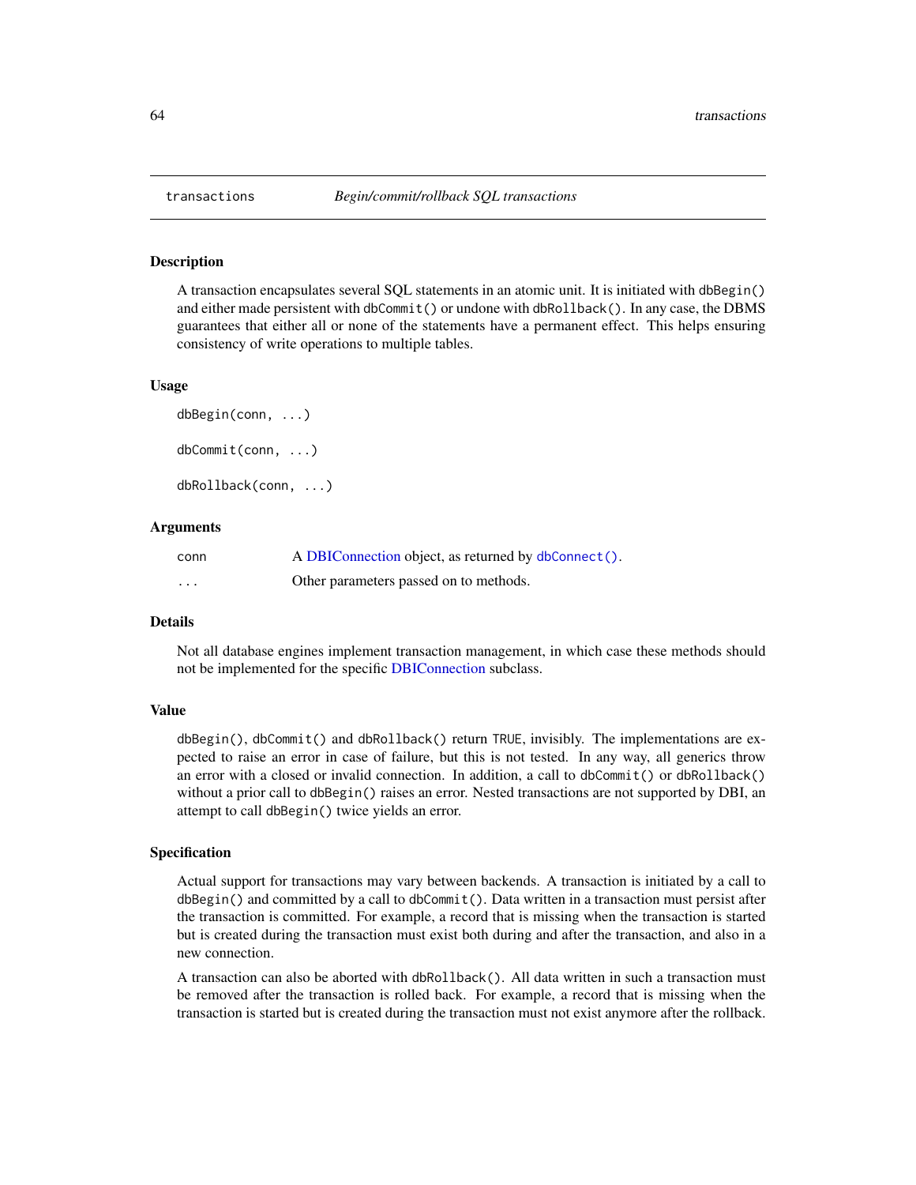## transactions — *Begin/commit/rollback SQL transactions*

### Description

A transaction encapsulates several SQL statements in an atomic unit. It is initiated with `dbBegin()` and either made persistent with `dbCommit()` or undone with `dbRollback()`. In any case, the DBMS guarantees that either all or none of the statements have a permanent effect. This helps ensuring consistency of write operations to multiple tables.

### Usage

```
dbBegin(conn, ...)

dbCommit(conn, ...)

dbRollback(conn, ...)
```

### Arguments

| | |
|---|---|
| `conn` | A DBIConnection object, as returned by `dbConnect()`. |
| `...` | Other parameters passed on to methods. |

### Details

Not all database engines implement transaction management, in which case these methods should not be implemented for the specific DBIConnection subclass.

### Value

`dbBegin()`, `dbCommit()` and `dbRollback()` return `TRUE`, invisibly. The implementations are expected to raise an error in case of failure, but this is not tested. In any way, all generics throw an error with a closed or invalid connection. In addition, a call to `dbCommit()` or `dbRollback()` without a prior call to `dbBegin()` raises an error. Nested transactions are not supported by DBI, an attempt to call `dbBegin()` twice yields an error.

### Specification

Actual support for transactions may vary between backends. A transaction is initiated by a call to `dbBegin()` and committed by a call to `dbCommit()`. Data written in a transaction must persist after the transaction is committed. For example, a record that is missing when the transaction is started but is created during the transaction must exist both during and after the transaction, and also in a new connection.

A transaction can also be aborted with `dbRollback()`. All data written in such a transaction must be removed after the transaction is rolled back. For example, a record that is missing when the transaction is started but is created during the transaction must not exist anymore after the rollback.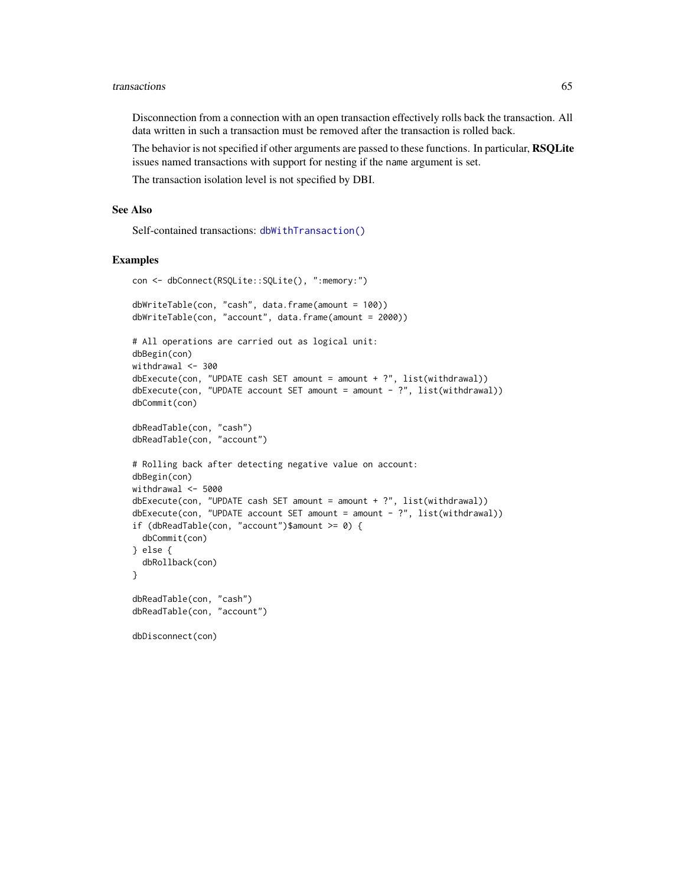Disconnection from a connection with an open transaction effectively rolls back the transaction. All data written in such a transaction must be removed after the transaction is rolled back.

The behavior is not specified if other arguments are passed to these functions. In particular, **RSQLite** issues named transactions with support for nesting if the `name` argument is set.

The transaction isolation level is not specified by DBI.

## See Also

Self-contained transactions: `dbWithTransaction()`

## Examples

```
con <- dbConnect(RSQLite::SQLite(), ":memory:")

dbWriteTable(con, "cash", data.frame(amount = 100))
dbWriteTable(con, "account", data.frame(amount = 2000))

# All operations are carried out as logical unit:
dbBegin(con)
withdrawal <- 300
dbExecute(con, "UPDATE cash SET amount = amount + ?", list(withdrawal))
dbExecute(con, "UPDATE account SET amount = amount - ?", list(withdrawal))
dbCommit(con)

dbReadTable(con, "cash")
dbReadTable(con, "account")

# Rolling back after detecting negative value on account:
dbBegin(con)
withdrawal <- 5000
dbExecute(con, "UPDATE cash SET amount = amount + ?", list(withdrawal))
dbExecute(con, "UPDATE account SET amount = amount - ?", list(withdrawal))
if (dbReadTable(con, "account")$amount >= 0) {
  dbCommit(con)
} else {
  dbRollback(con)
}

dbReadTable(con, "cash")
dbReadTable(con, "account")

dbDisconnect(con)
```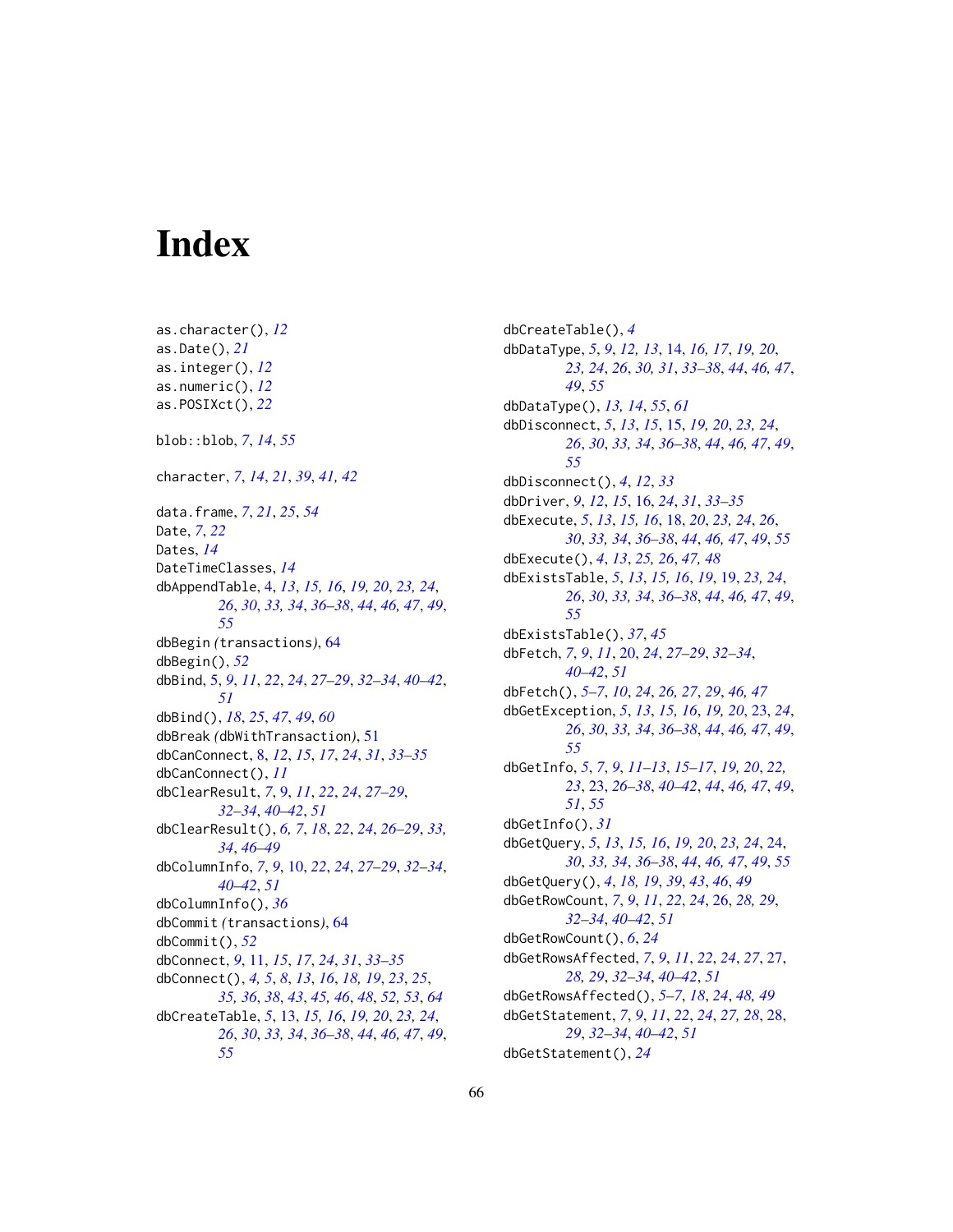# Index

as.character(), *12*
as.Date(), *21*
as.integer(), *12*
as.numeric(), *12*
as.POSIXct(), *22*

blob::blob, *7*, *14*, *55*

character, *7*, *14*, *21*, *39*, *41, 42*

data.frame, *7*, *21*, *25*, *54*
Date, *7*, *22*
Dates, *14*
DateTimeClasses, *14*
dbAppendTable, 4, *13*, *15, 16*, *19, 20*, *23, 24*, *26*, *30*, *33, 34*, *36–38*, *44*, *46, 47*, *49*, *55*
dbBegin *(transactions)*, 64
dbBegin(), *52*
dbBind, *5*, *9*, *11*, *22*, *24*, *27–29*, *32–34*, *40–42*, *51*
dbBind(), *18*, *25*, *47*, *49*, *60*
dbBreak *(dbWithTransaction)*, 51
dbCanConnect, 8, *12*, *15*, *17*, *24*, *31*, *33–35*
dbCanConnect(), *11*
dbClearResult, *7*, 9, *11*, *22*, *24*, *27–29*, *32–34*, *40–42*, *51*
dbClearResult(), *6, 7*, *18*, *22*, *24*, *26–29*, *33, 34*, *46–49*
dbColumnInfo, *7*, *9*, 10, *22*, *24*, *27–29*, *32–34*, *40–42*, *51*
dbColumnInfo(), *36*
dbCommit *(transactions)*, 64
dbCommit(), *52*
dbConnect, *9*, 11, *15*, *17*, *24*, *31*, *33–35*
dbConnect(), *4, 5*, *8*, *13*, *16*, *18, 19*, *23*, *25*, *35, 36*, *38*, *43*, *45, 46*, *48*, *52, 53*, *64*
dbCreateTable, *5*, 13, *15, 16*, *19, 20*, *23, 24*, *26*, *30*, *33, 34*, *36–38*, *44*, *46, 47*, *49*, *55*
dbCreateTable(), *4*
dbDataType, *5*, *9*, *12, 13*, 14, *16, 17*, *19, 20*, *23, 24*, *26*, *30, 31*, *33–38*, *44*, *46, 47*, *49*, *55*
dbDataType(), *13, 14*, *55*, *61*
dbDisconnect, *5*, *13*, *15*, 15, *19, 20*, *23, 24*, *26*, *30*, *33, 34*, *36–38*, *44*, *46, 47*, *49*, *55*
dbDisconnect(), *4*, *12*, *33*
dbDriver, *9*, *12*, *15*, 16, *24*, *31*, *33–35*
dbExecute, *5*, *13*, *15, 16*, 18, *20*, *23, 24*, *26*, *30*, *33, 34*, *36–38*, *44*, *46, 47*, *49*, *55*
dbExecute(), *4*, *13*, *25, 26*, *47, 48*
dbExistsTable, *5*, *13*, *15, 16*, *19*, 19, *23, 24*, *26*, *30*, *33, 34*, *36–38*, *44*, *46, 47*, *49*, *55*
dbExistsTable(), *37*, *45*
dbFetch, *7*, *9*, *11*, 20, *24*, *27–29*, *32–34*, *40–42*, *51*
dbFetch(), *5–7*, *10*, *24*, *26, 27*, *29*, *46, 47*
dbGetException, *5*, *13*, *15, 16*, *19, 20*, 23, *24*, *26*, *30*, *33, 34*, *36–38*, *44*, *46, 47*, *49*, *55*
dbGetInfo, *5*, *7*, *9*, *11–13*, *15–17*, *19, 20*, *22, 23*, 23, *26–38*, *40–42*, *44*, *46, 47*, *49*, *51*, *55*
dbGetInfo(), *31*
dbGetQuery, *5*, *13*, *15, 16*, *19, 20*, *23, 24*, 24, *30*, *33, 34*, *36–38*, *44*, *46, 47*, *49*, *55*
dbGetQuery(), *4*, *18, 19*, *39*, *43*, *46*, *49*
dbGetRowCount, *7*, *9*, *11*, *22*, *24*, 26, *28, 29*, *32–34*, *40–42*, *51*
dbGetRowCount(), *6*, *24*
dbGetRowsAffected, *7*, *9*, *11*, *22*, *24*, *27*, 27, *28, 29*, *32–34*, *40–42*, *51*
dbGetRowsAffected(), *5–7*, *18*, *24*, *48, 49*
dbGetStatement, *7*, *9*, *11*, *22*, *24*, *27, 28*, 28, *29*, *32–34*, *40–42*, *51*
dbGetStatement(), *24*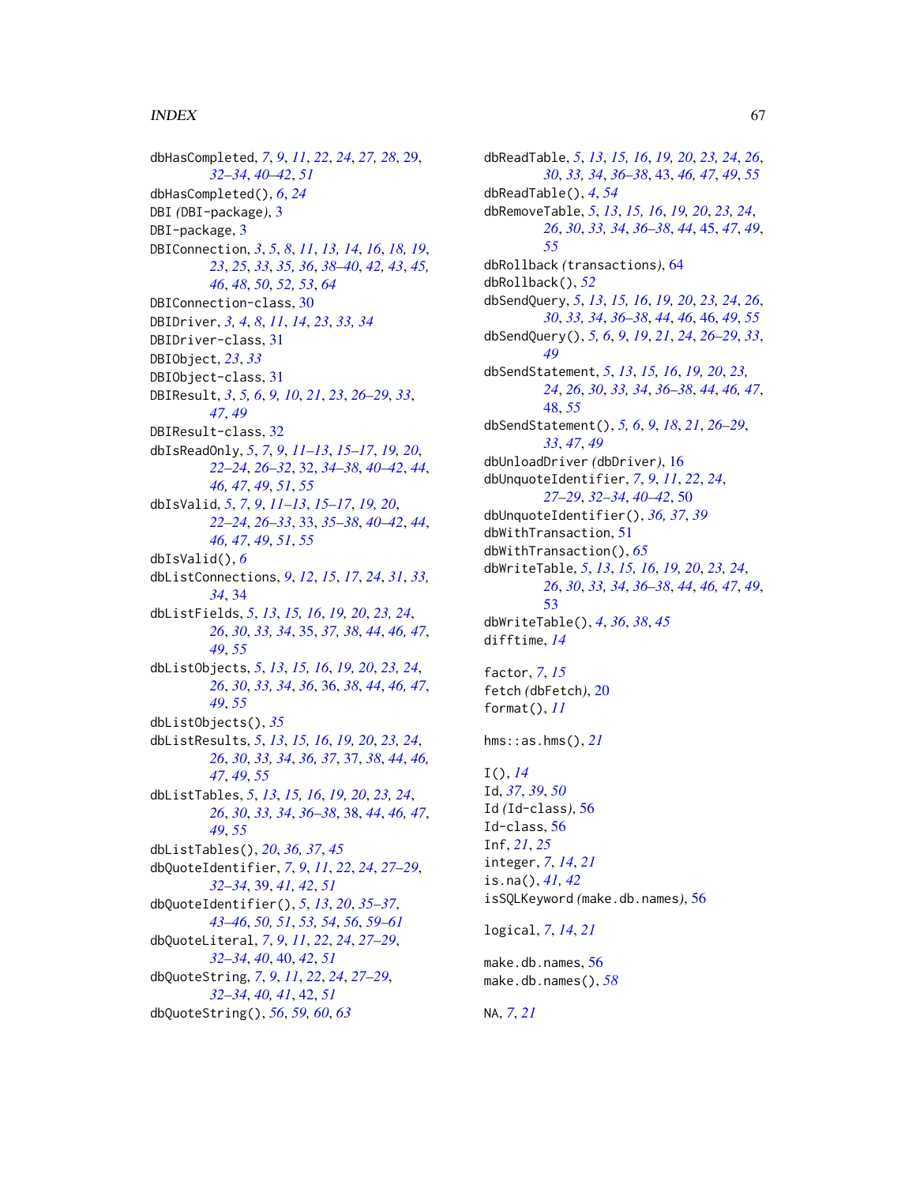dbHasCompleted, *7*, *9*, *11*, *22*, *24*, *27, 28*, 29, *32–34*, *40–42*, *51*
dbHasCompleted(), *6*, *24*
DBI *(*DBI-package*)*, 3
DBI-package, 3
DBIConnection, *3*, *5*, *8*, *11*, *13, 14*, *16*, *18, 19*, *23*, *25*, *33*, *35, 36*, *38–40*, *42, 43*, *45, 46*, *48*, *50*, *52, 53*, *64*
DBIConnection-class, 30
DBIDriver, *3, 4*, *8*, *11*, *14*, *23*, *33, 34*
DBIDriver-class, 31
DBIObject, *23*, *33*
DBIObject-class, 31
DBIResult, *3*, *5, 6*, *9, 10*, *21*, *23*, *26–29*, *33*, *47*, *49*
DBIResult-class, 32
dbIsReadOnly, *5*, *7*, *9*, *11–13*, *15–17*, *19, 20*, *22–24*, *26–32*, 32, *34–38*, *40–42*, *44*, *46, 47*, *49*, *51*, *55*
dbIsValid, *5*, *7*, *9*, *11–13*, *15–17*, *19, 20*, *22–24*, *26–33*, 33, *35–38*, *40–42*, *44*, *46, 47*, *49*, *51*, *55*
dbIsValid(), *6*
dbListConnections, *9*, *12*, *15*, *17*, *24*, *31*, *33, 34*, 34
dbListFields, *5*, *13*, *15, 16*, *19, 20*, *23, 24*, *26*, *30*, *33, 34*, 35, *37, 38*, *44*, *46, 47*, *49*, *55*
dbListObjects, *5*, *13*, *15, 16*, *19, 20*, *23, 24*, *26*, *30*, *33, 34*, *36*, 36, *38*, *44*, *46, 47*, *49*, *55*
dbListObjects(), *35*
dbListResults, *5*, *13*, *15, 16*, *19, 20*, *23, 24*, *26*, *30*, *33, 34*, *36, 37*, 37, *38*, *44*, *46, 47*, *49*, *55*
dbListTables, *5*, *13*, *15, 16*, *19, 20*, *23, 24*, *26*, *30*, *33, 34*, *36–38*, 38, *44*, *46, 47*, *49*, *55*
dbListTables(), *20*, *36, 37*, *45*
dbQuoteIdentifier, *7*, *9*, *11*, *22*, *24*, *27–29*, *32–34*, 39, *41, 42*, *51*
dbQuoteIdentifier(), *5*, *13*, *20*, *35–37*, *43–46*, *50, 51*, *53, 54*, *56*, *59–61*
dbQuoteLiteral, *7*, *9*, *11*, *22*, *24*, *27–29*, *32–34*, *40*, 40, *42*, *51*
dbQuoteString, *7*, *9*, *11*, *22*, *24*, *27–29*, *32–34*, *40, 41*, 42, *51*
dbQuoteString(), *56*, *59, 60*, *63*
dbReadTable, *5*, *13*, *15, 16*, *19, 20*, *23, 24*, *26*, *30*, *33, 34*, *36–38*, 43, *46, 47*, *49*, *55*
dbReadTable(), *4*, *54*
dbRemoveTable, *5*, *13*, *15, 16*, *19, 20*, *23, 24*, *26*, *30*, *33, 34*, *36–38*, *44*, 45, *47*, *49*, *55*
dbRollback *(*transactions*)*, 64
dbRollback(), *52*
dbSendQuery, *5*, *13*, *15, 16*, *19, 20*, *23, 24*, *26*, *30*, *33, 34*, *36–38*, *44*, *46*, 46, *49*, *55*
dbSendQuery(), *5, 6*, *9*, *19*, *21*, *24*, *26–29*, *33*, *49*
dbSendStatement, *5*, *13*, *15, 16*, *19, 20*, *23, 24*, *26*, *30*, *33, 34*, *36–38*, *44*, *46, 47*, 48, *55*
dbSendStatement(), *5, 6*, *9*, *18*, *21*, *26–29*, *33*, *47*, *49*
dbUnloadDriver *(*dbDriver*)*, 16
dbUnquoteIdentifier, *7*, *9*, *11*, *22*, *24*, *27–29*, *32–34*, *40–42*, 50
dbUnquoteIdentifier(), *36, 37*, *39*
dbWithTransaction, 51
dbWithTransaction(), *65*
dbWriteTable, *5*, *13*, *15, 16*, *19, 20*, *23, 24*, *26*, *30*, *33, 34*, *36–38*, *44*, *46, 47*, *49*, 53
dbWriteTable(), *4*, *36*, *38*, *45*
difftime, *14*

factor, *7*, *15*
fetch *(*dbFetch*)*, 20
format(), *11*

hms::as.hms(), *21*

I(), *14*
Id, *37*, *39*, *50*
Id *(*Id-class*)*, 56
Id-class, 56
Inf, *21*, *25*
integer, *7*, *14*, *21*
is.na(), *41, 42*
isSQLKeyword *(*make.db.names*)*, 56

logical, *7*, *14*, *21*

make.db.names, 56
make.db.names(), *58*

NA, *7*, *21*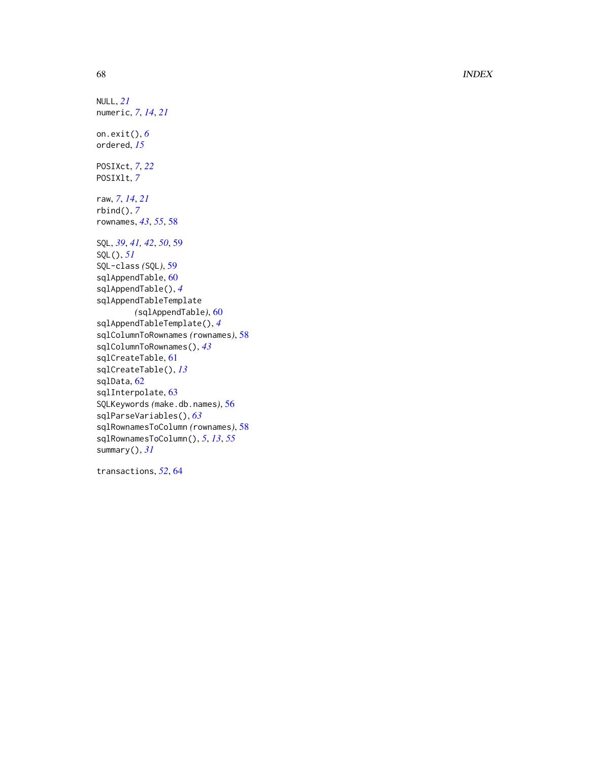NULL, *21*
numeric, *7*, *14*, *21*

on.exit(), *6*
ordered, *15*

POSIXct, *7*, *22*
POSIXlt, *7*

raw, *7*, *14*, *21*
rbind(), *7*
rownames, *43*, *55*, 58

SQL, *39*, *41, 42*, *50*, 59
SQL(), *51*
SQL-class *(*SQL*)*, 59
sqlAppendTable, 60
sqlAppendTable(), *4*
sqlAppendTableTemplate
*(*sqlAppendTable*)*, 60
sqlAppendTableTemplate(), *4*
sqlColumnToRownames *(*rownames*)*, 58
sqlColumnToRownames(), *43*
sqlCreateTable, 61
sqlCreateTable(), *13*
sqlData, 62
sqlInterpolate, 63
SQLKeywords *(*make.db.names*)*, 56
sqlParseVariables(), *63*
sqlRownamesToColumn *(*rownames*)*, 58
sqlRownamesToColumn(), *5*, *13*, *55*
summary(), *31*

transactions, *52*, 64